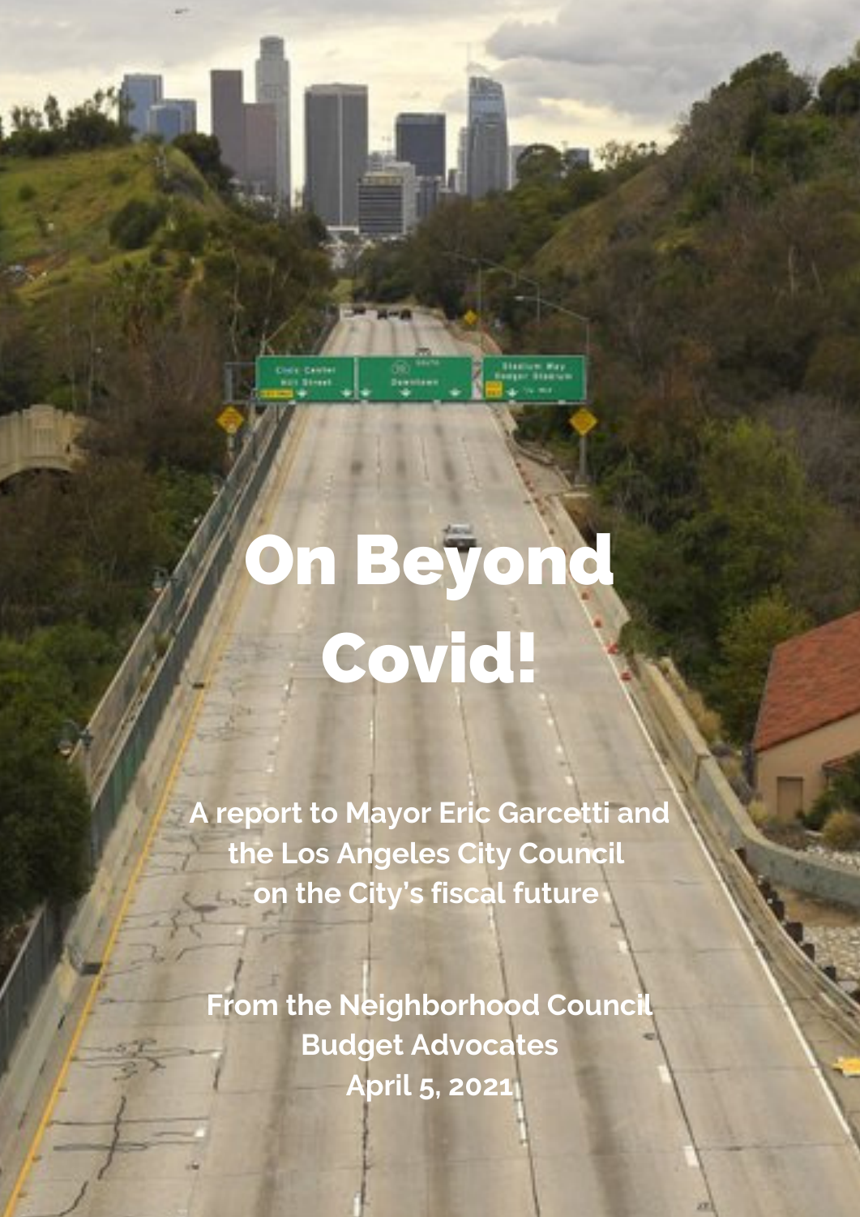# On Beyond Covid!

**A report to Mayor Eric Garcetti and the Los Angeles City Council on the City's fiscal future**

**From the Neighborhood Council Budget Advocates**
**April 5, 2021**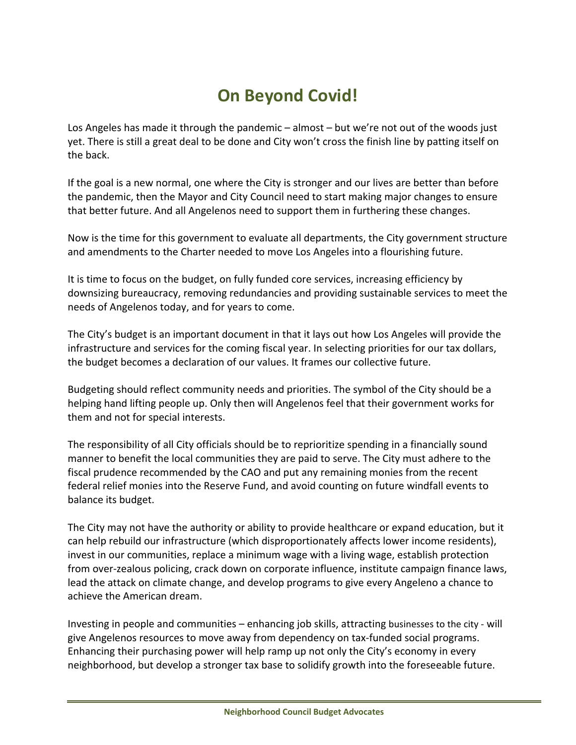# On Beyond Covid!

Los Angeles has made it through the pandemic – almost – but we're not out of the woods just yet. There is still a great deal to be done and City won't cross the finish line by patting itself on the back.

If the goal is a new normal, one where the City is stronger and our lives are better than before the pandemic, then the Mayor and City Council need to start making major changes to ensure that better future. And all Angelenos need to support them in furthering these changes.

Now is the time for this government to evaluate all departments, the City government structure and amendments to the Charter needed to move Los Angeles into a flourishing future.

It is time to focus on the budget, on fully funded core services, increasing efficiency by downsizing bureaucracy, removing redundancies and providing sustainable services to meet the needs of Angelenos today, and for years to come.

The City's budget is an important document in that it lays out how Los Angeles will provide the infrastructure and services for the coming fiscal year. In selecting priorities for our tax dollars, the budget becomes a declaration of our values. It frames our collective future.

Budgeting should reflect community needs and priorities. The symbol of the City should be a helping hand lifting people up. Only then will Angelenos feel that their government works for them and not for special interests.

The responsibility of all City officials should be to reprioritize spending in a financially sound manner to benefit the local communities they are paid to serve. The City must adhere to the fiscal prudence recommended by the CAO and put any remaining monies from the recent federal relief monies into the Reserve Fund, and avoid counting on future windfall events to balance its budget.

The City may not have the authority or ability to provide healthcare or expand education, but it can help rebuild our infrastructure (which disproportionately affects lower income residents), invest in our communities, replace a minimum wage with a living wage, establish protection from over-zealous policing, crack down on corporate influence, institute campaign finance laws, lead the attack on climate change, and develop programs to give every Angeleno a chance to achieve the American dream.

Investing in people and communities – enhancing job skills, attracting businesses to the city - will give Angelenos resources to move away from dependency on tax-funded social programs. Enhancing their purchasing power will help ramp up not only the City's economy in every neighborhood, but develop a stronger tax base to solidify growth into the foreseeable future.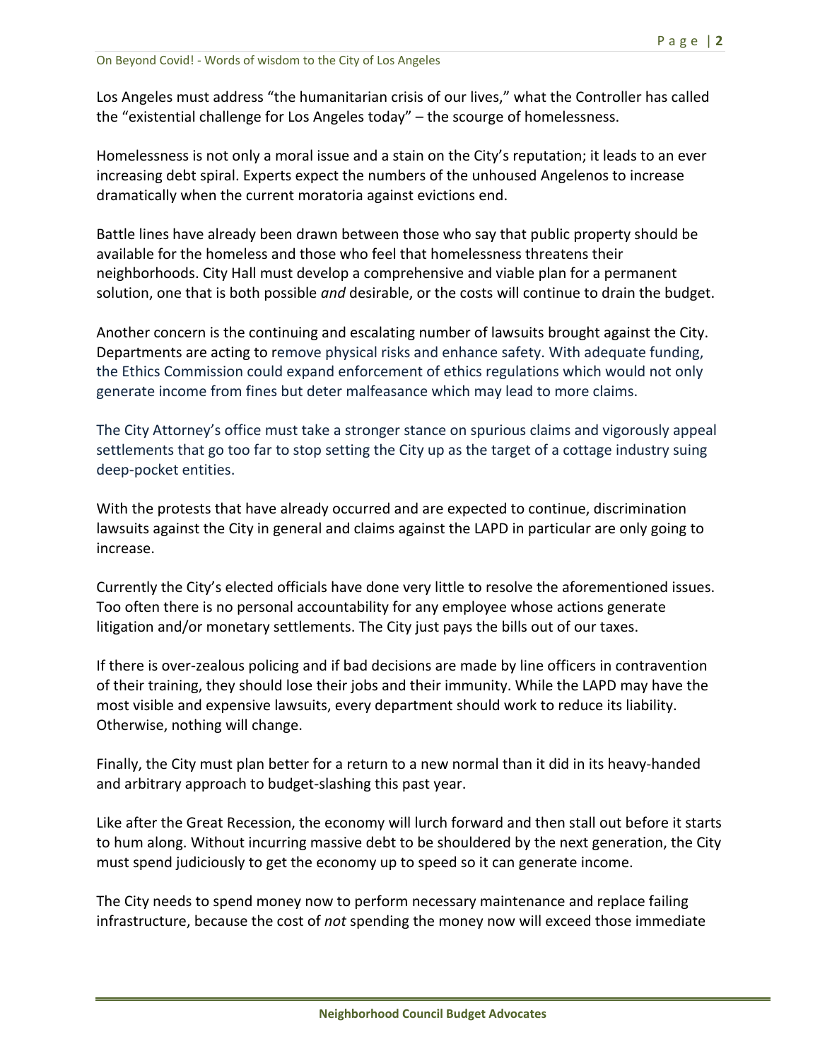Los Angeles must address "the humanitarian crisis of our lives," what the Controller has called the "existential challenge for Los Angeles today" – the scourge of homelessness.

Homelessness is not only a moral issue and a stain on the City's reputation; it leads to an ever increasing debt spiral. Experts expect the numbers of the unhoused Angelenos to increase dramatically when the current moratoria against evictions end.

Battle lines have already been drawn between those who say that public property should be available for the homeless and those who feel that homelessness threatens their neighborhoods. City Hall must develop a comprehensive and viable plan for a permanent solution, one that is both possible *and* desirable, or the costs will continue to drain the budget.

Another concern is the continuing and escalating number of lawsuits brought against the City. Departments are acting to remove physical risks and enhance safety. With adequate funding, the Ethics Commission could expand enforcement of ethics regulations which would not only generate income from fines but deter malfeasance which may lead to more claims.

The City Attorney's office must take a stronger stance on spurious claims and vigorously appeal settlements that go too far to stop setting the City up as the target of a cottage industry suing deep-pocket entities.

With the protests that have already occurred and are expected to continue, discrimination lawsuits against the City in general and claims against the LAPD in particular are only going to increase.

Currently the City's elected officials have done very little to resolve the aforementioned issues. Too often there is no personal accountability for any employee whose actions generate litigation and/or monetary settlements. The City just pays the bills out of our taxes.

If there is over-zealous policing and if bad decisions are made by line officers in contravention of their training, they should lose their jobs and their immunity. While the LAPD may have the most visible and expensive lawsuits, every department should work to reduce its liability. Otherwise, nothing will change.

Finally, the City must plan better for a return to a new normal than it did in its heavy-handed and arbitrary approach to budget-slashing this past year.

Like after the Great Recession, the economy will lurch forward and then stall out before it starts to hum along. Without incurring massive debt to be shouldered by the next generation, the City must spend judiciously to get the economy up to speed so it can generate income.

The City needs to spend money now to perform necessary maintenance and replace failing infrastructure, because the cost of *not* spending the money now will exceed those immediate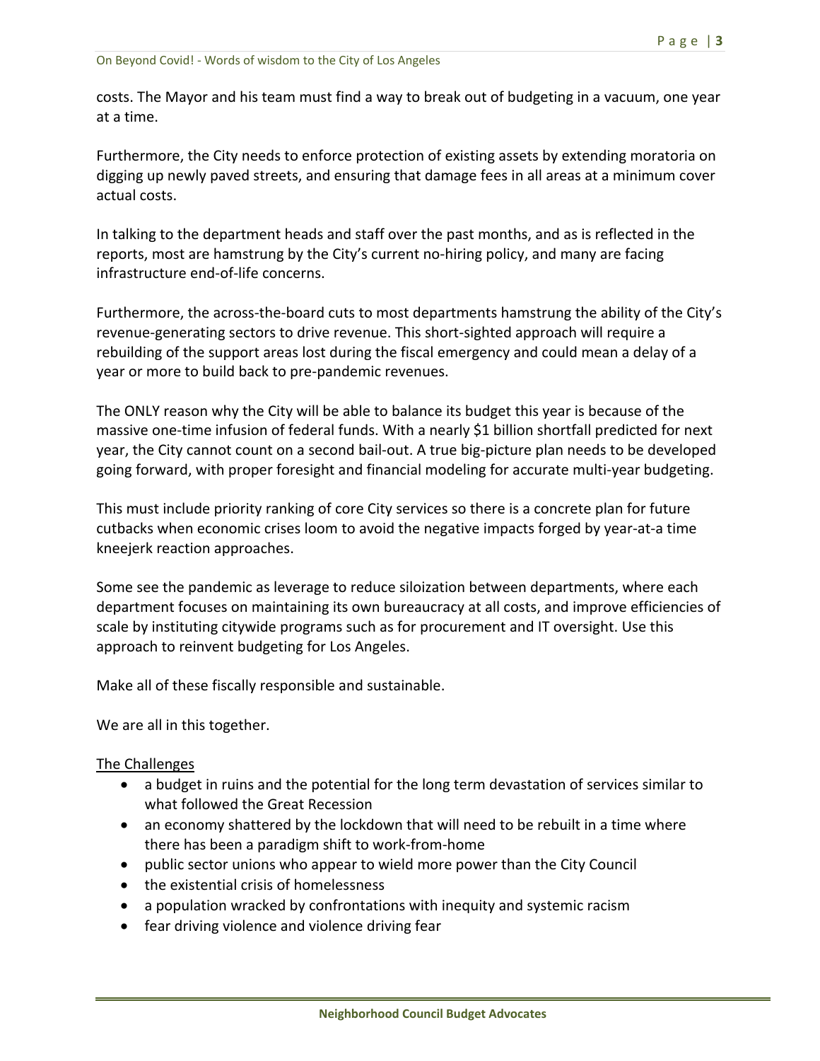costs. The Mayor and his team must find a way to break out of budgeting in a vacuum, one year at a time.

Furthermore, the City needs to enforce protection of existing assets by extending moratoria on digging up newly paved streets, and ensuring that damage fees in all areas at a minimum cover actual costs.

In talking to the department heads and staff over the past months, and as is reflected in the reports, most are hamstrung by the City's current no-hiring policy, and many are facing infrastructure end-of-life concerns.

Furthermore, the across-the-board cuts to most departments hamstrung the ability of the City's revenue-generating sectors to drive revenue. This short-sighted approach will require a rebuilding of the support areas lost during the fiscal emergency and could mean a delay of a year or more to build back to pre-pandemic revenues.

The ONLY reason why the City will be able to balance its budget this year is because of the massive one-time infusion of federal funds. With a nearly $1 billion shortfall predicted for next year, the City cannot count on a second bail-out. A true big-picture plan needs to be developed going forward, with proper foresight and financial modeling for accurate multi-year budgeting.

This must include priority ranking of core City services so there is a concrete plan for future cutbacks when economic crises loom to avoid the negative impacts forged by year-at-a time kneejerk reaction approaches.

Some see the pandemic as leverage to reduce siloization between departments, where each department focuses on maintaining its own bureaucracy at all costs, and improve efficiencies of scale by instituting citywide programs such as for procurement and IT oversight. Use this approach to reinvent budgeting for Los Angeles.

Make all of these fiscally responsible and sustainable.

We are all in this together.

<u>The Challenges</u>

- a budget in ruins and the potential for the long term devastation of services similar to what followed the Great Recession
- an economy shattered by the lockdown that will need to be rebuilt in a time where there has been a paradigm shift to work-from-home
- public sector unions who appear to wield more power than the City Council
- the existential crisis of homelessness
- a population wracked by confrontations with inequity and systemic racism
- fear driving violence and violence driving fear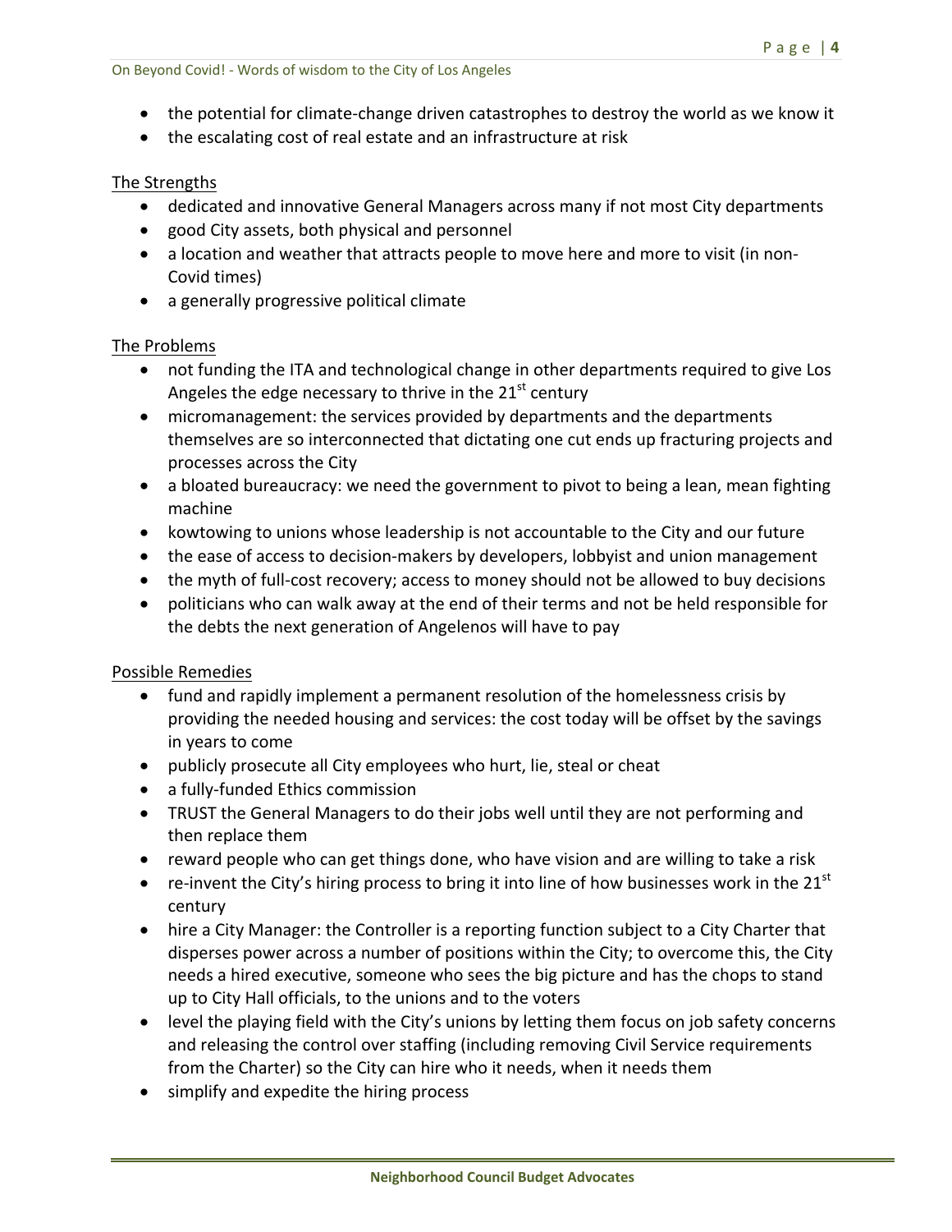- the potential for climate-change driven catastrophes to destroy the world as we know it
- the escalating cost of real estate and an infrastructure at risk

The Strengths

- dedicated and innovative General Managers across many if not most City departments
- good City assets, both physical and personnel
- a location and weather that attracts people to move here and more to visit (in non-Covid times)
- a generally progressive political climate

The Problems

- not funding the ITA and technological change in other departments required to give Los Angeles the edge necessary to thrive in the 21st century
- micromanagement: the services provided by departments and the departments themselves are so interconnected that dictating one cut ends up fracturing projects and processes across the City
- a bloated bureaucracy: we need the government to pivot to being a lean, mean fighting machine
- kowtowing to unions whose leadership is not accountable to the City and our future
- the ease of access to decision-makers by developers, lobbyist and union management
- the myth of full-cost recovery; access to money should not be allowed to buy decisions
- politicians who can walk away at the end of their terms and not be held responsible for the debts the next generation of Angelenos will have to pay

Possible Remedies

- fund and rapidly implement a permanent resolution of the homelessness crisis by providing the needed housing and services: the cost today will be offset by the savings in years to come
- publicly prosecute all City employees who hurt, lie, steal or cheat
- a fully-funded Ethics commission
- TRUST the General Managers to do their jobs well until they are not performing and then replace them
- reward people who can get things done, who have vision and are willing to take a risk
- re-invent the City's hiring process to bring it into line of how businesses work in the 21st century
- hire a City Manager: the Controller is a reporting function subject to a City Charter that disperses power across a number of positions within the City; to overcome this, the City needs a hired executive, someone who sees the big picture and has the chops to stand up to City Hall officials, to the unions and to the voters
- level the playing field with the City's unions by letting them focus on job safety concerns and releasing the control over staffing (including removing Civil Service requirements from the Charter) so the City can hire who it needs, when it needs them
- simplify and expedite the hiring process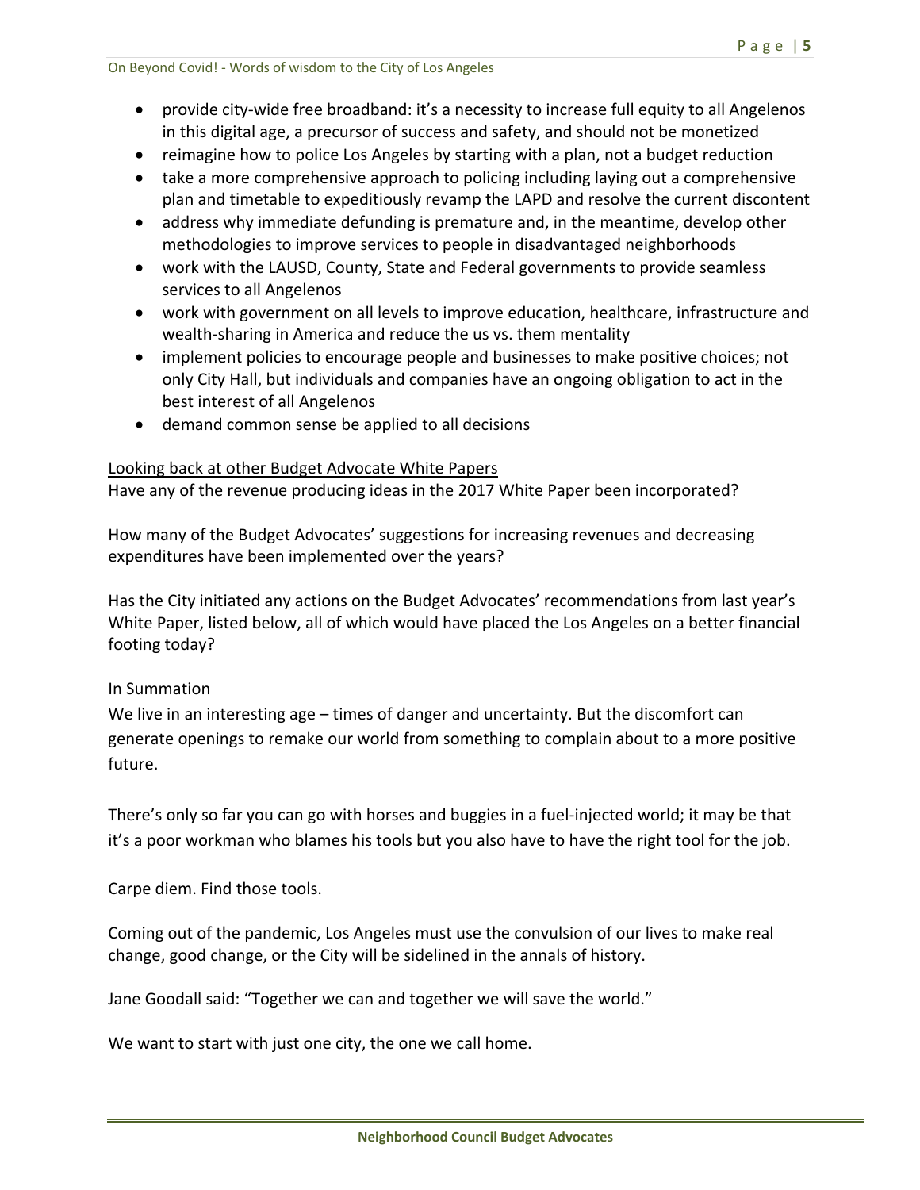- provide city-wide free broadband: it's a necessity to increase full equity to all Angelenos in this digital age, a precursor of success and safety, and should not be monetized
- reimagine how to police Los Angeles by starting with a plan, not a budget reduction
- take a more comprehensive approach to policing including laying out a comprehensive plan and timetable to expeditiously revamp the LAPD and resolve the current discontent
- address why immediate defunding is premature and, in the meantime, develop other methodologies to improve services to people in disadvantaged neighborhoods
- work with the LAUSD, County, State and Federal governments to provide seamless services to all Angelenos
- work with government on all levels to improve education, healthcare, infrastructure and wealth-sharing in America and reduce the us vs. them mentality
- implement policies to encourage people and businesses to make positive choices; not only City Hall, but individuals and companies have an ongoing obligation to act in the best interest of all Angelenos
- demand common sense be applied to all decisions

<u>Looking back at other Budget Advocate White Papers</u>

Have any of the revenue producing ideas in the 2017 White Paper been incorporated?

How many of the Budget Advocates' suggestions for increasing revenues and decreasing expenditures have been implemented over the years?

Has the City initiated any actions on the Budget Advocates' recommendations from last year's White Paper, listed below, all of which would have placed the Los Angeles on a better financial footing today?

<u>In Summation</u>

We live in an interesting age – times of danger and uncertainty. But the discomfort can generate openings to remake our world from something to complain about to a more positive future.

There's only so far you can go with horses and buggies in a fuel-injected world; it may be that it's a poor workman who blames his tools but you also have to have the right tool for the job.

Carpe diem. Find those tools.

Coming out of the pandemic, Los Angeles must use the convulsion of our lives to make real change, good change, or the City will be sidelined in the annals of history.

Jane Goodall said: "Together we can and together we will save the world."

We want to start with just one city, the one we call home.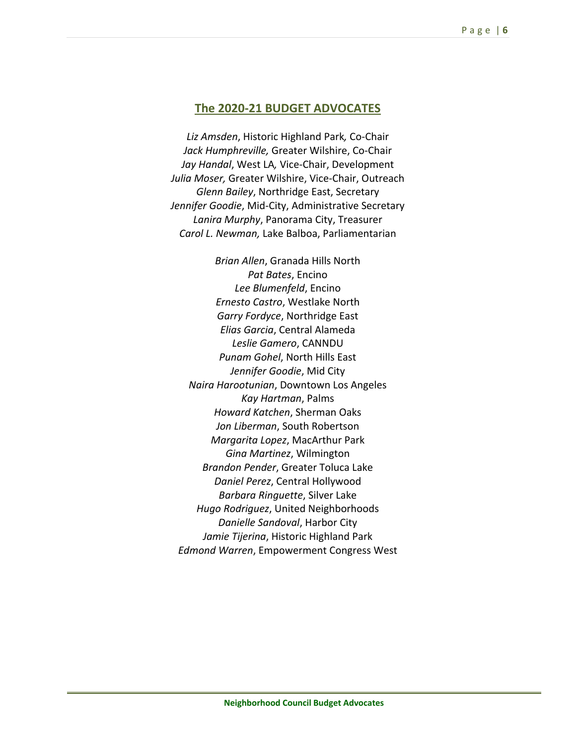## The 2020-21 BUDGET ADVOCATES

*Liz Amsden*, Historic Highland Park*,* Co-Chair
*Jack Humphreville,* Greater Wilshire, Co-Chair
*Jay Handal*, West LA*,* Vice-Chair, Development
*Julia Moser,* Greater Wilshire, Vice-Chair, Outreach
*Glenn Bailey*, Northridge East, Secretary
*Jennifer Goodie*, Mid-City, Administrative Secretary
*Lanira Murphy*, Panorama City, Treasurer
*Carol L. Newman,* Lake Balboa, Parliamentarian

*Brian Allen*, Granada Hills North
*Pat Bates*, Encino
*Lee Blumenfeld*, Encino
*Ernesto Castro*, Westlake North
*Garry Fordyce*, Northridge East
*Elias Garcia*, Central Alameda
*Leslie Gamero*, CANNDU
*Punam Gohel*, North Hills East
*Jennifer Goodie*, Mid City
*Naira Harootunian*, Downtown Los Angeles
*Kay Hartman*, Palms
*Howard Katchen*, Sherman Oaks
*Jon Liberman*, South Robertson
*Margarita Lopez*, MacArthur Park
*Gina Martinez*, Wilmington
*Brandon Pender*, Greater Toluca Lake
*Daniel Perez*, Central Hollywood
*Barbara Ringuette*, Silver Lake
*Hugo Rodriguez*, United Neighborhoods
*Danielle Sandoval*, Harbor City
*Jamie Tijerina*, Historic Highland Park
*Edmond Warren*, Empowerment Congress West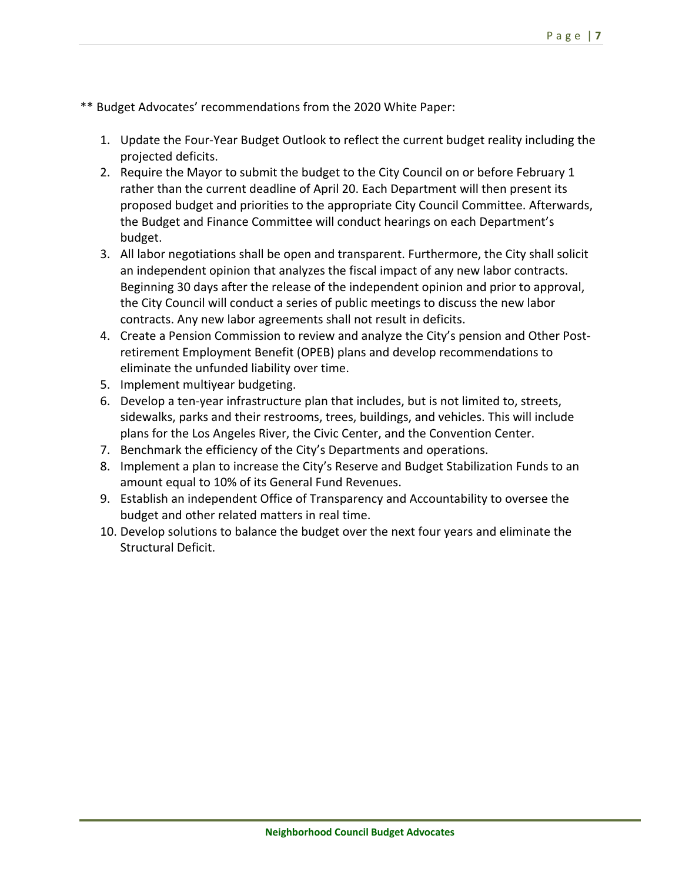** Budget Advocates' recommendations from the 2020 White Paper:

1. Update the Four-Year Budget Outlook to reflect the current budget reality including the projected deficits.
2. Require the Mayor to submit the budget to the City Council on or before February 1 rather than the current deadline of April 20. Each Department will then present its proposed budget and priorities to the appropriate City Council Committee. Afterwards, the Budget and Finance Committee will conduct hearings on each Department's budget.
3. All labor negotiations shall be open and transparent. Furthermore, the City shall solicit an independent opinion that analyzes the fiscal impact of any new labor contracts. Beginning 30 days after the release of the independent opinion and prior to approval, the City Council will conduct a series of public meetings to discuss the new labor contracts. Any new labor agreements shall not result in deficits.
4. Create a Pension Commission to review and analyze the City's pension and Other Post-retirement Employment Benefit (OPEB) plans and develop recommendations to eliminate the unfunded liability over time.
5. Implement multiyear budgeting.
6. Develop a ten-year infrastructure plan that includes, but is not limited to, streets, sidewalks, parks and their restrooms, trees, buildings, and vehicles. This will include plans for the Los Angeles River, the Civic Center, and the Convention Center.
7. Benchmark the efficiency of the City's Departments and operations.
8. Implement a plan to increase the City's Reserve and Budget Stabilization Funds to an amount equal to 10% of its General Fund Revenues.
9. Establish an independent Office of Transparency and Accountability to oversee the budget and other related matters in real time.
10. Develop solutions to balance the budget over the next four years and eliminate the Structural Deficit.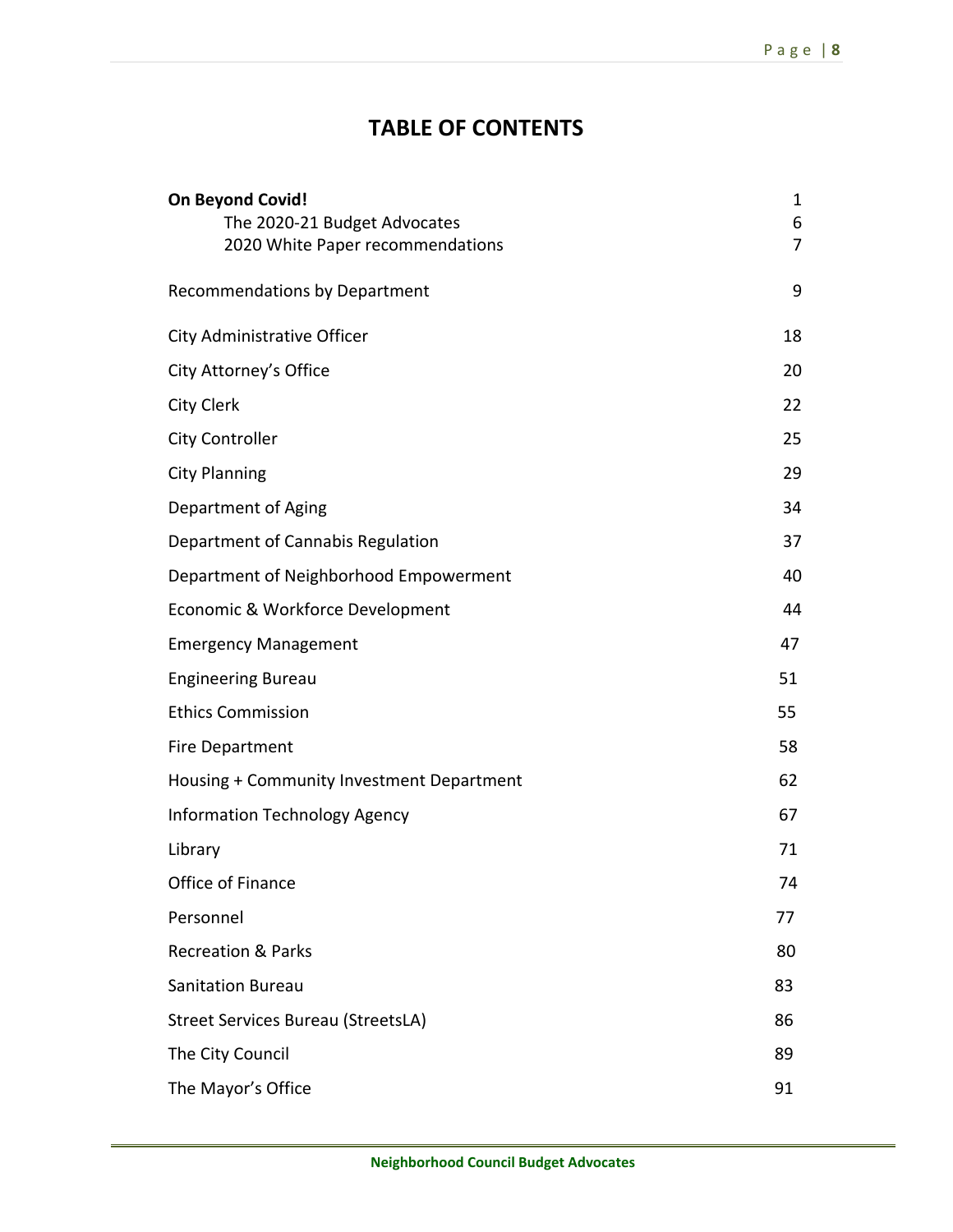# TABLE OF CONTENTS

| | |
|---|---|
| **On Beyond Covid!** | 1 |
| The 2020-21 Budget Advocates | 6 |
| 2020 White Paper recommendations | 7 |
| Recommendations by Department | 9 |
| City Administrative Officer | 18 |
| City Attorney's Office | 20 |
| City Clerk | 22 |
| City Controller | 25 |
| City Planning | 29 |
| Department of Aging | 34 |
| Department of Cannabis Regulation | 37 |
| Department of Neighborhood Empowerment | 40 |
| Economic & Workforce Development | 44 |
| Emergency Management | 47 |
| Engineering Bureau | 51 |
| Ethics Commission | 55 |
| Fire Department | 58 |
| Housing + Community Investment Department | 62 |
| Information Technology Agency | 67 |
| Library | 71 |
| Office of Finance | 74 |
| Personnel | 77 |
| Recreation & Parks | 80 |
| Sanitation Bureau | 83 |
| Street Services Bureau (StreetsLA) | 86 |
| The City Council | 89 |
| The Mayor's Office | 91 |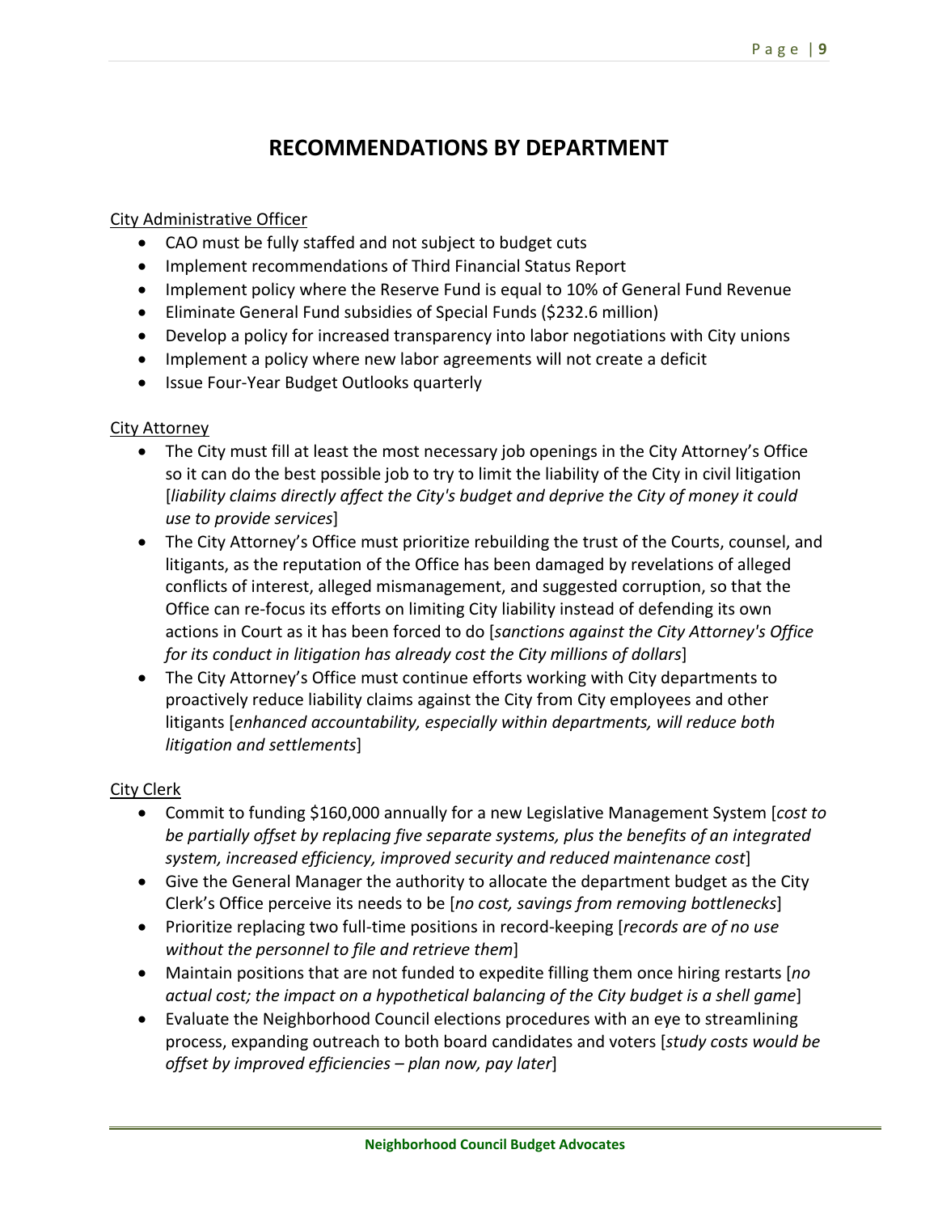# RECOMMENDATIONS BY DEPARTMENT

City Administrative Officer

- CAO must be fully staffed and not subject to budget cuts
- Implement recommendations of Third Financial Status Report
- Implement policy where the Reserve Fund is equal to 10% of General Fund Revenue
- Eliminate General Fund subsidies of Special Funds ($232.6 million)
- Develop a policy for increased transparency into labor negotiations with City unions
- Implement a policy where new labor agreements will not create a deficit
- Issue Four-Year Budget Outlooks quarterly

City Attorney

- The City must fill at least the most necessary job openings in the City Attorney's Office so it can do the best possible job to try to limit the liability of the City in civil litigation [*liability claims directly affect the City's budget and deprive the City of money it could use to provide services*]
- The City Attorney's Office must prioritize rebuilding the trust of the Courts, counsel, and litigants, as the reputation of the Office has been damaged by revelations of alleged conflicts of interest, alleged mismanagement, and suggested corruption, so that the Office can re-focus its efforts on limiting City liability instead of defending its own actions in Court as it has been forced to do [*sanctions against the City Attorney's Office for its conduct in litigation has already cost the City millions of dollars*]
- The City Attorney's Office must continue efforts working with City departments to proactively reduce liability claims against the City from City employees and other litigants [*enhanced accountability, especially within departments, will reduce both litigation and settlements*]

City Clerk

- Commit to funding $160,000 annually for a new Legislative Management System [*cost to be partially offset by replacing five separate systems, plus the benefits of an integrated system, increased efficiency, improved security and reduced maintenance cost*]
- Give the General Manager the authority to allocate the department budget as the City Clerk's Office perceive its needs to be [*no cost, savings from removing bottlenecks*]
- Prioritize replacing two full-time positions in record-keeping [*records are of no use without the personnel to file and retrieve them*]
- Maintain positions that are not funded to expedite filling them once hiring restarts [*no actual cost; the impact on a hypothetical balancing of the City budget is a shell game*]
- Evaluate the Neighborhood Council elections procedures with an eye to streamlining process, expanding outreach to both board candidates and voters [*study costs would be offset by improved efficiencies – plan now, pay later*]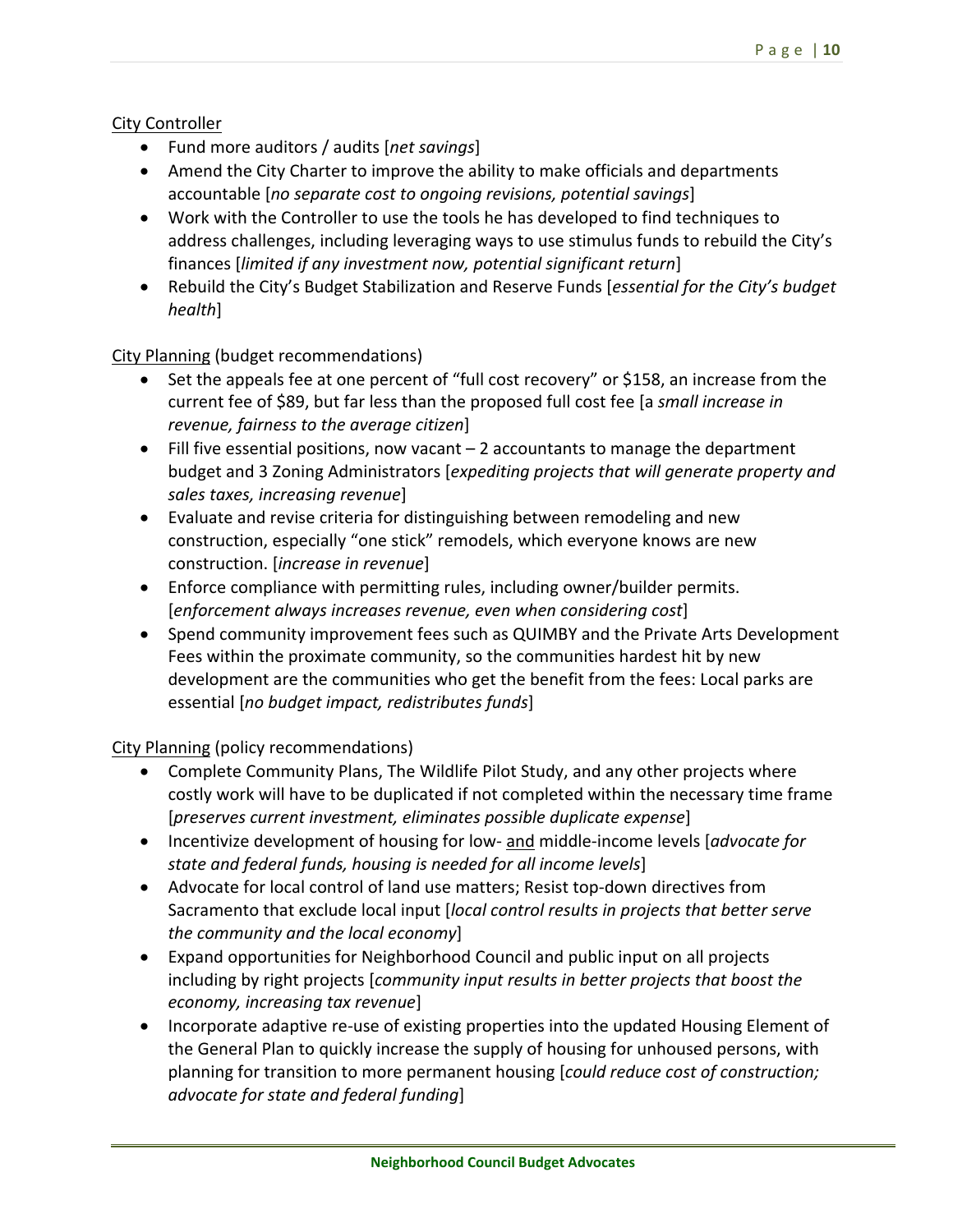<u>City Controller</u>

- Fund more auditors / audits [*net savings*]
- Amend the City Charter to improve the ability to make officials and departments accountable [*no separate cost to ongoing revisions, potential savings*]
- Work with the Controller to use the tools he has developed to find techniques to address challenges, including leveraging ways to use stimulus funds to rebuild the City's finances [*limited if any investment now, potential significant return*]
- Rebuild the City's Budget Stabilization and Reserve Funds [*essential for the City's budget health*]

<u>City Planning</u> (budget recommendations)

- Set the appeals fee at one percent of "full cost recovery" or $158, an increase from the current fee of $89, but far less than the proposed full cost fee [a *small increase in revenue, fairness to the average citizen*]
- Fill five essential positions, now vacant – 2 accountants to manage the department budget and 3 Zoning Administrators [*expediting projects that will generate property and sales taxes, increasing revenue*]
- Evaluate and revise criteria for distinguishing between remodeling and new construction, especially "one stick" remodels, which everyone knows are new construction. [*increase in revenue*]
- Enforce compliance with permitting rules, including owner/builder permits. [*enforcement always increases revenue, even when considering cost*]
- Spend community improvement fees such as QUIMBY and the Private Arts Development Fees within the proximate community, so the communities hardest hit by new development are the communities who get the benefit from the fees: Local parks are essential [*no budget impact, redistributes funds*]

<u>City Planning</u> (policy recommendations)

- Complete Community Plans, The Wildlife Pilot Study, and any other projects where costly work will have to be duplicated if not completed within the necessary time frame [*preserves current investment, eliminates possible duplicate expense*]
- Incentivize development of housing for low- <u>and</u> middle-income levels [*advocate for state and federal funds, housing is needed for all income levels*]
- Advocate for local control of land use matters; Resist top-down directives from Sacramento that exclude local input [*local control results in projects that better serve the community and the local economy*]
- Expand opportunities for Neighborhood Council and public input on all projects including by right projects [*community input results in better projects that boost the economy, increasing tax revenue*]
- Incorporate adaptive re-use of existing properties into the updated Housing Element of the General Plan to quickly increase the supply of housing for unhoused persons, with planning for transition to more permanent housing [*could reduce cost of construction; advocate for state and federal funding*]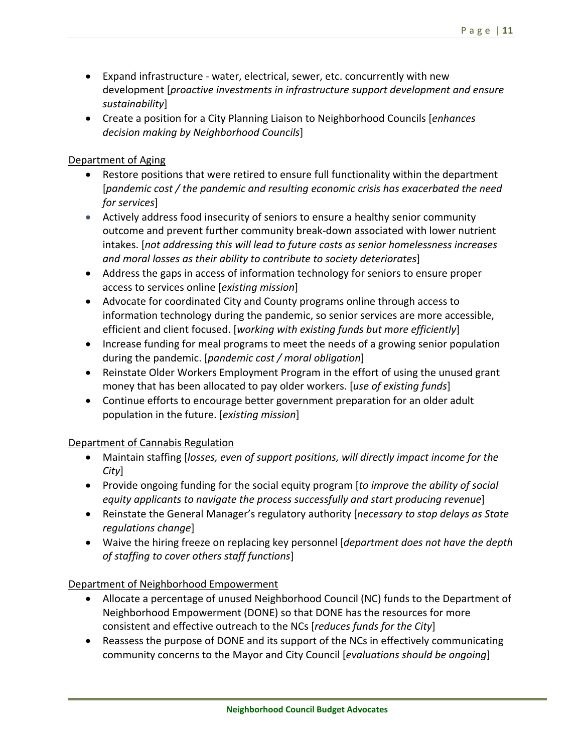- Expand infrastructure - water, electrical, sewer, etc. concurrently with new development [*proactive investments in infrastructure support development and ensure sustainability*]
- Create a position for a City Planning Liaison to Neighborhood Councils [*enhances decision making by Neighborhood Councils*]

<u>Department of Aging</u>

- Restore positions that were retired to ensure full functionality within the department [*pandemic cost / the pandemic and resulting economic crisis has exacerbated the need for services*]
- Actively address food insecurity of seniors to ensure a healthy senior community outcome and prevent further community break-down associated with lower nutrient intakes. [*not addressing this will lead to future costs as senior homelessness increases and moral losses as their ability to contribute to society deteriorates*]
- Address the gaps in access of information technology for seniors to ensure proper access to services online [*existing mission*]
- Advocate for coordinated City and County programs online through access to information technology during the pandemic, so senior services are more accessible, efficient and client focused. [*working with existing funds but more efficiently*]
- Increase funding for meal programs to meet the needs of a growing senior population during the pandemic. [*pandemic cost / moral obligation*]
- Reinstate Older Workers Employment Program in the effort of using the unused grant money that has been allocated to pay older workers. [*use of existing funds*]
- Continue efforts to encourage better government preparation for an older adult population in the future. [*existing mission*]

<u>Department of Cannabis Regulation</u>

- Maintain staffing [*losses, even of support positions, will directly impact income for the City*]
- Provide ongoing funding for the social equity program [*to improve the ability of social equity applicants to navigate the process successfully and start producing revenue*]
- Reinstate the General Manager's regulatory authority [*necessary to stop delays as State regulations change*]
- Waive the hiring freeze on replacing key personnel [*department does not have the depth of staffing to cover others staff functions*]

<u>Department of Neighborhood Empowerment</u>

- Allocate a percentage of unused Neighborhood Council (NC) funds to the Department of Neighborhood Empowerment (DONE) so that DONE has the resources for more consistent and effective outreach to the NCs [*reduces funds for the City*]
- Reassess the purpose of DONE and its support of the NCs in effectively communicating community concerns to the Mayor and City Council [*evaluations should be ongoing*]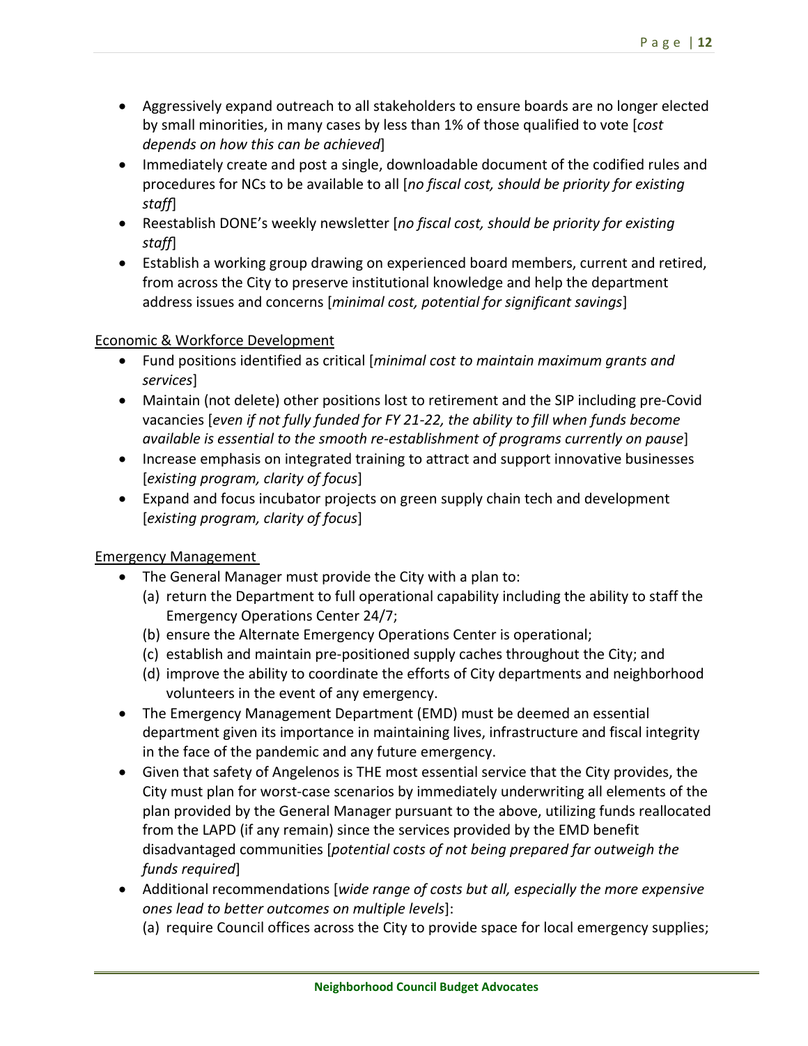- Aggressively expand outreach to all stakeholders to ensure boards are no longer elected by small minorities, in many cases by less than 1% of those qualified to vote [*cost depends on how this can be achieved*]
- Immediately create and post a single, downloadable document of the codified rules and procedures for NCs to be available to all [*no fiscal cost, should be priority for existing staff*]
- Reestablish DONE's weekly newsletter [*no fiscal cost, should be priority for existing staff*]
- Establish a working group drawing on experienced board members, current and retired, from across the City to preserve institutional knowledge and help the department address issues and concerns [*minimal cost, potential for significant savings*]

<u>Economic & Workforce Development</u>

- Fund positions identified as critical [*minimal cost to maintain maximum grants and services*]
- Maintain (not delete) other positions lost to retirement and the SIP including pre-Covid vacancies [*even if not fully funded for FY 21-22, the ability to fill when funds become available is essential to the smooth re-establishment of programs currently on pause*]
- Increase emphasis on integrated training to attract and support innovative businesses [*existing program, clarity of focus*]
- Expand and focus incubator projects on green supply chain tech and development [*existing program, clarity of focus*]

<u>Emergency Management</u>

- The General Manager must provide the City with a plan to:
  - (a) return the Department to full operational capability including the ability to staff the Emergency Operations Center 24/7;
  - (b) ensure the Alternate Emergency Operations Center is operational;
  - (c) establish and maintain pre-positioned supply caches throughout the City; and
  - (d) improve the ability to coordinate the efforts of City departments and neighborhood volunteers in the event of any emergency.
- The Emergency Management Department (EMD) must be deemed an essential department given its importance in maintaining lives, infrastructure and fiscal integrity in the face of the pandemic and any future emergency.
- Given that safety of Angelenos is THE most essential service that the City provides, the City must plan for worst-case scenarios by immediately underwriting all elements of the plan provided by the General Manager pursuant to the above, utilizing funds reallocated from the LAPD (if any remain) since the services provided by the EMD benefit disadvantaged communities [*potential costs of not being prepared far outweigh the funds required*]
- Additional recommendations [*wide range of costs but all, especially the more expensive ones lead to better outcomes on multiple levels*]:
  - (a) require Council offices across the City to provide space for local emergency supplies;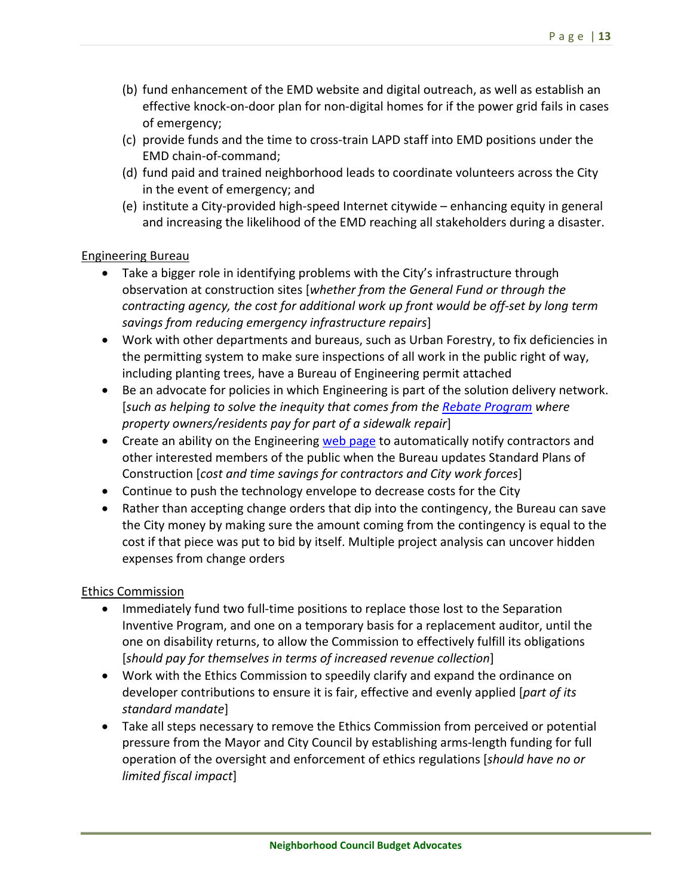(b) fund enhancement of the EMD website and digital outreach, as well as establish an effective knock-on-door plan for non-digital homes for if the power grid fails in cases of emergency;

(c) provide funds and the time to cross-train LAPD staff into EMD positions under the EMD chain-of-command;

(d) fund paid and trained neighborhood leads to coordinate volunteers across the City in the event of emergency; and

(e) institute a City-provided high-speed Internet citywide – enhancing equity in general and increasing the likelihood of the EMD reaching all stakeholders during a disaster.

<u>Engineering Bureau</u>

- Take a bigger role in identifying problems with the City's infrastructure through observation at construction sites [*whether from the General Fund or through the contracting agency, the cost for additional work up front would be off-set by long term savings from reducing emergency infrastructure repairs*]
- Work with other departments and bureaus, such as Urban Forestry, to fix deficiencies in the permitting system to make sure inspections of all work in the public right of way, including planting trees, have a Bureau of Engineering permit attached
- Be an advocate for policies in which Engineering is part of the solution delivery network. [*such as helping to solve the inequity that comes from the Rebate Program where property owners/residents pay for part of a sidewalk repair*]
- Create an ability on the Engineering web page to automatically notify contractors and other interested members of the public when the Bureau updates Standard Plans of Construction [*cost and time savings for contractors and City work forces*]
- Continue to push the technology envelope to decrease costs for the City
- Rather than accepting change orders that dip into the contingency, the Bureau can save the City money by making sure the amount coming from the contingency is equal to the cost if that piece was put to bid by itself. Multiple project analysis can uncover hidden expenses from change orders

<u>Ethics Commission</u>

- Immediately fund two full-time positions to replace those lost to the Separation Inventive Program, and one on a temporary basis for a replacement auditor, until the one on disability returns, to allow the Commission to effectively fulfill its obligations [*should pay for themselves in terms of increased revenue collection*]
- Work with the Ethics Commission to speedily clarify and expand the ordinance on developer contributions to ensure it is fair, effective and evenly applied [*part of its standard mandate*]
- Take all steps necessary to remove the Ethics Commission from perceived or potential pressure from the Mayor and City Council by establishing arms-length funding for full operation of the oversight and enforcement of ethics regulations [*should have no or limited fiscal impact*]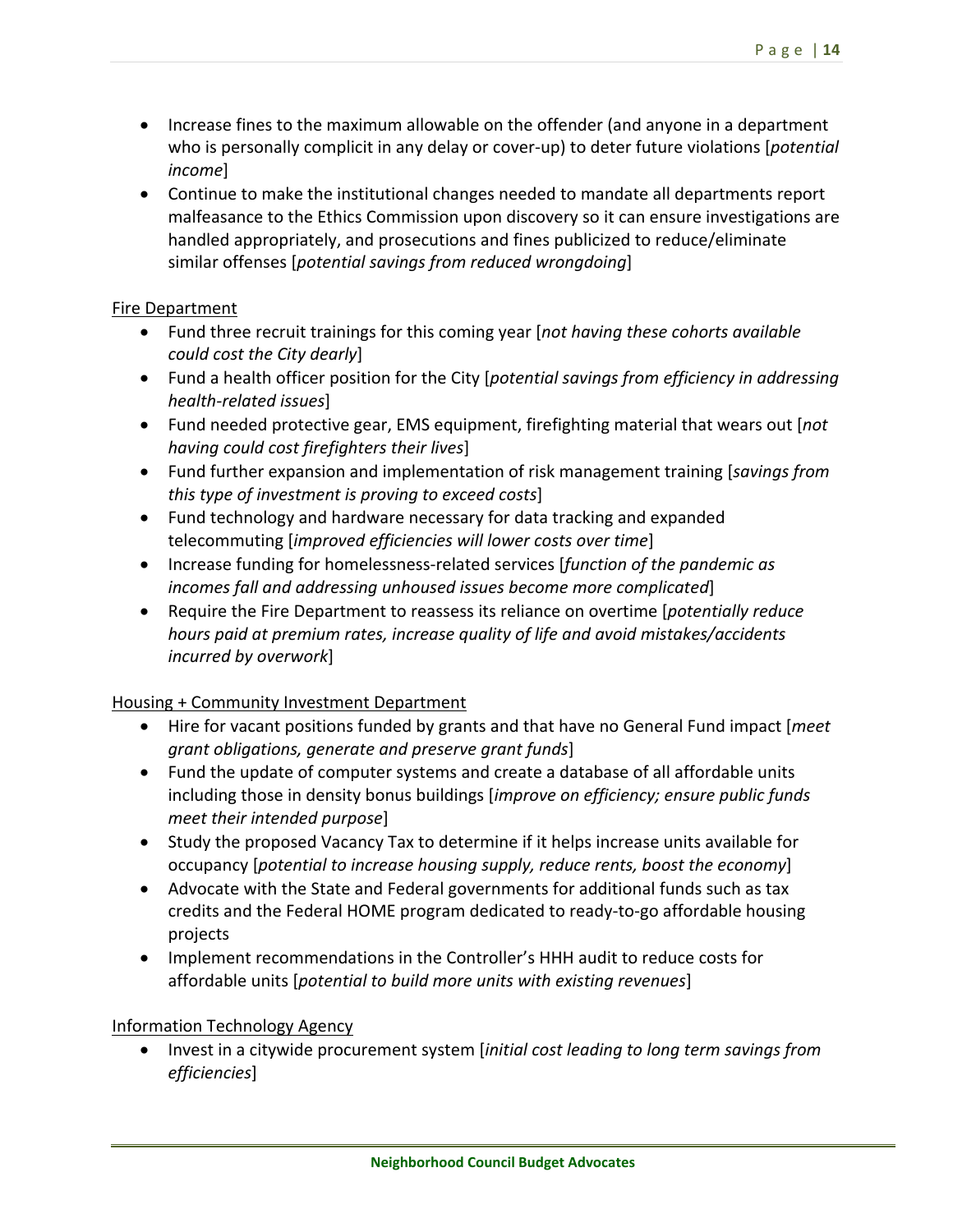- Increase fines to the maximum allowable on the offender (and anyone in a department who is personally complicit in any delay or cover-up) to deter future violations [*potential income*]
- Continue to make the institutional changes needed to mandate all departments report malfeasance to the Ethics Commission upon discovery so it can ensure investigations are handled appropriately, and prosecutions and fines publicized to reduce/eliminate similar offenses [*potential savings from reduced wrongdoing*]

<u>Fire Department</u>

- Fund three recruit trainings for this coming year [*not having these cohorts available could cost the City dearly*]
- Fund a health officer position for the City [*potential savings from efficiency in addressing health-related issues*]
- Fund needed protective gear, EMS equipment, firefighting material that wears out [*not having could cost firefighters their lives*]
- Fund further expansion and implementation of risk management training [*savings from this type of investment is proving to exceed costs*]
- Fund technology and hardware necessary for data tracking and expanded telecommuting [*improved efficiencies will lower costs over time*]
- Increase funding for homelessness-related services [*function of the pandemic as incomes fall and addressing unhoused issues become more complicated*]
- Require the Fire Department to reassess its reliance on overtime [*potentially reduce hours paid at premium rates, increase quality of life and avoid mistakes/accidents incurred by overwork*]

<u>Housing + Community Investment Department</u>

- Hire for vacant positions funded by grants and that have no General Fund impact [*meet grant obligations, generate and preserve grant funds*]
- Fund the update of computer systems and create a database of all affordable units including those in density bonus buildings [*improve on efficiency; ensure public funds meet their intended purpose*]
- Study the proposed Vacancy Tax to determine if it helps increase units available for occupancy [*potential to increase housing supply, reduce rents, boost the economy*]
- Advocate with the State and Federal governments for additional funds such as tax credits and the Federal HOME program dedicated to ready-to-go affordable housing projects
- Implement recommendations in the Controller's HHH audit to reduce costs for affordable units [*potential to build more units with existing revenues*]

<u>Information Technology Agency</u>

- Invest in a citywide procurement system [*initial cost leading to long term savings from efficiencies*]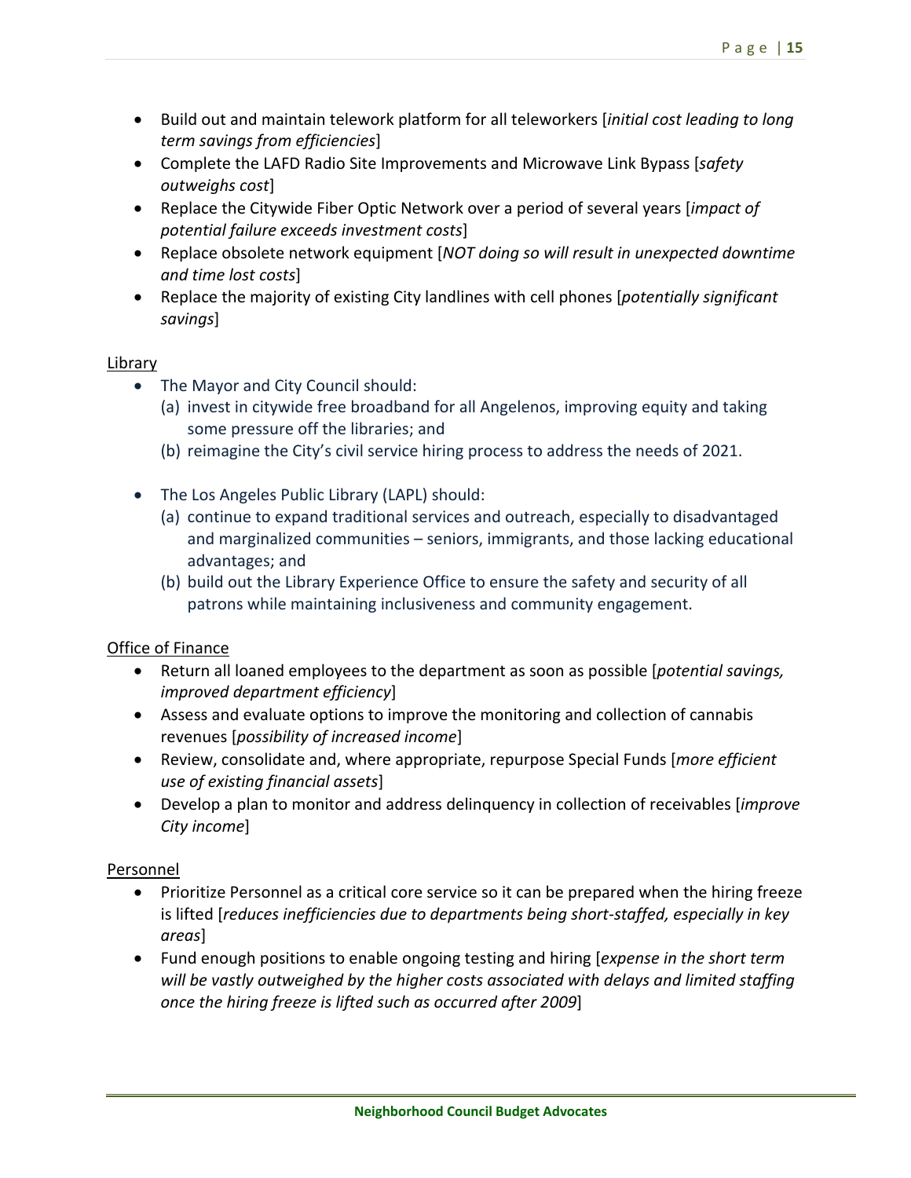- Build out and maintain telework platform for all teleworkers [*initial cost leading to long term savings from efficiencies*]
- Complete the LAFD Radio Site Improvements and Microwave Link Bypass [*safety outweighs cost*]
- Replace the Citywide Fiber Optic Network over a period of several years [*impact of potential failure exceeds investment costs*]
- Replace obsolete network equipment [*NOT doing so will result in unexpected downtime and time lost costs*]
- Replace the majority of existing City landlines with cell phones [*potentially significant savings*]

<u>Library</u>

- The Mayor and City Council should:
  (a) invest in citywide free broadband for all Angelenos, improving equity and taking some pressure off the libraries; and
  (b) reimagine the City's civil service hiring process to address the needs of 2021.

- The Los Angeles Public Library (LAPL) should:
  (a) continue to expand traditional services and outreach, especially to disadvantaged and marginalized communities – seniors, immigrants, and those lacking educational advantages; and
  (b) build out the Library Experience Office to ensure the safety and security of all patrons while maintaining inclusiveness and community engagement.

<u>Office of Finance</u>

- Return all loaned employees to the department as soon as possible [*potential savings, improved department efficiency*]
- Assess and evaluate options to improve the monitoring and collection of cannabis revenues [*possibility of increased income*]
- Review, consolidate and, where appropriate, repurpose Special Funds [*more efficient use of existing financial assets*]
- Develop a plan to monitor and address delinquency in collection of receivables [*improve City income*]

<u>Personnel</u>

- Prioritize Personnel as a critical core service so it can be prepared when the hiring freeze is lifted [*reduces inefficiencies due to departments being short-staffed, especially in key areas*]
- Fund enough positions to enable ongoing testing and hiring [*expense in the short term will be vastly outweighed by the higher costs associated with delays and limited staffing once the hiring freeze is lifted such as occurred after 2009*]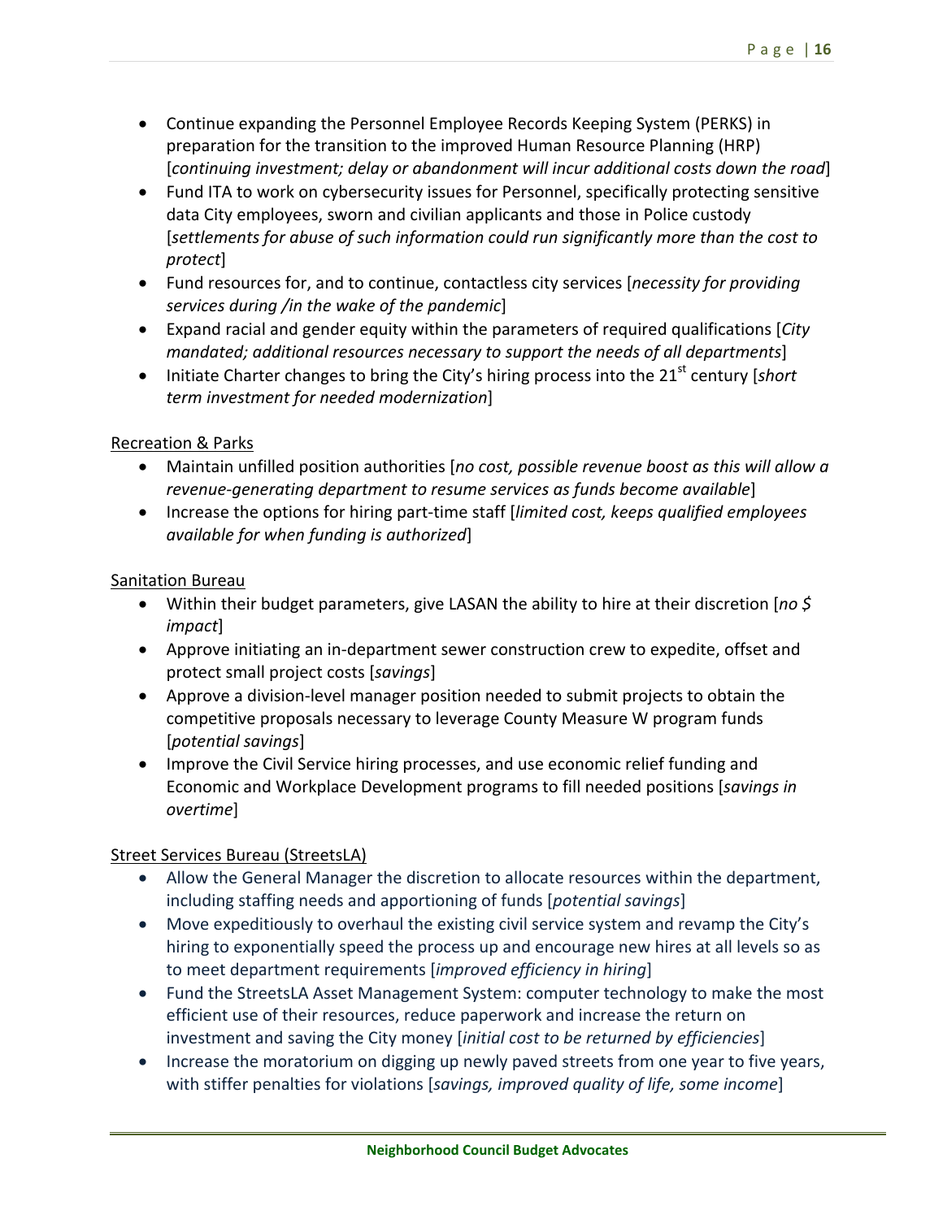- Continue expanding the Personnel Employee Records Keeping System (PERKS) in preparation for the transition to the improved Human Resource Planning (HRP) [*continuing investment; delay or abandonment will incur additional costs down the road*]
- Fund ITA to work on cybersecurity issues for Personnel, specifically protecting sensitive data City employees, sworn and civilian applicants and those in Police custody [*settlements for abuse of such information could run significantly more than the cost to protect*]
- Fund resources for, and to continue, contactless city services [*necessity for providing services during /in the wake of the pandemic*]
- Expand racial and gender equity within the parameters of required qualifications [*City mandated; additional resources necessary to support the needs of all departments*]
- Initiate Charter changes to bring the City's hiring process into the 21st century [*short term investment for needed modernization*]

<u>Recreation & Parks</u>

- Maintain unfilled position authorities [*no cost, possible revenue boost as this will allow a revenue-generating department to resume services as funds become available*]
- Increase the options for hiring part-time staff [*limited cost, keeps qualified employees available for when funding is authorized*]

<u>Sanitation Bureau</u>

- Within their budget parameters, give LASAN the ability to hire at their discretion [*no $ impact*]
- Approve initiating an in-department sewer construction crew to expedite, offset and protect small project costs [*savings*]
- Approve a division-level manager position needed to submit projects to obtain the competitive proposals necessary to leverage County Measure W program funds [*potential savings*]
- Improve the Civil Service hiring processes, and use economic relief funding and Economic and Workplace Development programs to fill needed positions [*savings in overtime*]

<u>Street Services Bureau (StreetsLA)</u>

- Allow the General Manager the discretion to allocate resources within the department, including staffing needs and apportioning of funds [*potential savings*]
- Move expeditiously to overhaul the existing civil service system and revamp the City's hiring to exponentially speed the process up and encourage new hires at all levels so as to meet department requirements [*improved efficiency in hiring*]
- Fund the StreetsLA Asset Management System: computer technology to make the most efficient use of their resources, reduce paperwork and increase the return on investment and saving the City money [*initial cost to be returned by efficiencies*]
- Increase the moratorium on digging up newly paved streets from one year to five years, with stiffer penalties for violations [*savings, improved quality of life, some income*]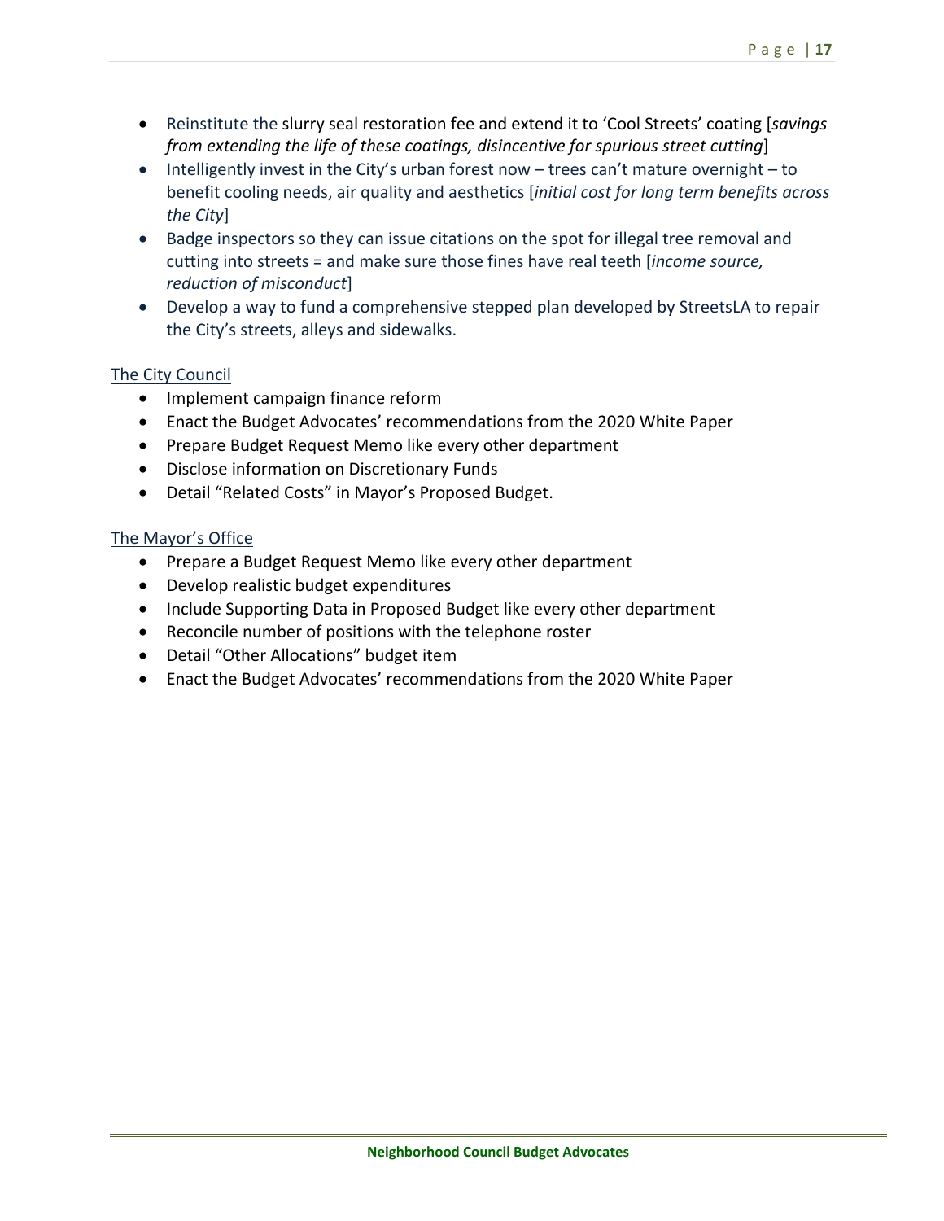- Reinstitute the slurry seal restoration fee and extend it to 'Cool Streets' coating [*savings from extending the life of these coatings, disincentive for spurious street cutting*]
- Intelligently invest in the City's urban forest now – trees can't mature overnight – to benefit cooling needs, air quality and aesthetics [*initial cost for long term benefits across the City*]
- Badge inspectors so they can issue citations on the spot for illegal tree removal and cutting into streets = and make sure those fines have real teeth [*income source, reduction of misconduct*]
- Develop a way to fund a comprehensive stepped plan developed by StreetsLA to repair the City's streets, alleys and sidewalks.

<u>The City Council</u>

- Implement campaign finance reform
- Enact the Budget Advocates' recommendations from the 2020 White Paper
- Prepare Budget Request Memo like every other department
- Disclose information on Discretionary Funds
- Detail "Related Costs" in Mayor's Proposed Budget.

<u>The Mayor's Office</u>

- Prepare a Budget Request Memo like every other department
- Develop realistic budget expenditures
- Include Supporting Data in Proposed Budget like every other department
- Reconcile number of positions with the telephone roster
- Detail "Other Allocations" budget item
- Enact the Budget Advocates' recommendations from the 2020 White Paper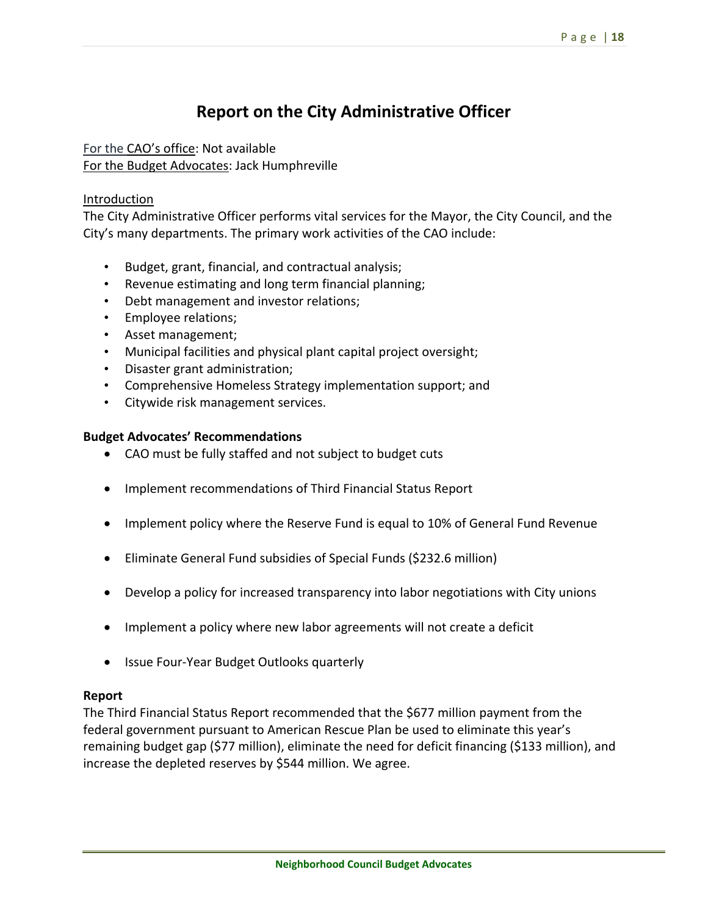# Report on the City Administrative Officer

For the CAO's office: Not available
For the Budget Advocates: Jack Humphreville

Introduction

The City Administrative Officer performs vital services for the Mayor, the City Council, and the City's many departments. The primary work activities of the CAO include:

- Budget, grant, financial, and contractual analysis;
- Revenue estimating and long term financial planning;
- Debt management and investor relations;
- Employee relations;
- Asset management;
- Municipal facilities and physical plant capital project oversight;
- Disaster grant administration;
- Comprehensive Homeless Strategy implementation support; and
- Citywide risk management services.

**Budget Advocates' Recommendations**

- CAO must be fully staffed and not subject to budget cuts
- Implement recommendations of Third Financial Status Report
- Implement policy where the Reserve Fund is equal to 10% of General Fund Revenue
- Eliminate General Fund subsidies of Special Funds ($232.6 million)
- Develop a policy for increased transparency into labor negotiations with City unions
- Implement a policy where new labor agreements will not create a deficit
- Issue Four-Year Budget Outlooks quarterly

**Report**

The Third Financial Status Report recommended that the $677 million payment from the federal government pursuant to American Rescue Plan be used to eliminate this year's remaining budget gap ($77 million), eliminate the need for deficit financing ($133 million), and increase the depleted reserves by $544 million. We agree.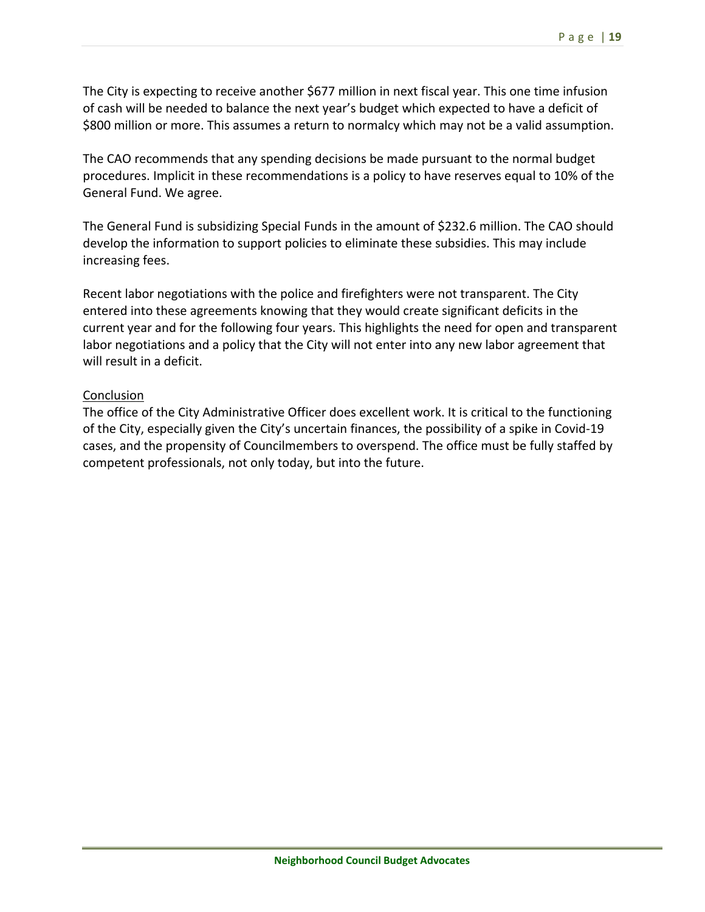The City is expecting to receive another $677 million in next fiscal year. This one time infusion of cash will be needed to balance the next year's budget which expected to have a deficit of $800 million or more. This assumes a return to normalcy which may not be a valid assumption.

The CAO recommends that any spending decisions be made pursuant to the normal budget procedures. Implicit in these recommendations is a policy to have reserves equal to 10% of the General Fund. We agree.

The General Fund is subsidizing Special Funds in the amount of $232.6 million. The CAO should develop the information to support policies to eliminate these subsidies. This may include increasing fees.

Recent labor negotiations with the police and firefighters were not transparent. The City entered into these agreements knowing that they would create significant deficits in the current year and for the following four years. This highlights the need for open and transparent labor negotiations and a policy that the City will not enter into any new labor agreement that will result in a deficit.

<u>Conclusion</u>

The office of the City Administrative Officer does excellent work. It is critical to the functioning of the City, especially given the City's uncertain finances, the possibility of a spike in Covid-19 cases, and the propensity of Councilmembers to overspend. The office must be fully staffed by competent professionals, not only today, but into the future.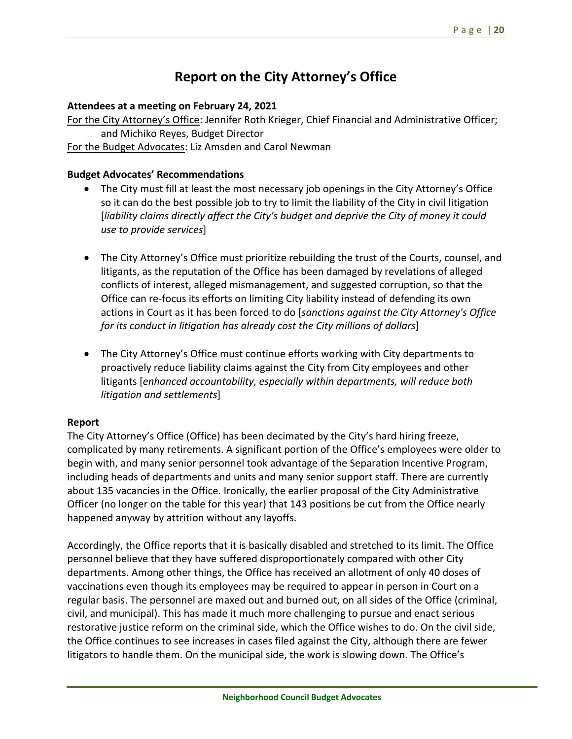# Report on the City Attorney's Office

**Attendees at a meeting on February 24, 2021**

For the City Attorney's Office: Jennifer Roth Krieger, Chief Financial and Administrative Officer; and Michiko Reyes, Budget Director

For the Budget Advocates: Liz Amsden and Carol Newman

**Budget Advocates' Recommendations**

- The City must fill at least the most necessary job openings in the City Attorney's Office so it can do the best possible job to try to limit the liability of the City in civil litigation [*liability claims directly affect the City's budget and deprive the City of money it could use to provide services*]

- The City Attorney's Office must prioritize rebuilding the trust of the Courts, counsel, and litigants, as the reputation of the Office has been damaged by revelations of alleged conflicts of interest, alleged mismanagement, and suggested corruption, so that the Office can re-focus its efforts on limiting City liability instead of defending its own actions in Court as it has been forced to do [*sanctions against the City Attorney's Office for its conduct in litigation has already cost the City millions of dollars*]

- The City Attorney's Office must continue efforts working with City departments to proactively reduce liability claims against the City from City employees and other litigants [*enhanced accountability, especially within departments, will reduce both litigation and settlements*]

**Report**

The City Attorney's Office (Office) has been decimated by the City's hard hiring freeze, complicated by many retirements. A significant portion of the Office's employees were older to begin with, and many senior personnel took advantage of the Separation Incentive Program, including heads of departments and units and many senior support staff. There are currently about 135 vacancies in the Office. Ironically, the earlier proposal of the City Administrative Officer (no longer on the table for this year) that 143 positions be cut from the Office nearly happened anyway by attrition without any layoffs.

Accordingly, the Office reports that it is basically disabled and stretched to its limit. The Office personnel believe that they have suffered disproportionately compared with other City departments. Among other things, the Office has received an allotment of only 40 doses of vaccinations even though its employees may be required to appear in person in Court on a regular basis. The personnel are maxed out and burned out, on all sides of the Office (criminal, civil, and municipal). This has made it much more challenging to pursue and enact serious restorative justice reform on the criminal side, which the Office wishes to do. On the civil side, the Office continues to see increases in cases filed against the City, although there are fewer litigators to handle them. On the municipal side, the work is slowing down. The Office's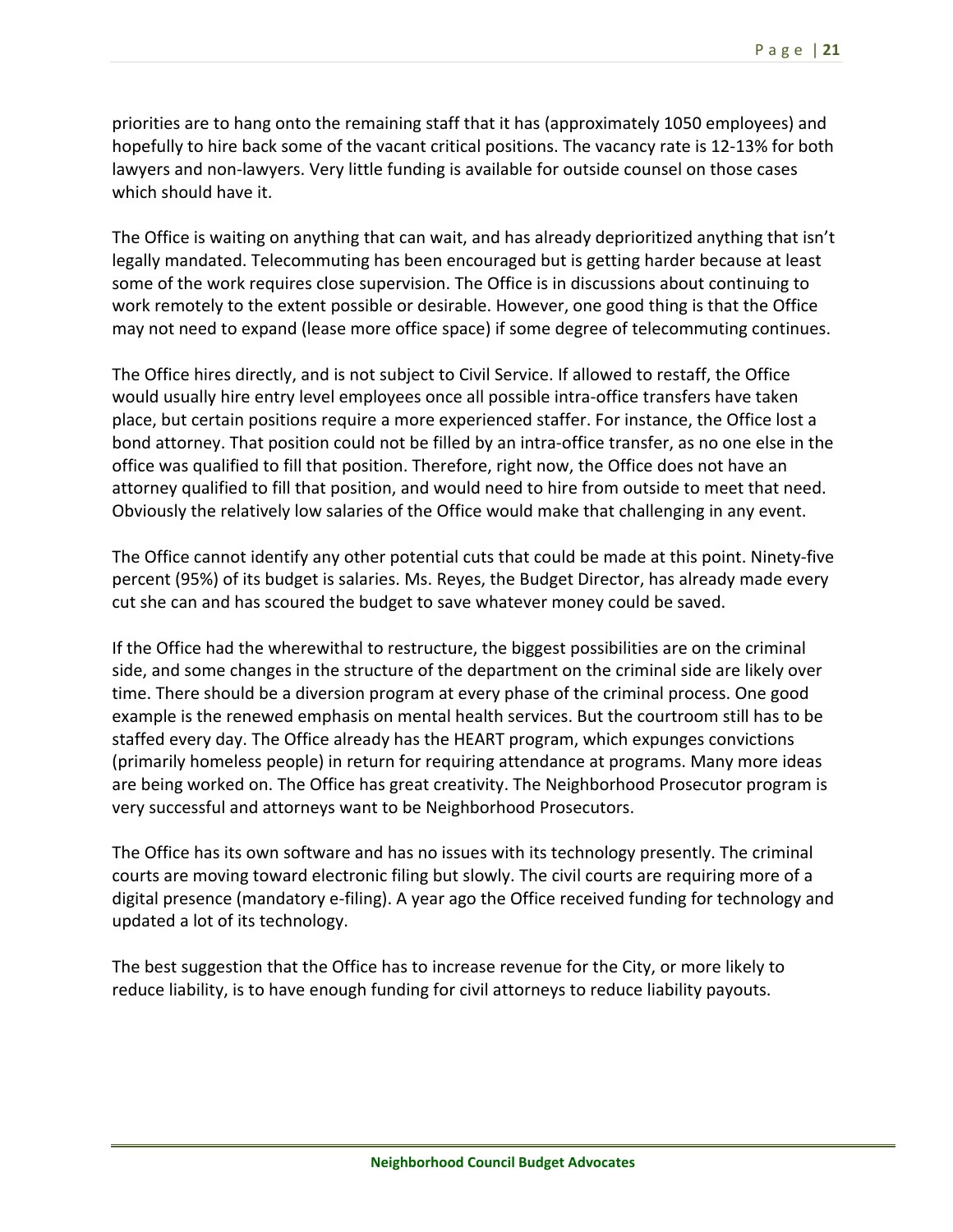priorities are to hang onto the remaining staff that it has (approximately 1050 employees) and hopefully to hire back some of the vacant critical positions. The vacancy rate is 12-13% for both lawyers and non-lawyers. Very little funding is available for outside counsel on those cases which should have it.

The Office is waiting on anything that can wait, and has already deprioritized anything that isn't legally mandated. Telecommuting has been encouraged but is getting harder because at least some of the work requires close supervision. The Office is in discussions about continuing to work remotely to the extent possible or desirable. However, one good thing is that the Office may not need to expand (lease more office space) if some degree of telecommuting continues.

The Office hires directly, and is not subject to Civil Service. If allowed to restaff, the Office would usually hire entry level employees once all possible intra-office transfers have taken place, but certain positions require a more experienced staffer. For instance, the Office lost a bond attorney. That position could not be filled by an intra-office transfer, as no one else in the office was qualified to fill that position. Therefore, right now, the Office does not have an attorney qualified to fill that position, and would need to hire from outside to meet that need. Obviously the relatively low salaries of the Office would make that challenging in any event.

The Office cannot identify any other potential cuts that could be made at this point. Ninety-five percent (95%) of its budget is salaries. Ms. Reyes, the Budget Director, has already made every cut she can and has scoured the budget to save whatever money could be saved.

If the Office had the wherewithal to restructure, the biggest possibilities are on the criminal side, and some changes in the structure of the department on the criminal side are likely over time. There should be a diversion program at every phase of the criminal process. One good example is the renewed emphasis on mental health services. But the courtroom still has to be staffed every day. The Office already has the HEART program, which expunges convictions (primarily homeless people) in return for requiring attendance at programs. Many more ideas are being worked on. The Office has great creativity. The Neighborhood Prosecutor program is very successful and attorneys want to be Neighborhood Prosecutors.

The Office has its own software and has no issues with its technology presently. The criminal courts are moving toward electronic filing but slowly. The civil courts are requiring more of a digital presence (mandatory e-filing). A year ago the Office received funding for technology and updated a lot of its technology.

The best suggestion that the Office has to increase revenue for the City, or more likely to reduce liability, is to have enough funding for civil attorneys to reduce liability payouts.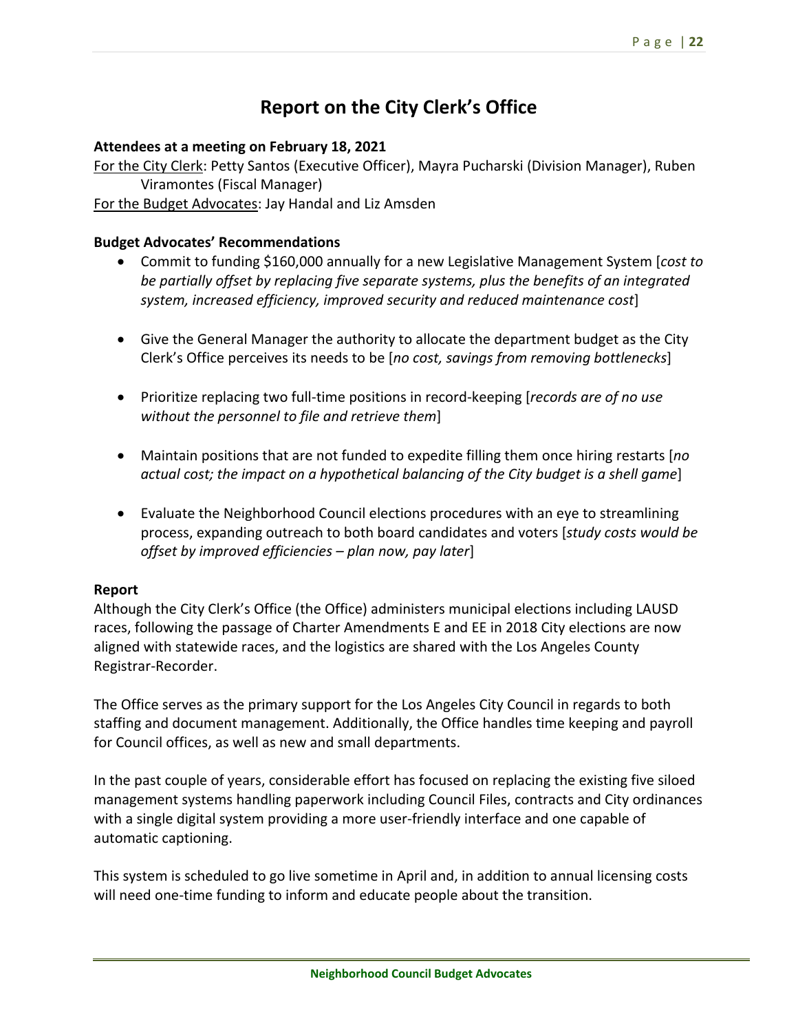# Report on the City Clerk's Office

**Attendees at a meeting on February 18, 2021**

For the City Clerk: Petty Santos (Executive Officer), Mayra Pucharski (Division Manager), Ruben Viramontes (Fiscal Manager)

For the Budget Advocates: Jay Handal and Liz Amsden

**Budget Advocates' Recommendations**

- Commit to funding $160,000 annually for a new Legislative Management System [*cost to be partially offset by replacing five separate systems, plus the benefits of an integrated system, increased efficiency, improved security and reduced maintenance cost*]
- Give the General Manager the authority to allocate the department budget as the City Clerk's Office perceives its needs to be [*no cost, savings from removing bottlenecks*]
- Prioritize replacing two full-time positions in record-keeping [*records are of no use without the personnel to file and retrieve them*]
- Maintain positions that are not funded to expedite filling them once hiring restarts [*no actual cost; the impact on a hypothetical balancing of the City budget is a shell game*]
- Evaluate the Neighborhood Council elections procedures with an eye to streamlining process, expanding outreach to both board candidates and voters [*study costs would be offset by improved efficiencies – plan now, pay later*]

**Report**

Although the City Clerk's Office (the Office) administers municipal elections including LAUSD races, following the passage of Charter Amendments E and EE in 2018 City elections are now aligned with statewide races, and the logistics are shared with the Los Angeles County Registrar-Recorder.

The Office serves as the primary support for the Los Angeles City Council in regards to both staffing and document management. Additionally, the Office handles time keeping and payroll for Council offices, as well as new and small departments.

In the past couple of years, considerable effort has focused on replacing the existing five siloed management systems handling paperwork including Council Files, contracts and City ordinances with a single digital system providing a more user-friendly interface and one capable of automatic captioning.

This system is scheduled to go live sometime in April and, in addition to annual licensing costs will need one-time funding to inform and educate people about the transition.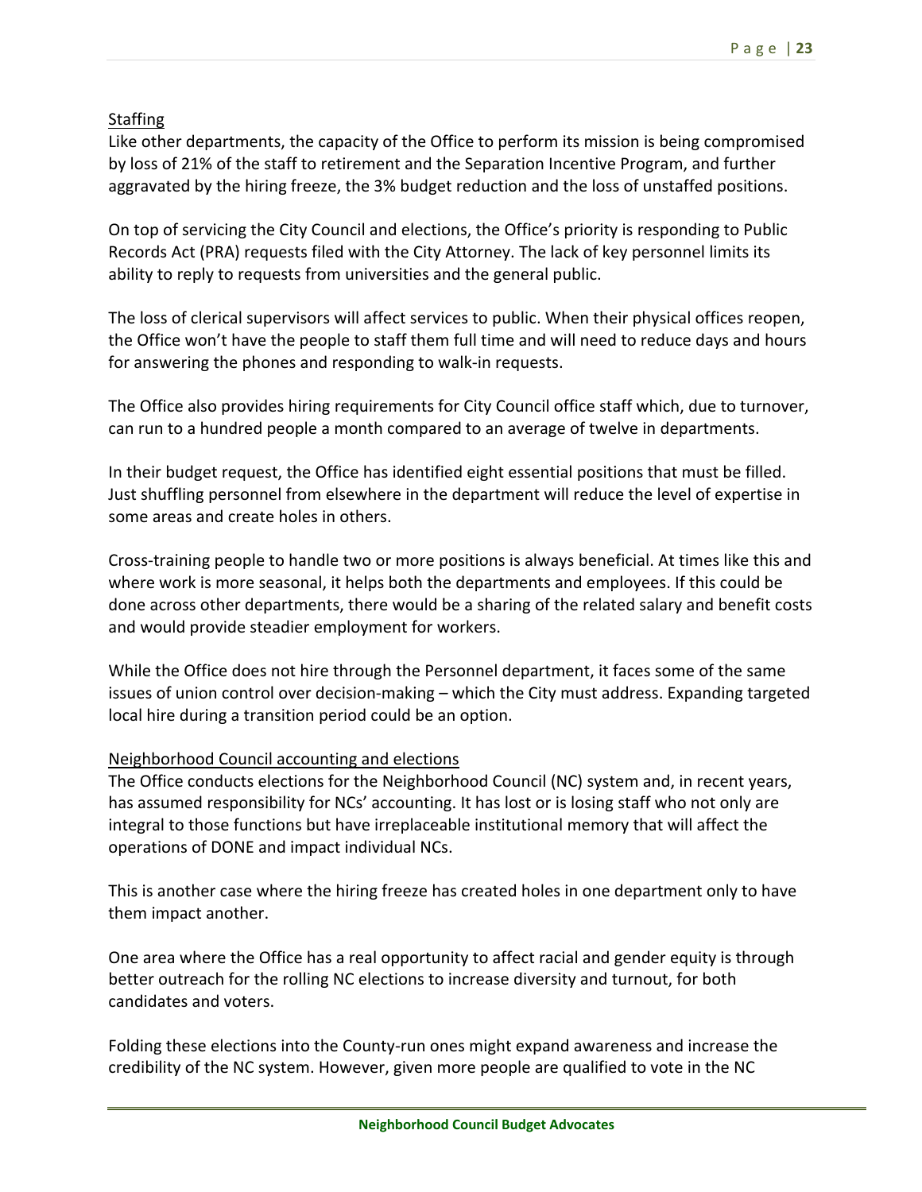<u>Staffing</u>

Like other departments, the capacity of the Office to perform its mission is being compromised by loss of 21% of the staff to retirement and the Separation Incentive Program, and further aggravated by the hiring freeze, the 3% budget reduction and the loss of unstaffed positions.

On top of servicing the City Council and elections, the Office's priority is responding to Public Records Act (PRA) requests filed with the City Attorney. The lack of key personnel limits its ability to reply to requests from universities and the general public.

The loss of clerical supervisors will affect services to public. When their physical offices reopen, the Office won't have the people to staff them full time and will need to reduce days and hours for answering the phones and responding to walk-in requests.

The Office also provides hiring requirements for City Council office staff which, due to turnover, can run to a hundred people a month compared to an average of twelve in departments.

In their budget request, the Office has identified eight essential positions that must be filled. Just shuffling personnel from elsewhere in the department will reduce the level of expertise in some areas and create holes in others.

Cross-training people to handle two or more positions is always beneficial. At times like this and where work is more seasonal, it helps both the departments and employees. If this could be done across other departments, there would be a sharing of the related salary and benefit costs and would provide steadier employment for workers.

While the Office does not hire through the Personnel department, it faces some of the same issues of union control over decision-making – which the City must address. Expanding targeted local hire during a transition period could be an option.

<u>Neighborhood Council accounting and elections</u>

The Office conducts elections for the Neighborhood Council (NC) system and, in recent years, has assumed responsibility for NCs' accounting. It has lost or is losing staff who not only are integral to those functions but have irreplaceable institutional memory that will affect the operations of DONE and impact individual NCs.

This is another case where the hiring freeze has created holes in one department only to have them impact another.

One area where the Office has a real opportunity to affect racial and gender equity is through better outreach for the rolling NC elections to increase diversity and turnout, for both candidates and voters.

Folding these elections into the County-run ones might expand awareness and increase the credibility of the NC system. However, given more people are qualified to vote in the NC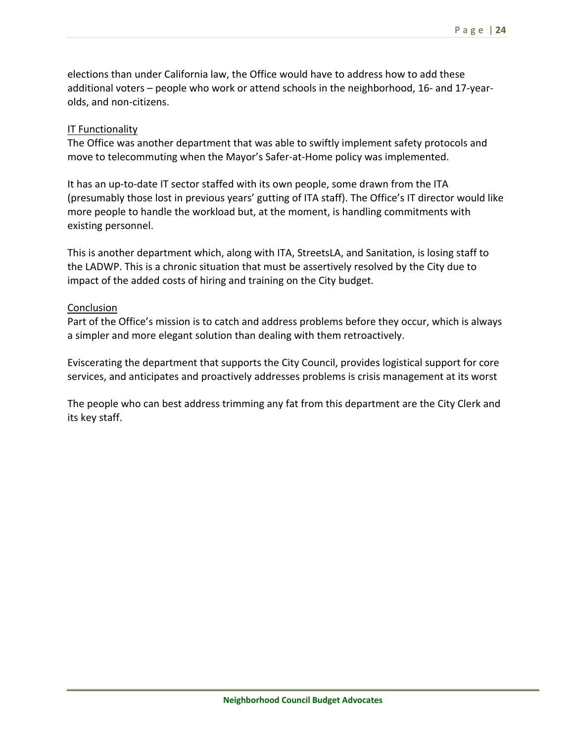elections than under California law, the Office would have to address how to add these additional voters – people who work or attend schools in the neighborhood, 16- and 17-year-olds, and non-citizens.

<u>IT Functionality</u>

The Office was another department that was able to swiftly implement safety protocols and move to telecommuting when the Mayor's Safer-at-Home policy was implemented.

It has an up-to-date IT sector staffed with its own people, some drawn from the ITA (presumably those lost in previous years' gutting of ITA staff). The Office's IT director would like more people to handle the workload but, at the moment, is handling commitments with existing personnel.

This is another department which, along with ITA, StreetsLA, and Sanitation, is losing staff to the LADWP. This is a chronic situation that must be assertively resolved by the City due to impact of the added costs of hiring and training on the City budget.

<u>Conclusion</u>

Part of the Office's mission is to catch and address problems before they occur, which is always a simpler and more elegant solution than dealing with them retroactively.

Eviscerating the department that supports the City Council, provides logistical support for core services, and anticipates and proactively addresses problems is crisis management at its worst

The people who can best address trimming any fat from this department are the City Clerk and its key staff.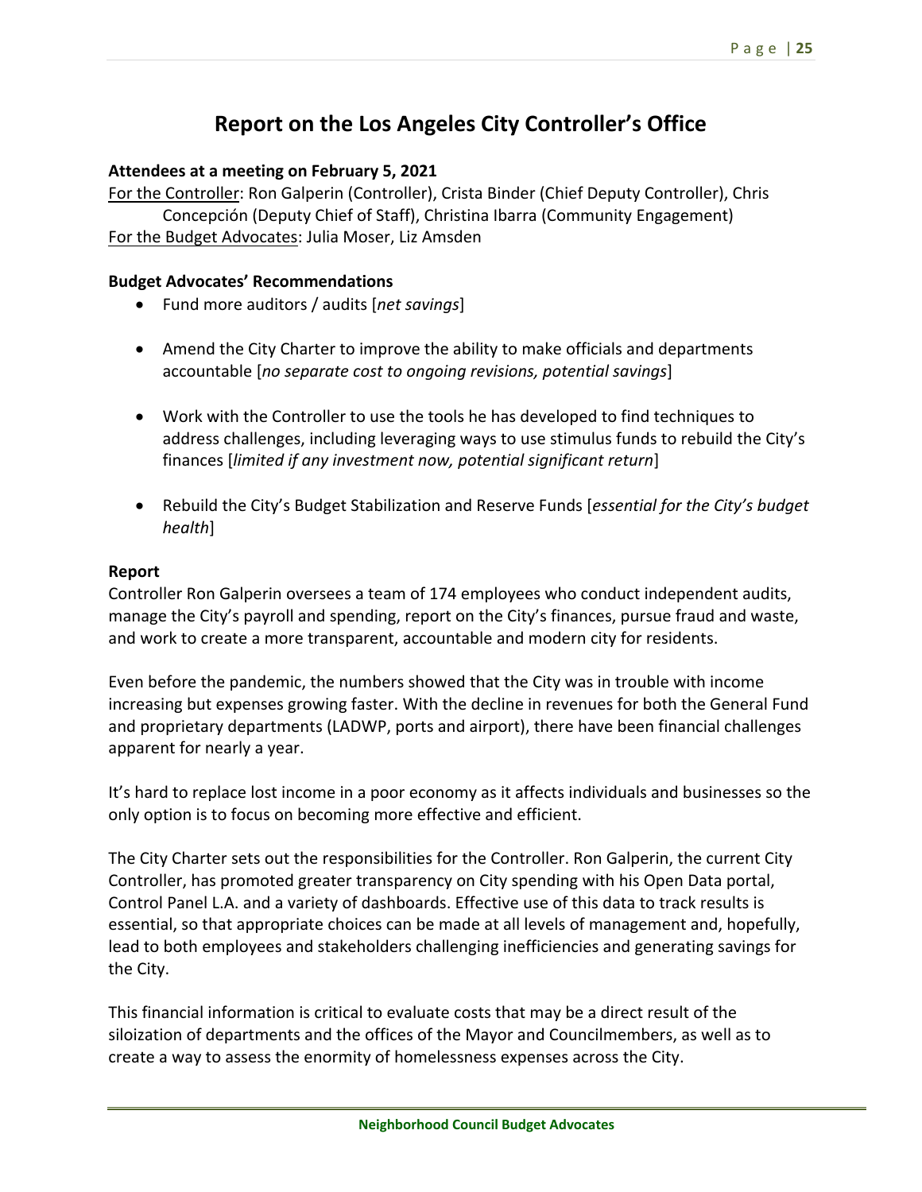# Report on the Los Angeles City Controller's Office

**Attendees at a meeting on February 5, 2021**

For the Controller: Ron Galperin (Controller), Crista Binder (Chief Deputy Controller), Chris Concepción (Deputy Chief of Staff), Christina Ibarra (Community Engagement)
For the Budget Advocates: Julia Moser, Liz Amsden

**Budget Advocates' Recommendations**

- Fund more auditors / audits [*net savings*]
- Amend the City Charter to improve the ability to make officials and departments accountable [*no separate cost to ongoing revisions, potential savings*]
- Work with the Controller to use the tools he has developed to find techniques to address challenges, including leveraging ways to use stimulus funds to rebuild the City's finances [*limited if any investment now, potential significant return*]
- Rebuild the City's Budget Stabilization and Reserve Funds [*essential for the City's budget health*]

**Report**

Controller Ron Galperin oversees a team of 174 employees who conduct independent audits, manage the City's payroll and spending, report on the City's finances, pursue fraud and waste, and work to create a more transparent, accountable and modern city for residents.

Even before the pandemic, the numbers showed that the City was in trouble with income increasing but expenses growing faster. With the decline in revenues for both the General Fund and proprietary departments (LADWP, ports and airport), there have been financial challenges apparent for nearly a year.

It's hard to replace lost income in a poor economy as it affects individuals and businesses so the only option is to focus on becoming more effective and efficient.

The City Charter sets out the responsibilities for the Controller. Ron Galperin, the current City Controller, has promoted greater transparency on City spending with his Open Data portal, Control Panel L.A. and a variety of dashboards. Effective use of this data to track results is essential, so that appropriate choices can be made at all levels of management and, hopefully, lead to both employees and stakeholders challenging inefficiencies and generating savings for the City.

This financial information is critical to evaluate costs that may be a direct result of the siloization of departments and the offices of the Mayor and Councilmembers, as well as to create a way to assess the enormity of homelessness expenses across the City.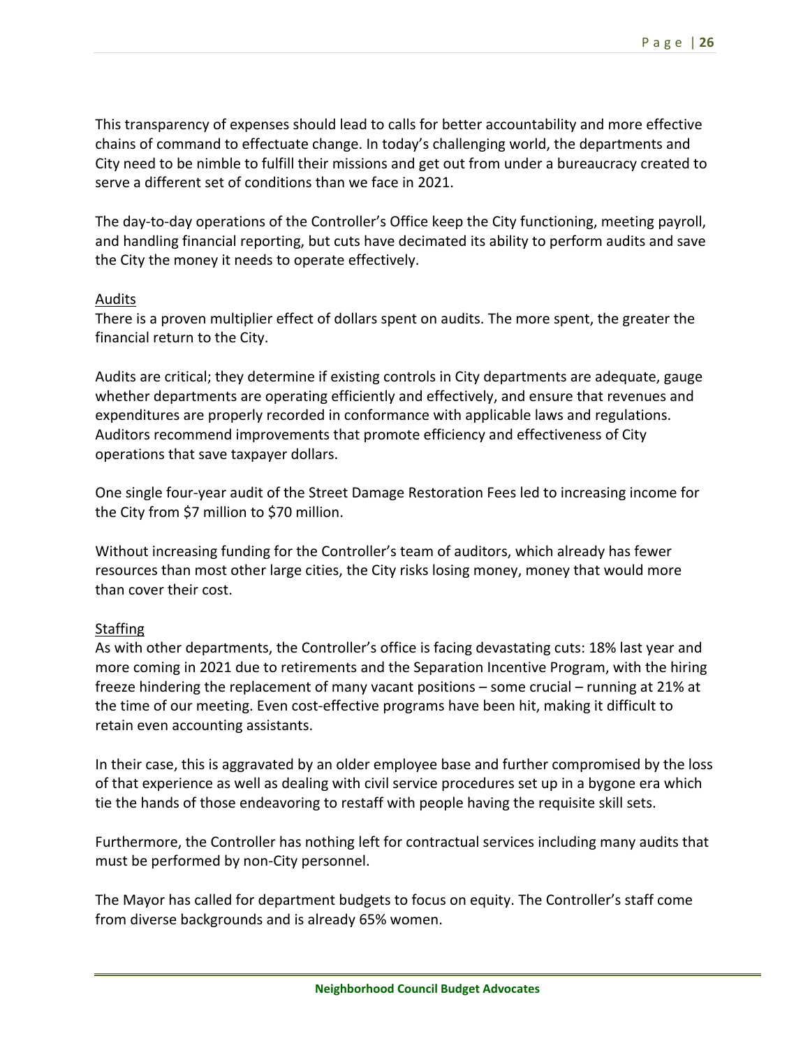This transparency of expenses should lead to calls for better accountability and more effective chains of command to effectuate change. In today's challenging world, the departments and City need to be nimble to fulfill their missions and get out from under a bureaucracy created to serve a different set of conditions than we face in 2021.

The day-to-day operations of the Controller's Office keep the City functioning, meeting payroll, and handling financial reporting, but cuts have decimated its ability to perform audits and save the City the money it needs to operate effectively.

<u>Audits</u>

There is a proven multiplier effect of dollars spent on audits. The more spent, the greater the financial return to the City.

Audits are critical; they determine if existing controls in City departments are adequate, gauge whether departments are operating efficiently and effectively, and ensure that revenues and expenditures are properly recorded in conformance with applicable laws and regulations. Auditors recommend improvements that promote efficiency and effectiveness of City operations that save taxpayer dollars.

One single four-year audit of the Street Damage Restoration Fees led to increasing income for the City from $7 million to $70 million.

Without increasing funding for the Controller's team of auditors, which already has fewer resources than most other large cities, the City risks losing money, money that would more than cover their cost.

<u>Staffing</u>

As with other departments, the Controller's office is facing devastating cuts: 18% last year and more coming in 2021 due to retirements and the Separation Incentive Program, with the hiring freeze hindering the replacement of many vacant positions – some crucial – running at 21% at the time of our meeting. Even cost-effective programs have been hit, making it difficult to retain even accounting assistants.

In their case, this is aggravated by an older employee base and further compromised by the loss of that experience as well as dealing with civil service procedures set up in a bygone era which tie the hands of those endeavoring to restaff with people having the requisite skill sets.

Furthermore, the Controller has nothing left for contractual services including many audits that must be performed by non-City personnel.

The Mayor has called for department budgets to focus on equity. The Controller's staff come from diverse backgrounds and is already 65% women.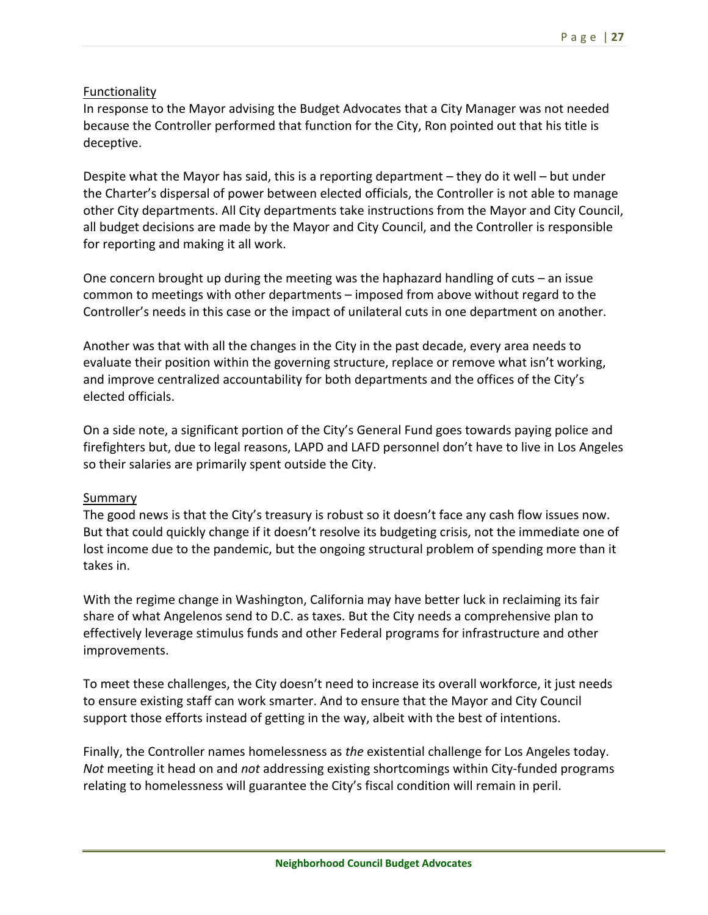Functionality

In response to the Mayor advising the Budget Advocates that a City Manager was not needed because the Controller performed that function for the City, Ron pointed out that his title is deceptive.

Despite what the Mayor has said, this is a reporting department – they do it well – but under the Charter's dispersal of power between elected officials, the Controller is not able to manage other City departments. All City departments take instructions from the Mayor and City Council, all budget decisions are made by the Mayor and City Council, and the Controller is responsible for reporting and making it all work.

One concern brought up during the meeting was the haphazard handling of cuts – an issue common to meetings with other departments – imposed from above without regard to the Controller's needs in this case or the impact of unilateral cuts in one department on another.

Another was that with all the changes in the City in the past decade, every area needs to evaluate their position within the governing structure, replace or remove what isn't working, and improve centralized accountability for both departments and the offices of the City's elected officials.

On a side note, a significant portion of the City's General Fund goes towards paying police and firefighters but, due to legal reasons, LAPD and LAFD personnel don't have to live in Los Angeles so their salaries are primarily spent outside the City.

Summary

The good news is that the City's treasury is robust so it doesn't face any cash flow issues now. But that could quickly change if it doesn't resolve its budgeting crisis, not the immediate one of lost income due to the pandemic, but the ongoing structural problem of spending more than it takes in.

With the regime change in Washington, California may have better luck in reclaiming its fair share of what Angelenos send to D.C. as taxes. But the City needs a comprehensive plan to effectively leverage stimulus funds and other Federal programs for infrastructure and other improvements.

To meet these challenges, the City doesn't need to increase its overall workforce, it just needs to ensure existing staff can work smarter. And to ensure that the Mayor and City Council support those efforts instead of getting in the way, albeit with the best of intentions.

Finally, the Controller names homelessness as *the* existential challenge for Los Angeles today. *Not* meeting it head on and *not* addressing existing shortcomings within City-funded programs relating to homelessness will guarantee the City's fiscal condition will remain in peril.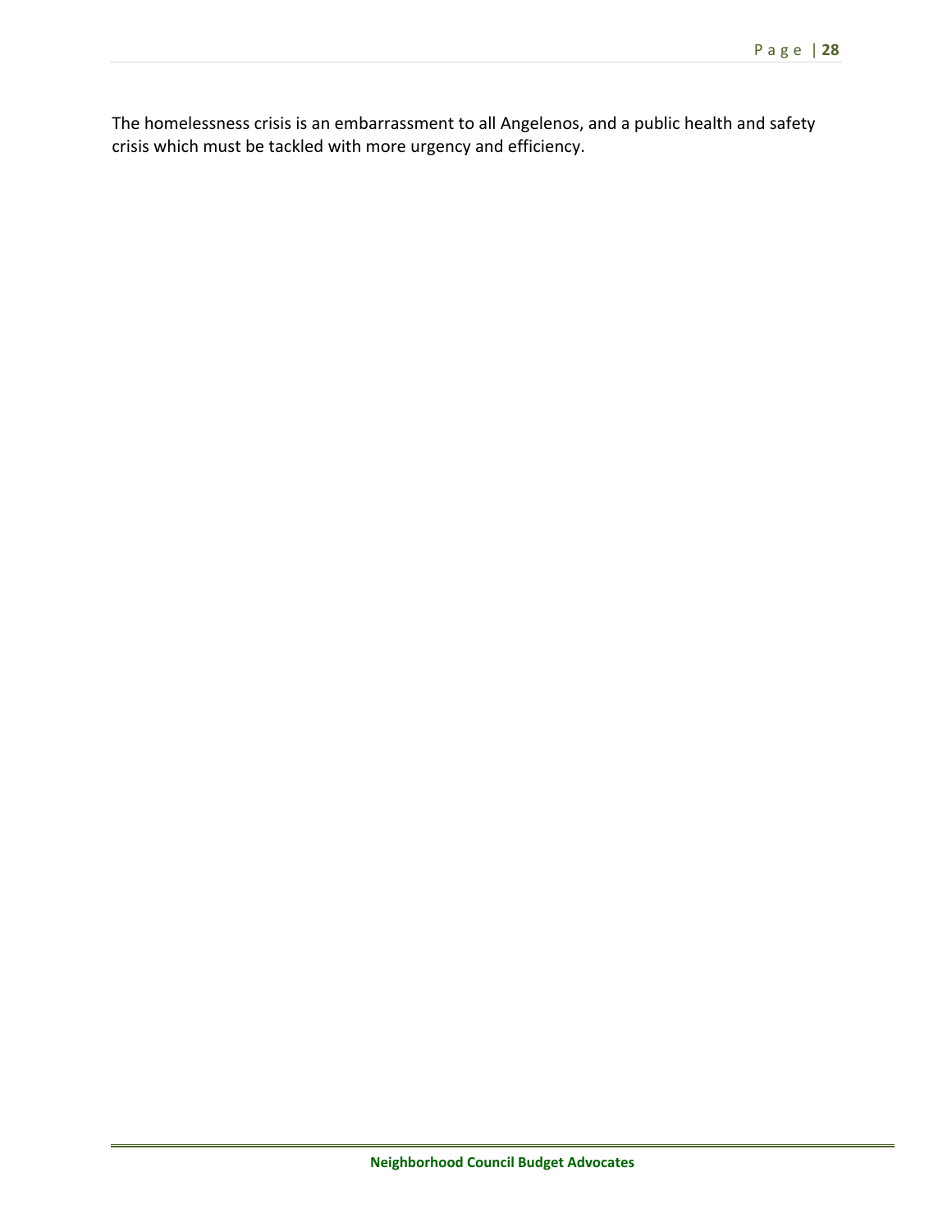The homelessness crisis is an embarrassment to all Angelenos, and a public health and safety crisis which must be tackled with more urgency and efficiency.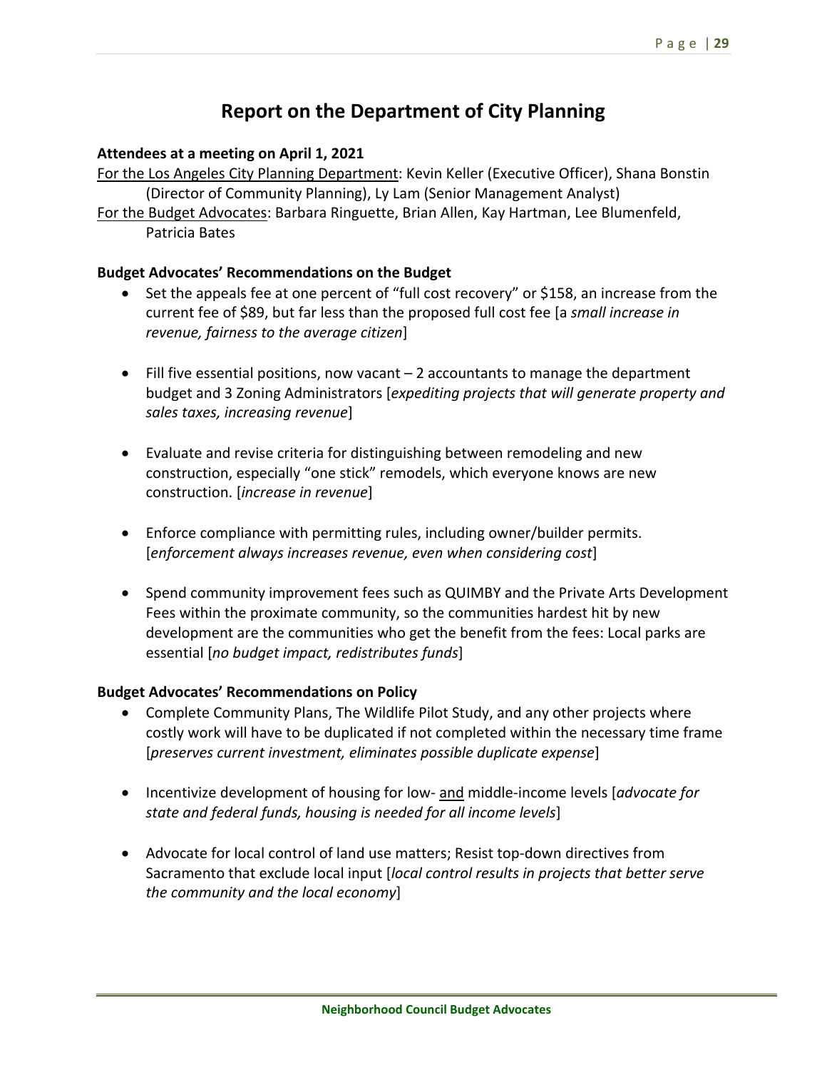# Report on the Department of City Planning

**Attendees at a meeting on April 1, 2021**

For the Los Angeles City Planning Department: Kevin Keller (Executive Officer), Shana Bonstin (Director of Community Planning), Ly Lam (Senior Management Analyst)

For the Budget Advocates: Barbara Ringuette, Brian Allen, Kay Hartman, Lee Blumenfeld, Patricia Bates

**Budget Advocates' Recommendations on the Budget**

- Set the appeals fee at one percent of "full cost recovery" or $158, an increase from the current fee of $89, but far less than the proposed full cost fee [a *small increase in revenue, fairness to the average citizen*]

- Fill five essential positions, now vacant – 2 accountants to manage the department budget and 3 Zoning Administrators [*expediting projects that will generate property and sales taxes, increasing revenue*]

- Evaluate and revise criteria for distinguishing between remodeling and new construction, especially "one stick" remodels, which everyone knows are new construction. [*increase in revenue*]

- Enforce compliance with permitting rules, including owner/builder permits. [*enforcement always increases revenue, even when considering cost*]

- Spend community improvement fees such as QUIMBY and the Private Arts Development Fees within the proximate community, so the communities hardest hit by new development are the communities who get the benefit from the fees: Local parks are essential [*no budget impact, redistributes funds*]

**Budget Advocates' Recommendations on Policy**

- Complete Community Plans, The Wildlife Pilot Study, and any other projects where costly work will have to be duplicated if not completed within the necessary time frame [*preserves current investment, eliminates possible duplicate expense*]

- Incentivize development of housing for low- and middle-income levels [*advocate for state and federal funds, housing is needed for all income levels*]

- Advocate for local control of land use matters; Resist top-down directives from Sacramento that exclude local input [*local control results in projects that better serve the community and the local economy*]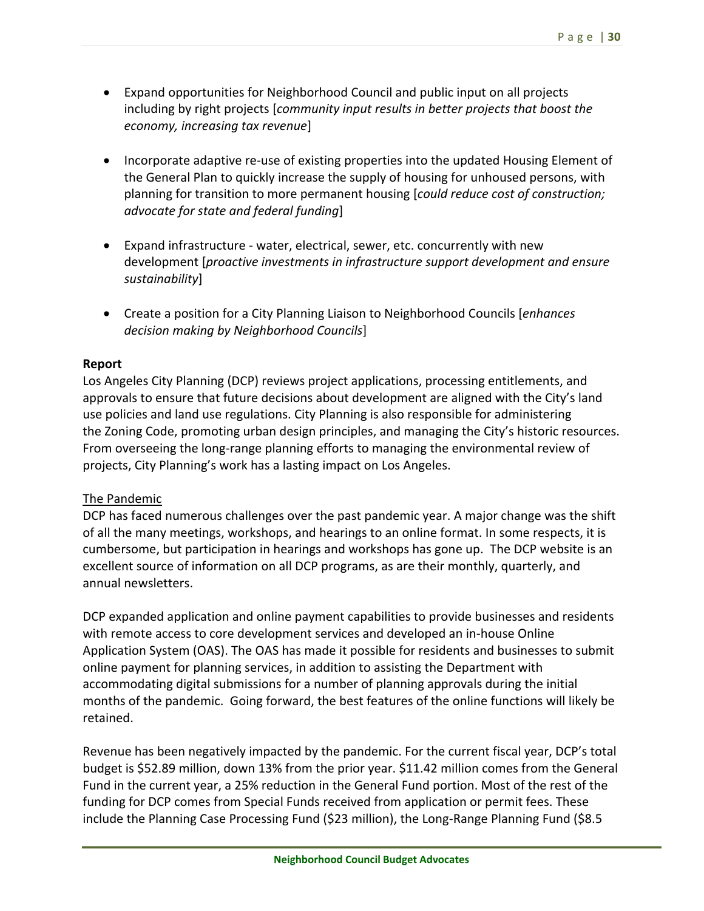- Expand opportunities for Neighborhood Council and public input on all projects including by right projects [*community input results in better projects that boost the economy, increasing tax revenue*]

- Incorporate adaptive re-use of existing properties into the updated Housing Element of the General Plan to quickly increase the supply of housing for unhoused persons, with planning for transition to more permanent housing [*could reduce cost of construction; advocate for state and federal funding*]

- Expand infrastructure - water, electrical, sewer, etc. concurrently with new development [*proactive investments in infrastructure support development and ensure sustainability*]

- Create a position for a City Planning Liaison to Neighborhood Councils [*enhances decision making by Neighborhood Councils*]

**Report**

Los Angeles City Planning (DCP) reviews project applications, processing entitlements, and approvals to ensure that future decisions about development are aligned with the City's land use policies and land use regulations. City Planning is also responsible for administering the Zoning Code, promoting urban design principles, and managing the City's historic resources. From overseeing the long-range planning efforts to managing the environmental review of projects, City Planning's work has a lasting impact on Los Angeles.

<u>The Pandemic</u>

DCP has faced numerous challenges over the past pandemic year. A major change was the shift of all the many meetings, workshops, and hearings to an online format. In some respects, it is cumbersome, but participation in hearings and workshops has gone up. The DCP website is an excellent source of information on all DCP programs, as are their monthly, quarterly, and annual newsletters.

DCP expanded application and online payment capabilities to provide businesses and residents with remote access to core development services and developed an in-house Online Application System (OAS). The OAS has made it possible for residents and businesses to submit online payment for planning services, in addition to assisting the Department with accommodating digital submissions for a number of planning approvals during the initial months of the pandemic. Going forward, the best features of the online functions will likely be retained.

Revenue has been negatively impacted by the pandemic. For the current fiscal year, DCP's total budget is $52.89 million, down 13% from the prior year. $11.42 million comes from the General Fund in the current year, a 25% reduction in the General Fund portion. Most of the rest of the funding for DCP comes from Special Funds received from application or permit fees. These include the Planning Case Processing Fund ($23 million), the Long-Range Planning Fund ($8.5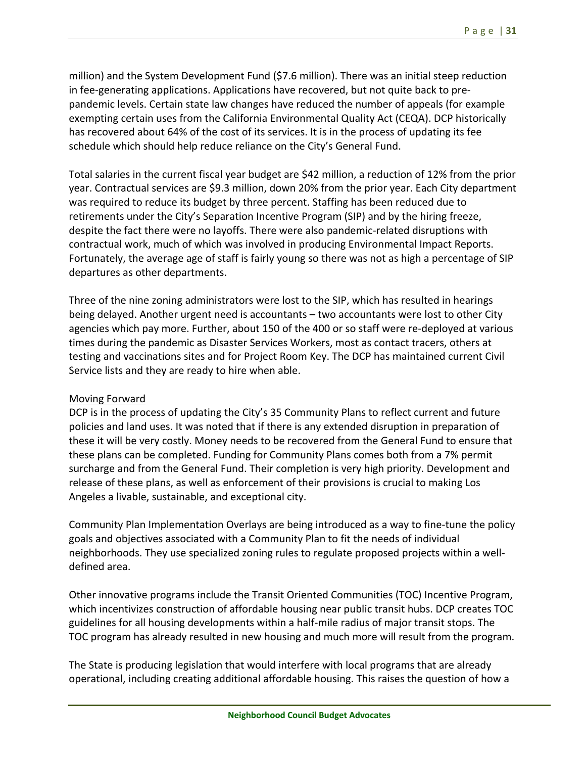million) and the System Development Fund ($7.6 million). There was an initial steep reduction in fee-generating applications. Applications have recovered, but not quite back to pre-pandemic levels. Certain state law changes have reduced the number of appeals (for example exempting certain uses from the California Environmental Quality Act (CEQA). DCP historically has recovered about 64% of the cost of its services. It is in the process of updating its fee schedule which should help reduce reliance on the City's General Fund.

Total salaries in the current fiscal year budget are $42 million, a reduction of 12% from the prior year. Contractual services are $9.3 million, down 20% from the prior year. Each City department was required to reduce its budget by three percent. Staffing has been reduced due to retirements under the City's Separation Incentive Program (SIP) and by the hiring freeze, despite the fact there were no layoffs. There were also pandemic-related disruptions with contractual work, much of which was involved in producing Environmental Impact Reports. Fortunately, the average age of staff is fairly young so there was not as high a percentage of SIP departures as other departments.

Three of the nine zoning administrators were lost to the SIP, which has resulted in hearings being delayed. Another urgent need is accountants – two accountants were lost to other City agencies which pay more. Further, about 150 of the 400 or so staff were re-deployed at various times during the pandemic as Disaster Services Workers, most as contact tracers, others at testing and vaccinations sites and for Project Room Key. The DCP has maintained current Civil Service lists and they are ready to hire when able.

<u>Moving Forward</u>

DCP is in the process of updating the City's 35 Community Plans to reflect current and future policies and land uses. It was noted that if there is any extended disruption in preparation of these it will be very costly. Money needs to be recovered from the General Fund to ensure that these plans can be completed. Funding for Community Plans comes both from a 7% permit surcharge and from the General Fund. Their completion is very high priority. Development and release of these plans, as well as enforcement of their provisions is crucial to making Los Angeles a livable, sustainable, and exceptional city.

Community Plan Implementation Overlays are being introduced as a way to fine-tune the policy goals and objectives associated with a Community Plan to fit the needs of individual neighborhoods. They use specialized zoning rules to regulate proposed projects within a well-defined area.

Other innovative programs include the Transit Oriented Communities (TOC) Incentive Program, which incentivizes construction of affordable housing near public transit hubs. DCP creates TOC guidelines for all housing developments within a half-mile radius of major transit stops. The TOC program has already resulted in new housing and much more will result from the program.

The State is producing legislation that would interfere with local programs that are already operational, including creating additional affordable housing. This raises the question of how a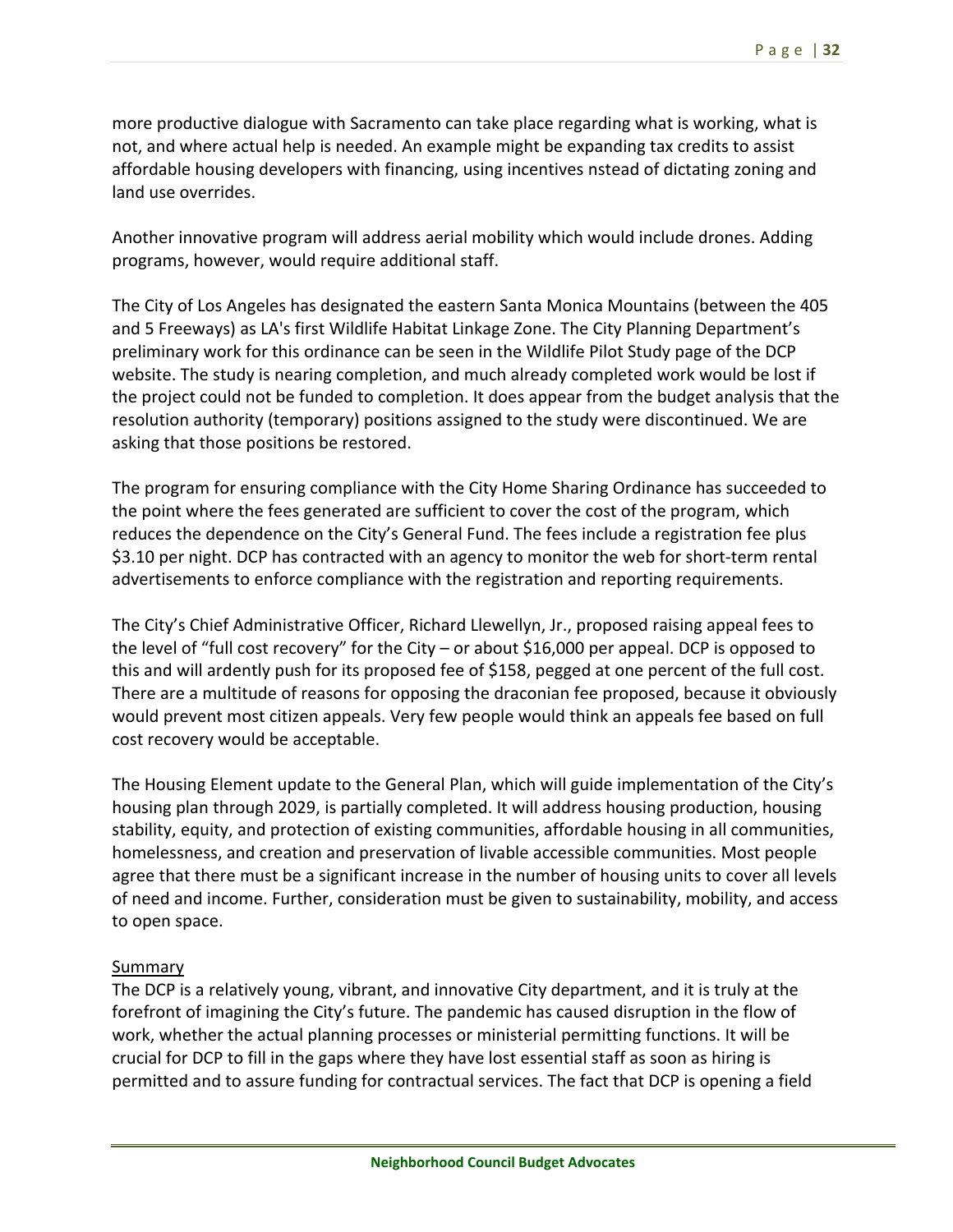more productive dialogue with Sacramento can take place regarding what is working, what is not, and where actual help is needed. An example might be expanding tax credits to assist affordable housing developers with financing, using incentives nstead of dictating zoning and land use overrides.

Another innovative program will address aerial mobility which would include drones. Adding programs, however, would require additional staff.

The City of Los Angeles has designated the eastern Santa Monica Mountains (between the 405 and 5 Freeways) as LA's first Wildlife Habitat Linkage Zone. The City Planning Department's preliminary work for this ordinance can be seen in the Wildlife Pilot Study page of the DCP website. The study is nearing completion, and much already completed work would be lost if the project could not be funded to completion. It does appear from the budget analysis that the resolution authority (temporary) positions assigned to the study were discontinued. We are asking that those positions be restored.

The program for ensuring compliance with the City Home Sharing Ordinance has succeeded to the point where the fees generated are sufficient to cover the cost of the program, which reduces the dependence on the City's General Fund. The fees include a registration fee plus $3.10 per night. DCP has contracted with an agency to monitor the web for short-term rental advertisements to enforce compliance with the registration and reporting requirements.

The City's Chief Administrative Officer, Richard Llewellyn, Jr., proposed raising appeal fees to the level of "full cost recovery" for the City – or about $16,000 per appeal. DCP is opposed to this and will ardently push for its proposed fee of $158, pegged at one percent of the full cost. There are a multitude of reasons for opposing the draconian fee proposed, because it obviously would prevent most citizen appeals. Very few people would think an appeals fee based on full cost recovery would be acceptable.

The Housing Element update to the General Plan, which will guide implementation of the City's housing plan through 2029, is partially completed. It will address housing production, housing stability, equity, and protection of existing communities, affordable housing in all communities, homelessness, and creation and preservation of livable accessible communities. Most people agree that there must be a significant increase in the number of housing units to cover all levels of need and income. Further, consideration must be given to sustainability, mobility, and access to open space.

<u>Summary</u>

The DCP is a relatively young, vibrant, and innovative City department, and it is truly at the forefront of imagining the City's future. The pandemic has caused disruption in the flow of work, whether the actual planning processes or ministerial permitting functions. It will be crucial for DCP to fill in the gaps where they have lost essential staff as soon as hiring is permitted and to assure funding for contractual services. The fact that DCP is opening a field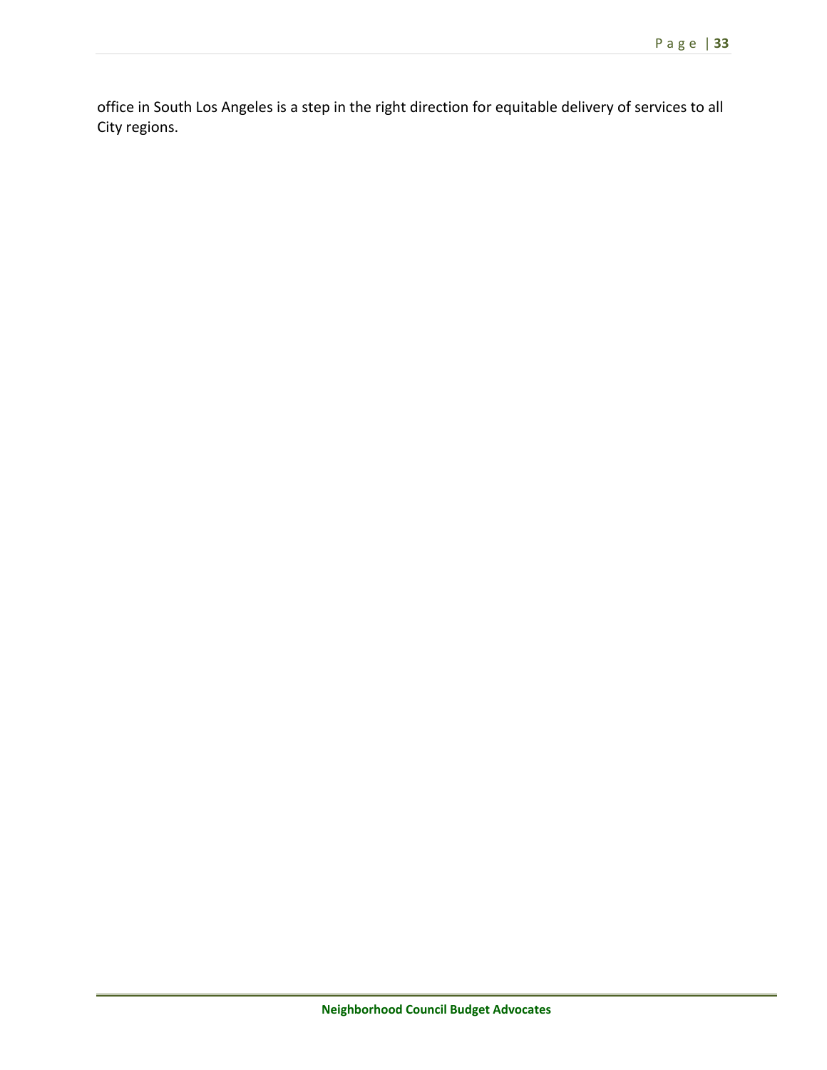office in South Los Angeles is a step in the right direction for equitable delivery of services to all City regions.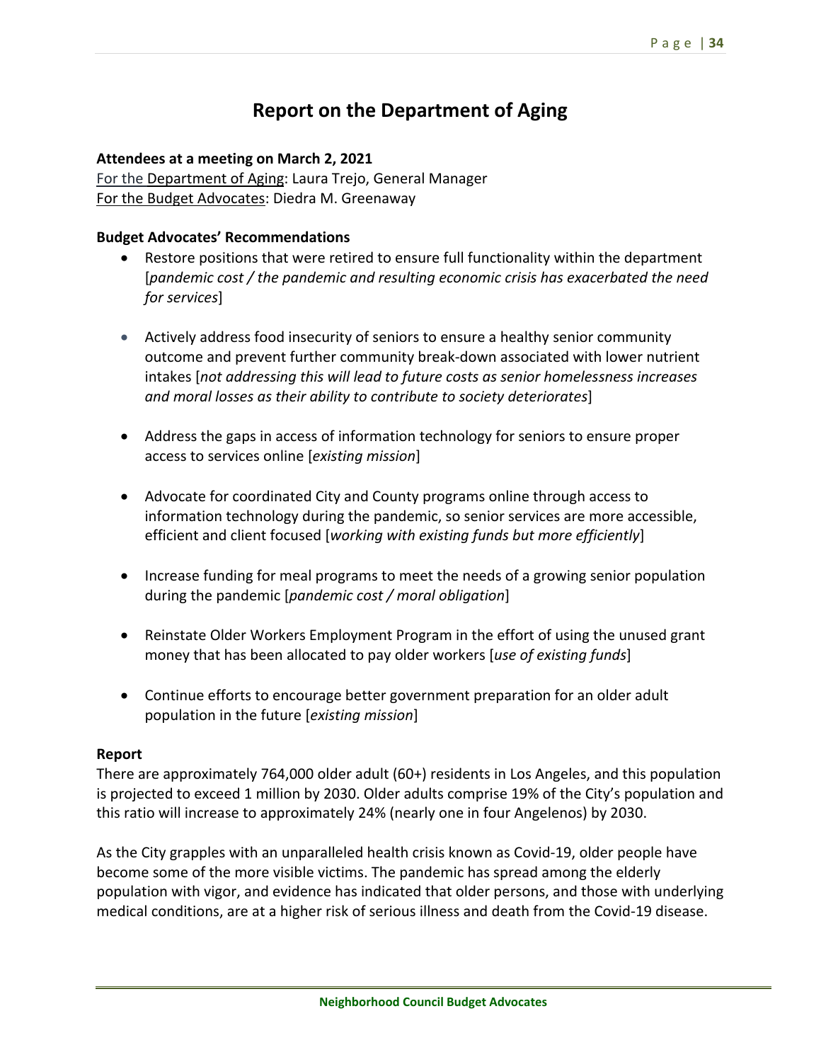# Report on the Department of Aging

**Attendees at a meeting on March 2, 2021**

For the Department of Aging: Laura Trejo, General Manager
For the Budget Advocates: Diedra M. Greenaway

**Budget Advocates' Recommendations**

- Restore positions that were retired to ensure full functionality within the department [*pandemic cost / the pandemic and resulting economic crisis has exacerbated the need for services*]
- Actively address food insecurity of seniors to ensure a healthy senior community outcome and prevent further community break-down associated with lower nutrient intakes [*not addressing this will lead to future costs as senior homelessness increases and moral losses as their ability to contribute to society deteriorates*]
- Address the gaps in access of information technology for seniors to ensure proper access to services online [*existing mission*]
- Advocate for coordinated City and County programs online through access to information technology during the pandemic, so senior services are more accessible, efficient and client focused [*working with existing funds but more efficiently*]
- Increase funding for meal programs to meet the needs of a growing senior population during the pandemic [*pandemic cost / moral obligation*]
- Reinstate Older Workers Employment Program in the effort of using the unused grant money that has been allocated to pay older workers [*use of existing funds*]
- Continue efforts to encourage better government preparation for an older adult population in the future [*existing mission*]

**Report**

There are approximately 764,000 older adult (60+) residents in Los Angeles, and this population is projected to exceed 1 million by 2030. Older adults comprise 19% of the City's population and this ratio will increase to approximately 24% (nearly one in four Angelenos) by 2030.

As the City grapples with an unparalleled health crisis known as Covid-19, older people have become some of the more visible victims. The pandemic has spread among the elderly population with vigor, and evidence has indicated that older persons, and those with underlying medical conditions, are at a higher risk of serious illness and death from the Covid-19 disease.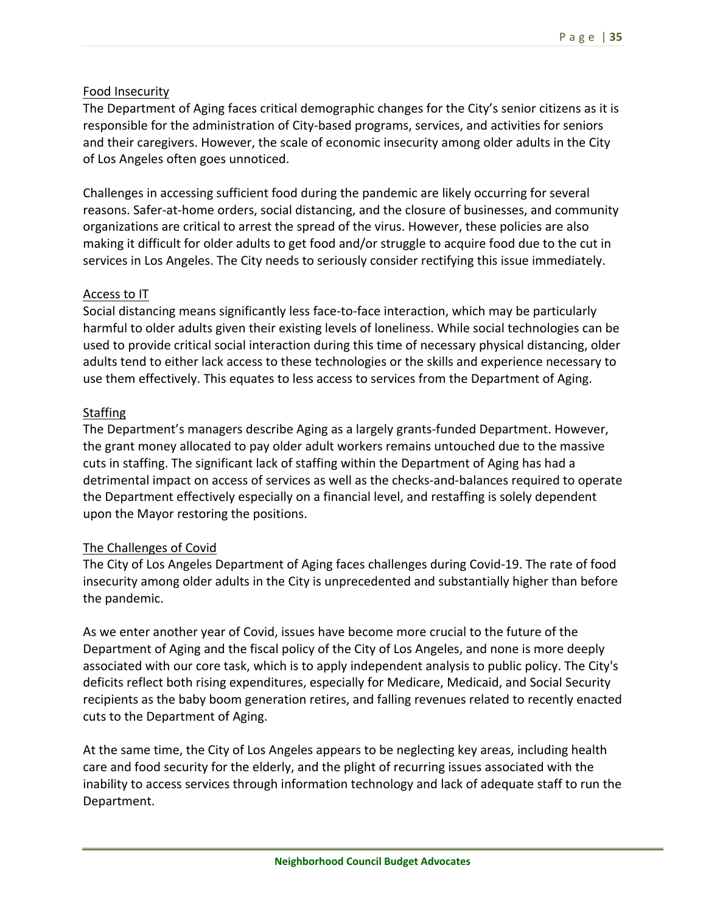<u>Food Insecurity</u>

The Department of Aging faces critical demographic changes for the City's senior citizens as it is responsible for the administration of City-based programs, services, and activities for seniors and their caregivers. However, the scale of economic insecurity among older adults in the City of Los Angeles often goes unnoticed.

Challenges in accessing sufficient food during the pandemic are likely occurring for several reasons. Safer-at-home orders, social distancing, and the closure of businesses, and community organizations are critical to arrest the spread of the virus. However, these policies are also making it difficult for older adults to get food and/or struggle to acquire food due to the cut in services in Los Angeles. The City needs to seriously consider rectifying this issue immediately.

<u>Access to IT</u>

Social distancing means significantly less face-to-face interaction, which may be particularly harmful to older adults given their existing levels of loneliness. While social technologies can be used to provide critical social interaction during this time of necessary physical distancing, older adults tend to either lack access to these technologies or the skills and experience necessary to use them effectively. This equates to less access to services from the Department of Aging.

<u>Staffing</u>

The Department's managers describe Aging as a largely grants-funded Department. However, the grant money allocated to pay older adult workers remains untouched due to the massive cuts in staffing. The significant lack of staffing within the Department of Aging has had a detrimental impact on access of services as well as the checks-and-balances required to operate the Department effectively especially on a financial level, and restaffing is solely dependent upon the Mayor restoring the positions.

<u>The Challenges of Covid</u>

The City of Los Angeles Department of Aging faces challenges during Covid-19. The rate of food insecurity among older adults in the City is unprecedented and substantially higher than before the pandemic.

As we enter another year of Covid, issues have become more crucial to the future of the Department of Aging and the fiscal policy of the City of Los Angeles, and none is more deeply associated with our core task, which is to apply independent analysis to public policy. The City's deficits reflect both rising expenditures, especially for Medicare, Medicaid, and Social Security recipients as the baby boom generation retires, and falling revenues related to recently enacted cuts to the Department of Aging.

At the same time, the City of Los Angeles appears to be neglecting key areas, including health care and food security for the elderly, and the plight of recurring issues associated with the inability to access services through information technology and lack of adequate staff to run the Department.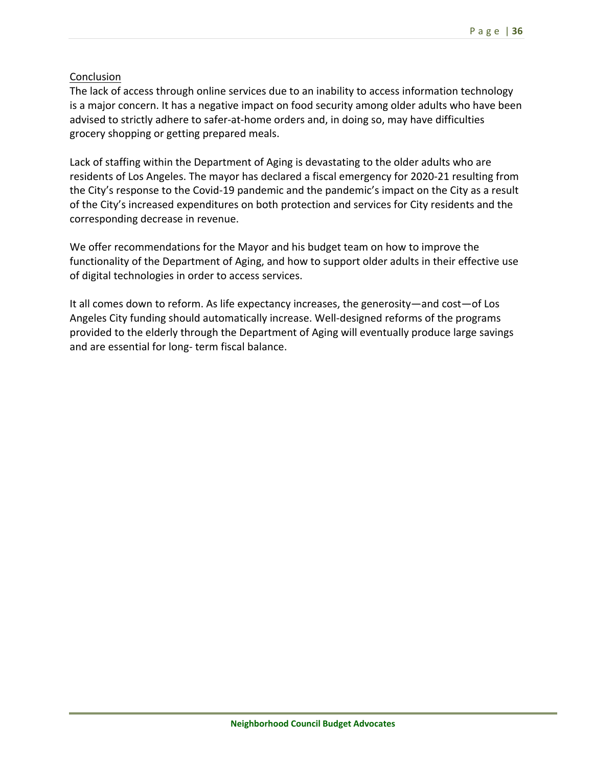Conclusion

The lack of access through online services due to an inability to access information technology is a major concern. It has a negative impact on food security among older adults who have been advised to strictly adhere to safer-at-home orders and, in doing so, may have difficulties grocery shopping or getting prepared meals.

Lack of staffing within the Department of Aging is devastating to the older adults who are residents of Los Angeles. The mayor has declared a fiscal emergency for 2020-21 resulting from the City's response to the Covid-19 pandemic and the pandemic's impact on the City as a result of the City's increased expenditures on both protection and services for City residents and the corresponding decrease in revenue.

We offer recommendations for the Mayor and his budget team on how to improve the functionality of the Department of Aging, and how to support older adults in their effective use of digital technologies in order to access services.

It all comes down to reform. As life expectancy increases, the generosity—and cost—of Los Angeles City funding should automatically increase. Well-designed reforms of the programs provided to the elderly through the Department of Aging will eventually produce large savings and are essential for long- term fiscal balance.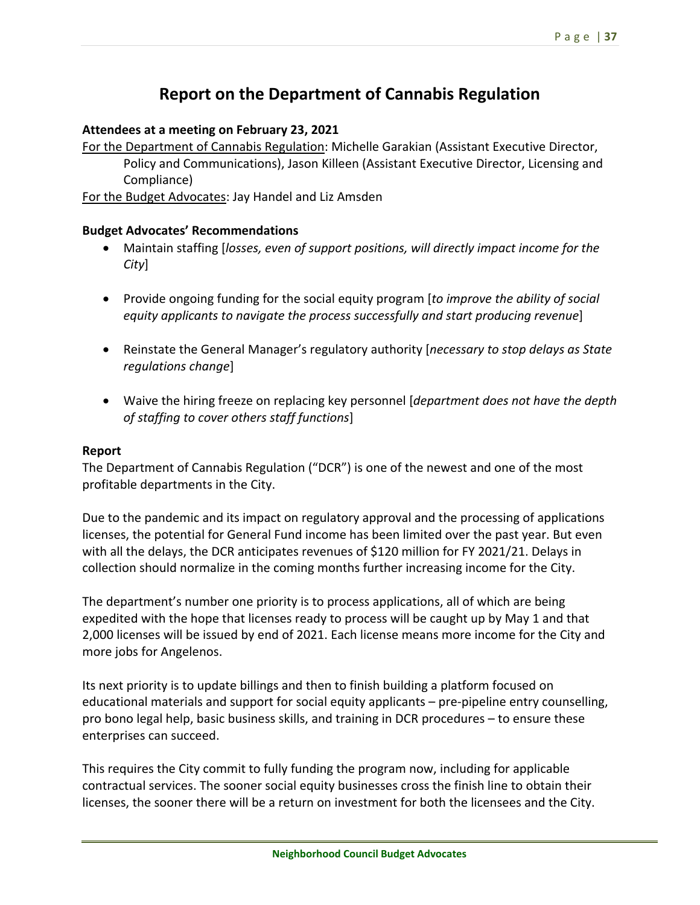# Report on the Department of Cannabis Regulation

**Attendees at a meeting on February 23, 2021**

For the Department of Cannabis Regulation: Michelle Garakian (Assistant Executive Director, Policy and Communications), Jason Killeen (Assistant Executive Director, Licensing and Compliance)

For the Budget Advocates: Jay Handel and Liz Amsden

**Budget Advocates' Recommendations**

- Maintain staffing [*losses, even of support positions, will directly impact income for the City*]
- Provide ongoing funding for the social equity program [*to improve the ability of social equity applicants to navigate the process successfully and start producing revenue*]
- Reinstate the General Manager's regulatory authority [*necessary to stop delays as State regulations change*]
- Waive the hiring freeze on replacing key personnel [*department does not have the depth of staffing to cover others staff functions*]

**Report**

The Department of Cannabis Regulation ("DCR") is one of the newest and one of the most profitable departments in the City.

Due to the pandemic and its impact on regulatory approval and the processing of applications licenses, the potential for General Fund income has been limited over the past year. But even with all the delays, the DCR anticipates revenues of $120 million for FY 2021/21. Delays in collection should normalize in the coming months further increasing income for the City.

The department's number one priority is to process applications, all of which are being expedited with the hope that licenses ready to process will be caught up by May 1 and that 2,000 licenses will be issued by end of 2021. Each license means more income for the City and more jobs for Angelenos.

Its next priority is to update billings and then to finish building a platform focused on educational materials and support for social equity applicants – pre-pipeline entry counselling, pro bono legal help, basic business skills, and training in DCR procedures – to ensure these enterprises can succeed.

This requires the City commit to fully funding the program now, including for applicable contractual services. The sooner social equity businesses cross the finish line to obtain their licenses, the sooner there will be a return on investment for both the licensees and the City.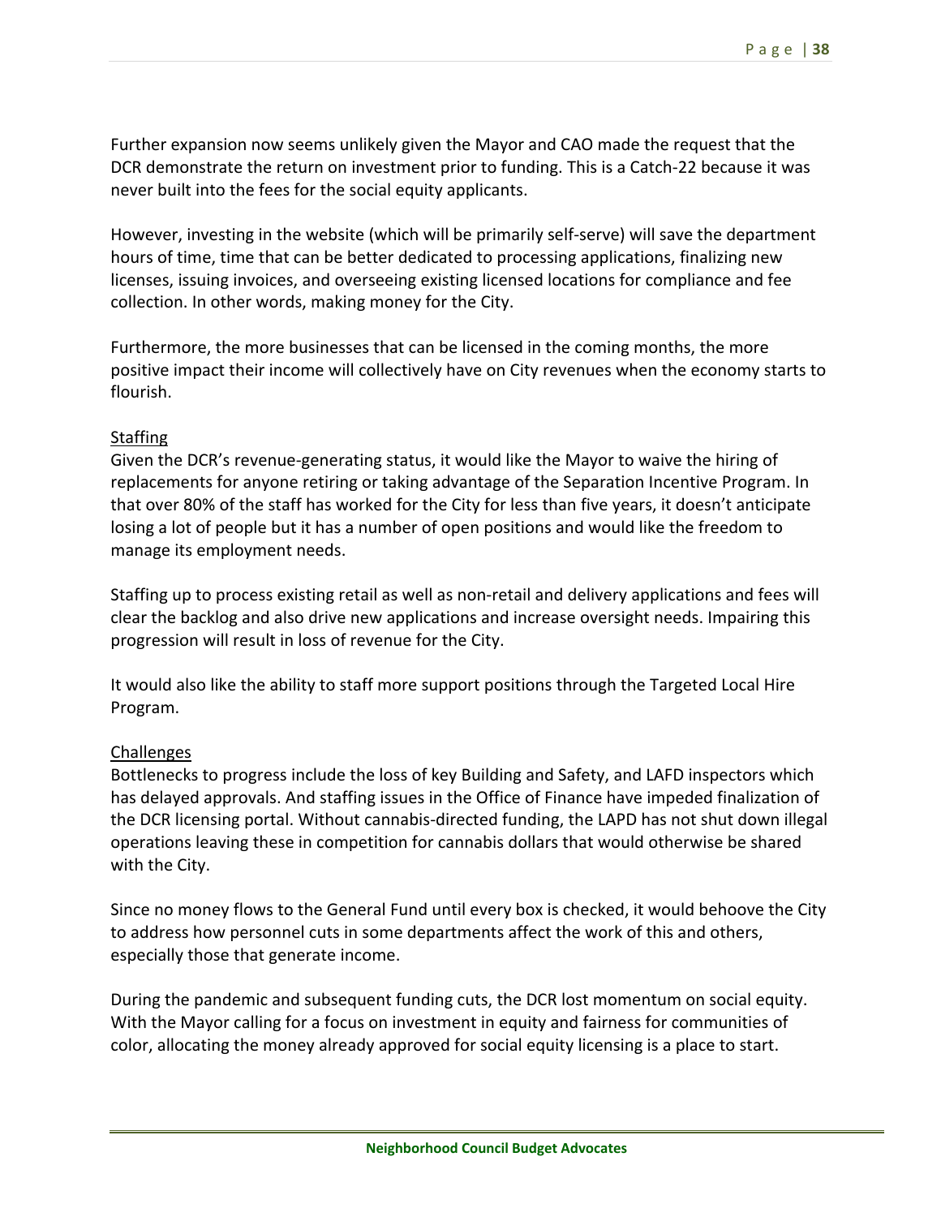Further expansion now seems unlikely given the Mayor and CAO made the request that the DCR demonstrate the return on investment prior to funding. This is a Catch-22 because it was never built into the fees for the social equity applicants.

However, investing in the website (which will be primarily self-serve) will save the department hours of time, time that can be better dedicated to processing applications, finalizing new licenses, issuing invoices, and overseeing existing licensed locations for compliance and fee collection. In other words, making money for the City.

Furthermore, the more businesses that can be licensed in the coming months, the more positive impact their income will collectively have on City revenues when the economy starts to flourish.

### Staffing

Given the DCR's revenue-generating status, it would like the Mayor to waive the hiring of replacements for anyone retiring or taking advantage of the Separation Incentive Program. In that over 80% of the staff has worked for the City for less than five years, it doesn't anticipate losing a lot of people but it has a number of open positions and would like the freedom to manage its employment needs.

Staffing up to process existing retail as well as non-retail and delivery applications and fees will clear the backlog and also drive new applications and increase oversight needs. Impairing this progression will result in loss of revenue for the City.

It would also like the ability to staff more support positions through the Targeted Local Hire Program.

### Challenges

Bottlenecks to progress include the loss of key Building and Safety, and LAFD inspectors which has delayed approvals. And staffing issues in the Office of Finance have impeded finalization of the DCR licensing portal. Without cannabis-directed funding, the LAPD has not shut down illegal operations leaving these in competition for cannabis dollars that would otherwise be shared with the City.

Since no money flows to the General Fund until every box is checked, it would behoove the City to address how personnel cuts in some departments affect the work of this and others, especially those that generate income.

During the pandemic and subsequent funding cuts, the DCR lost momentum on social equity. With the Mayor calling for a focus on investment in equity and fairness for communities of color, allocating the money already approved for social equity licensing is a place to start.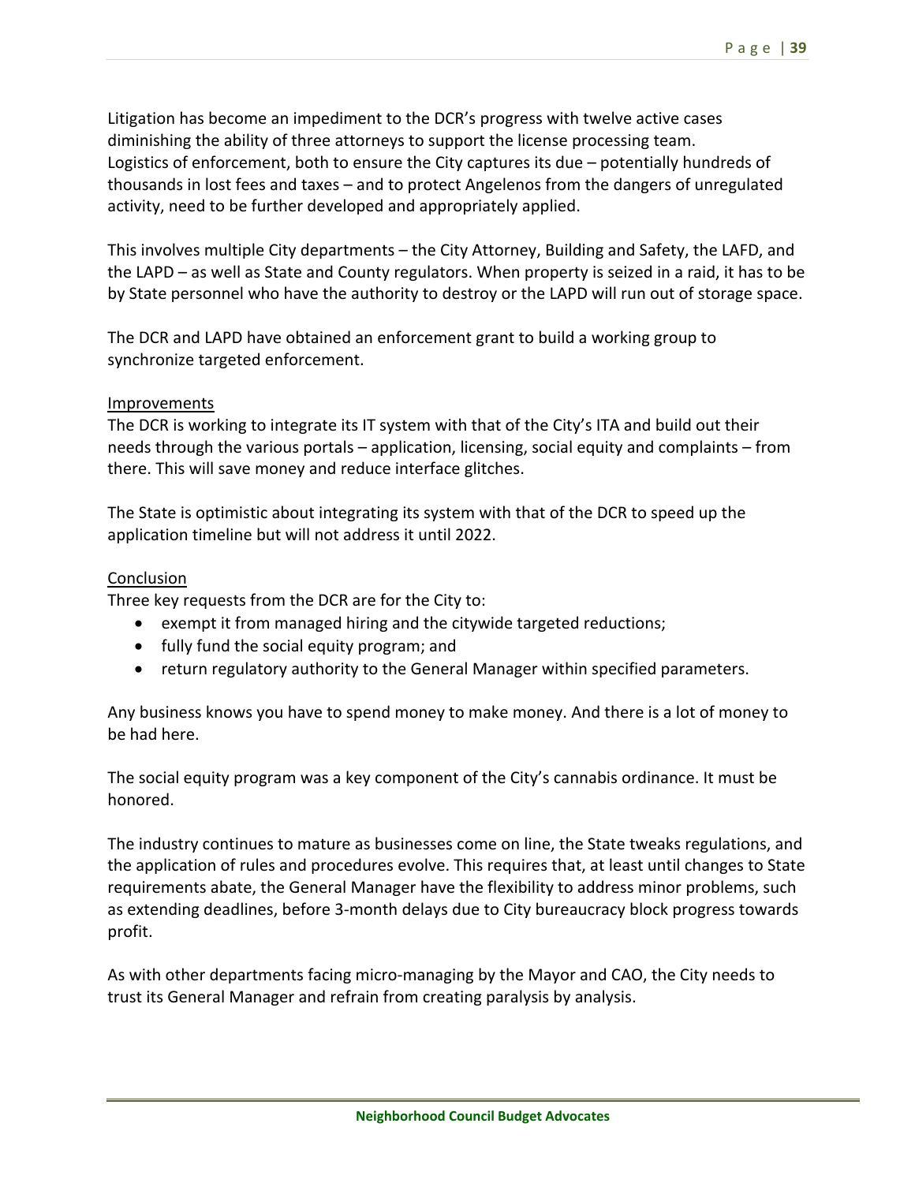Litigation has become an impediment to the DCR's progress with twelve active cases diminishing the ability of three attorneys to support the license processing team. Logistics of enforcement, both to ensure the City captures its due – potentially hundreds of thousands in lost fees and taxes – and to protect Angelenos from the dangers of unregulated activity, need to be further developed and appropriately applied.

This involves multiple City departments – the City Attorney, Building and Safety, the LAFD, and the LAPD – as well as State and County regulators. When property is seized in a raid, it has to be by State personnel who have the authority to destroy or the LAPD will run out of storage space.

The DCR and LAPD have obtained an enforcement grant to build a working group to synchronize targeted enforcement.

<u>Improvements</u>

The DCR is working to integrate its IT system with that of the City's ITA and build out their needs through the various portals – application, licensing, social equity and complaints – from there. This will save money and reduce interface glitches.

The State is optimistic about integrating its system with that of the DCR to speed up the application timeline but will not address it until 2022.

<u>Conclusion</u>

Three key requests from the DCR are for the City to:

- exempt it from managed hiring and the citywide targeted reductions;
- fully fund the social equity program; and
- return regulatory authority to the General Manager within specified parameters.

Any business knows you have to spend money to make money. And there is a lot of money to be had here.

The social equity program was a key component of the City's cannabis ordinance. It must be honored.

The industry continues to mature as businesses come on line, the State tweaks regulations, and the application of rules and procedures evolve. This requires that, at least until changes to State requirements abate, the General Manager have the flexibility to address minor problems, such as extending deadlines, before 3-month delays due to City bureaucracy block progress towards profit.

As with other departments facing micro-managing by the Mayor and CAO, the City needs to trust its General Manager and refrain from creating paralysis by analysis.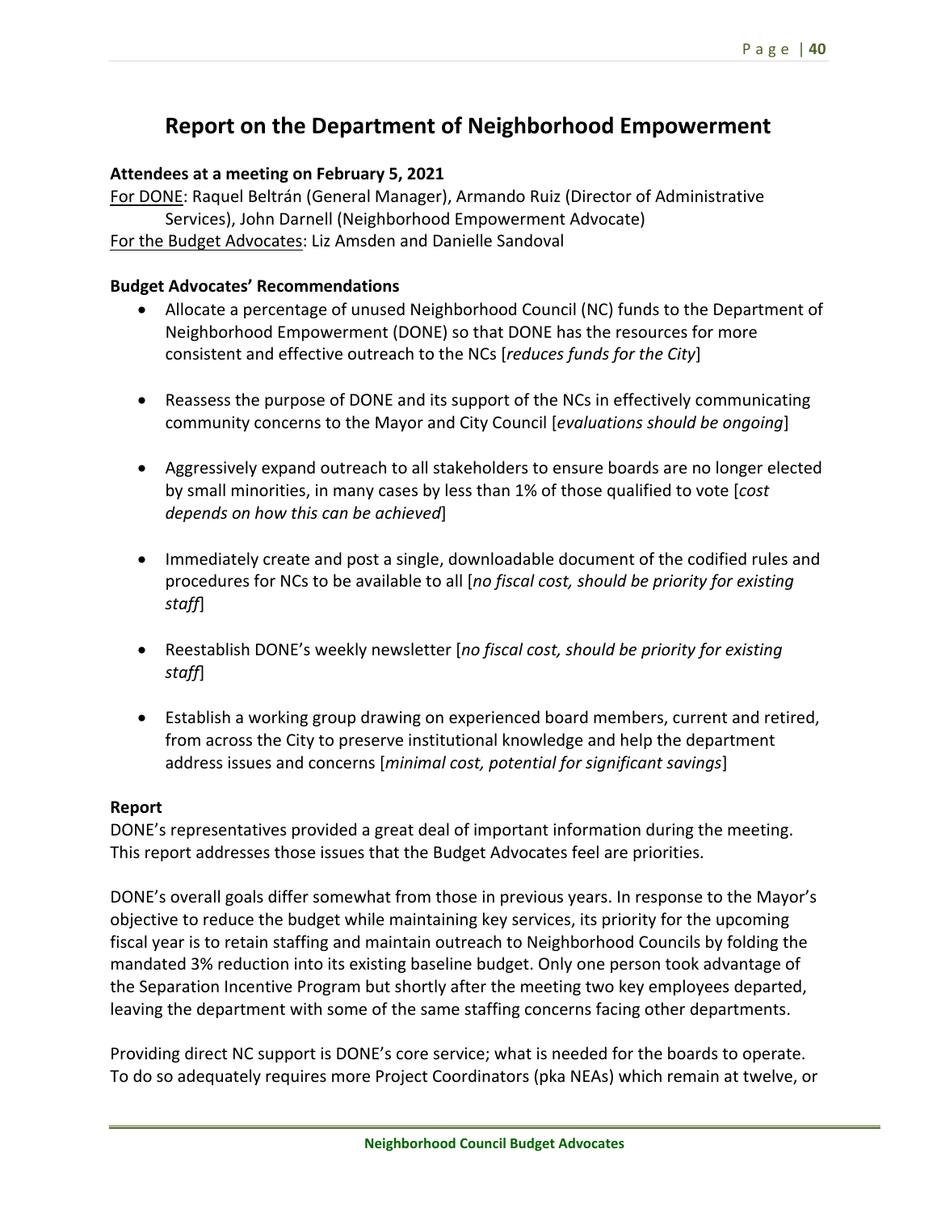# Report on the Department of Neighborhood Empowerment

**Attendees at a meeting on February 5, 2021**

For DONE: Raquel Beltrán (General Manager), Armando Ruiz (Director of Administrative Services), John Darnell (Neighborhood Empowerment Advocate)

For the Budget Advocates: Liz Amsden and Danielle Sandoval

**Budget Advocates' Recommendations**

- Allocate a percentage of unused Neighborhood Council (NC) funds to the Department of Neighborhood Empowerment (DONE) so that DONE has the resources for more consistent and effective outreach to the NCs [*reduces funds for the City*]
- Reassess the purpose of DONE and its support of the NCs in effectively communicating community concerns to the Mayor and City Council [*evaluations should be ongoing*]
- Aggressively expand outreach to all stakeholders to ensure boards are no longer elected by small minorities, in many cases by less than 1% of those qualified to vote [*cost depends on how this can be achieved*]
- Immediately create and post a single, downloadable document of the codified rules and procedures for NCs to be available to all [*no fiscal cost, should be priority for existing staff*]
- Reestablish DONE's weekly newsletter [*no fiscal cost, should be priority for existing staff*]
- Establish a working group drawing on experienced board members, current and retired, from across the City to preserve institutional knowledge and help the department address issues and concerns [*minimal cost, potential for significant savings*]

**Report**

DONE's representatives provided a great deal of important information during the meeting. This report addresses those issues that the Budget Advocates feel are priorities.

DONE's overall goals differ somewhat from those in previous years. In response to the Mayor's objective to reduce the budget while maintaining key services, its priority for the upcoming fiscal year is to retain staffing and maintain outreach to Neighborhood Councils by folding the mandated 3% reduction into its existing baseline budget. Only one person took advantage of the Separation Incentive Program but shortly after the meeting two key employees departed, leaving the department with some of the same staffing concerns facing other departments.

Providing direct NC support is DONE's core service; what is needed for the boards to operate. To do so adequately requires more Project Coordinators (pka NEAs) which remain at twelve, or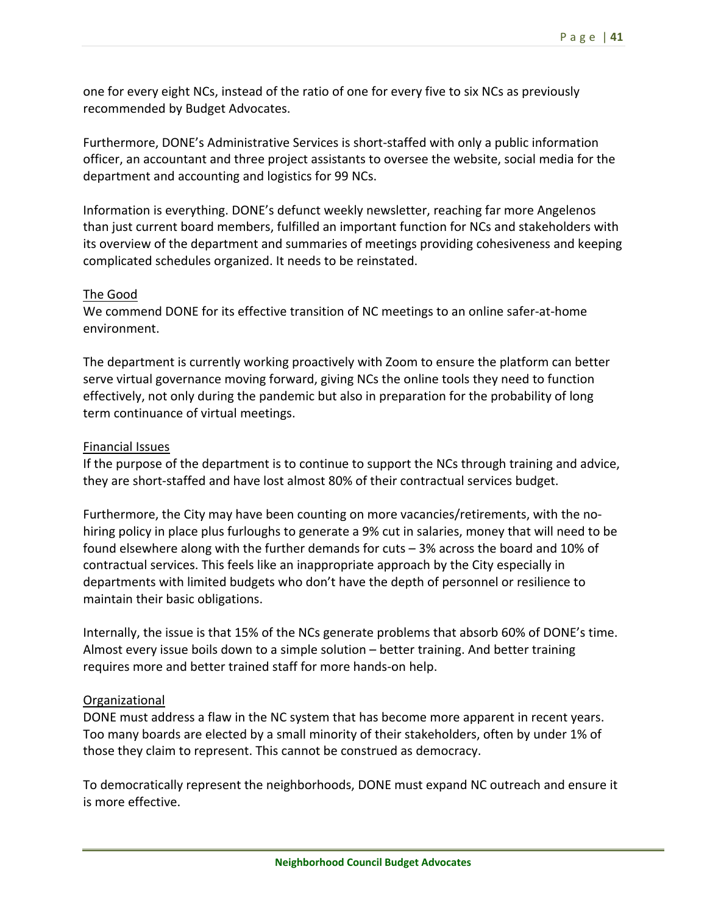one for every eight NCs, instead of the ratio of one for every five to six NCs as previously recommended by Budget Advocates.

Furthermore, DONE's Administrative Services is short-staffed with only a public information officer, an accountant and three project assistants to oversee the website, social media for the department and accounting and logistics for 99 NCs.

Information is everything. DONE's defunct weekly newsletter, reaching far more Angelenos than just current board members, fulfilled an important function for NCs and stakeholders with its overview of the department and summaries of meetings providing cohesiveness and keeping complicated schedules organized. It needs to be reinstated.

The Good

We commend DONE for its effective transition of NC meetings to an online safer-at-home environment.

The department is currently working proactively with Zoom to ensure the platform can better serve virtual governance moving forward, giving NCs the online tools they need to function effectively, not only during the pandemic but also in preparation for the probability of long term continuance of virtual meetings.

Financial Issues

If the purpose of the department is to continue to support the NCs through training and advice, they are short-staffed and have lost almost 80% of their contractual services budget.

Furthermore, the City may have been counting on more vacancies/retirements, with the no-hiring policy in place plus furloughs to generate a 9% cut in salaries, money that will need to be found elsewhere along with the further demands for cuts – 3% across the board and 10% of contractual services. This feels like an inappropriate approach by the City especially in departments with limited budgets who don't have the depth of personnel or resilience to maintain their basic obligations.

Internally, the issue is that 15% of the NCs generate problems that absorb 60% of DONE's time. Almost every issue boils down to a simple solution – better training. And better training requires more and better trained staff for more hands-on help.

Organizational

DONE must address a flaw in the NC system that has become more apparent in recent years. Too many boards are elected by a small minority of their stakeholders, often by under 1% of those they claim to represent. This cannot be construed as democracy.

To democratically represent the neighborhoods, DONE must expand NC outreach and ensure it is more effective.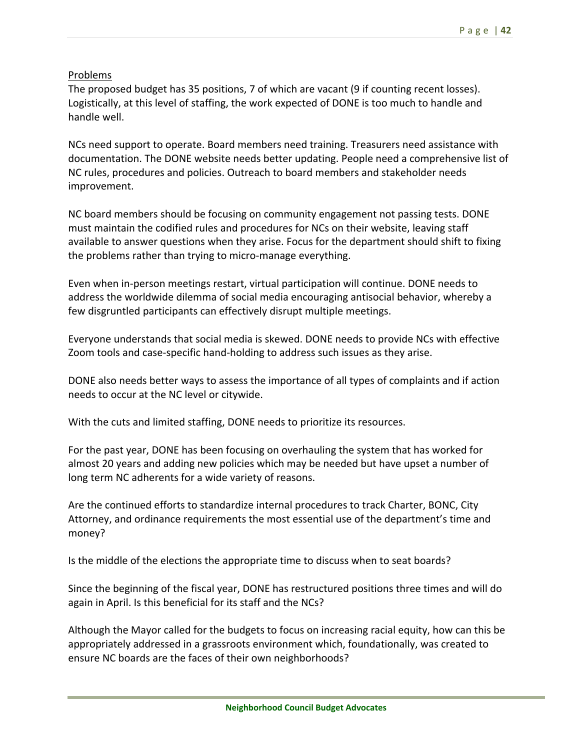Problems

The proposed budget has 35 positions, 7 of which are vacant (9 if counting recent losses). Logistically, at this level of staffing, the work expected of DONE is too much to handle and handle well.

NCs need support to operate. Board members need training. Treasurers need assistance with documentation. The DONE website needs better updating. People need a comprehensive list of NC rules, procedures and policies. Outreach to board members and stakeholder needs improvement.

NC board members should be focusing on community engagement not passing tests. DONE must maintain the codified rules and procedures for NCs on their website, leaving staff available to answer questions when they arise. Focus for the department should shift to fixing the problems rather than trying to micro-manage everything.

Even when in-person meetings restart, virtual participation will continue. DONE needs to address the worldwide dilemma of social media encouraging antisocial behavior, whereby a few disgruntled participants can effectively disrupt multiple meetings.

Everyone understands that social media is skewed. DONE needs to provide NCs with effective Zoom tools and case-specific hand-holding to address such issues as they arise.

DONE also needs better ways to assess the importance of all types of complaints and if action needs to occur at the NC level or citywide.

With the cuts and limited staffing, DONE needs to prioritize its resources.

For the past year, DONE has been focusing on overhauling the system that has worked for almost 20 years and adding new policies which may be needed but have upset a number of long term NC adherents for a wide variety of reasons.

Are the continued efforts to standardize internal procedures to track Charter, BONC, City Attorney, and ordinance requirements the most essential use of the department's time and money?

Is the middle of the elections the appropriate time to discuss when to seat boards?

Since the beginning of the fiscal year, DONE has restructured positions three times and will do again in April. Is this beneficial for its staff and the NCs?

Although the Mayor called for the budgets to focus on increasing racial equity, how can this be appropriately addressed in a grassroots environment which, foundationally, was created to ensure NC boards are the faces of their own neighborhoods?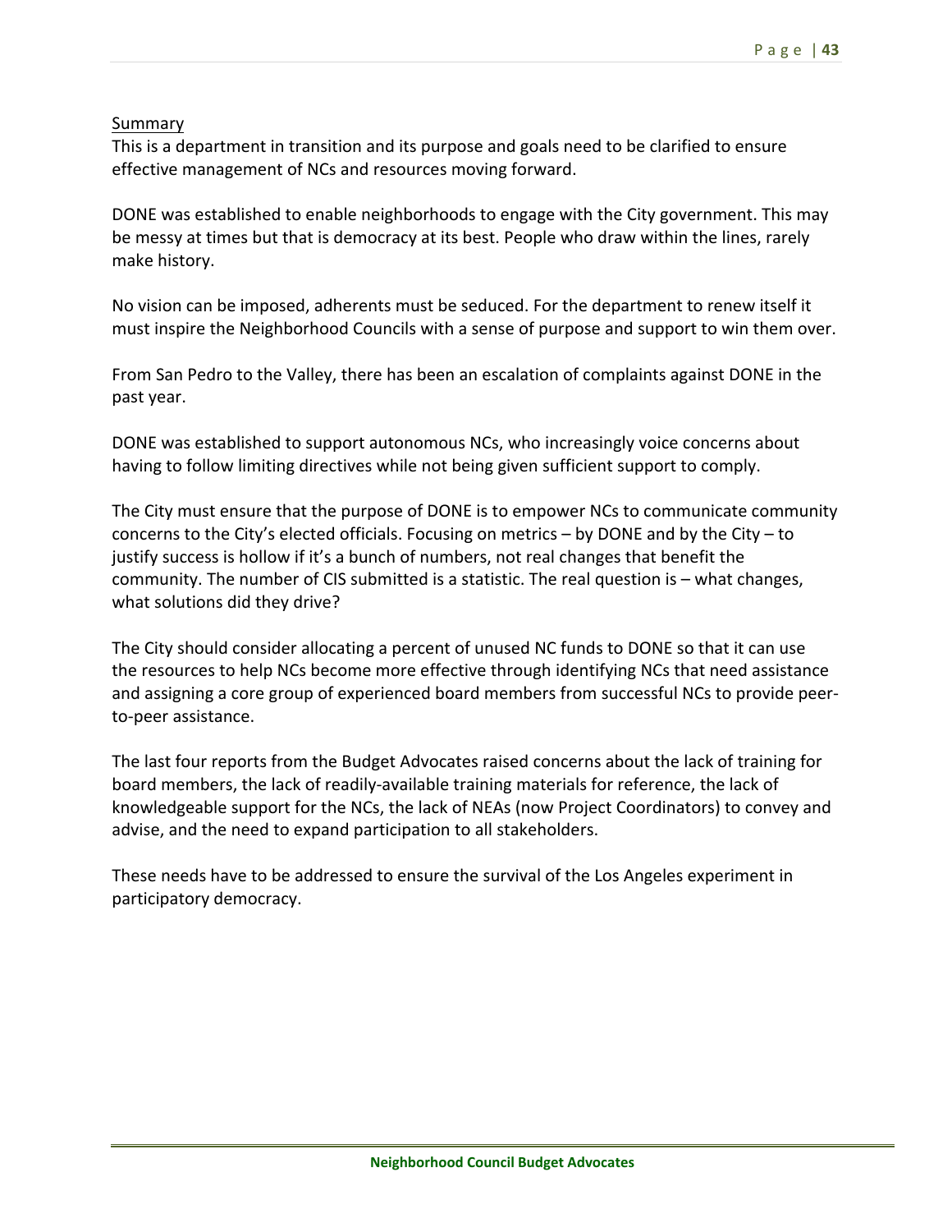Summary

This is a department in transition and its purpose and goals need to be clarified to ensure effective management of NCs and resources moving forward.

DONE was established to enable neighborhoods to engage with the City government. This may be messy at times but that is democracy at its best. People who draw within the lines, rarely make history.

No vision can be imposed, adherents must be seduced. For the department to renew itself it must inspire the Neighborhood Councils with a sense of purpose and support to win them over.

From San Pedro to the Valley, there has been an escalation of complaints against DONE in the past year.

DONE was established to support autonomous NCs, who increasingly voice concerns about having to follow limiting directives while not being given sufficient support to comply.

The City must ensure that the purpose of DONE is to empower NCs to communicate community concerns to the City's elected officials. Focusing on metrics – by DONE and by the City – to justify success is hollow if it's a bunch of numbers, not real changes that benefit the community. The number of CIS submitted is a statistic. The real question is – what changes, what solutions did they drive?

The City should consider allocating a percent of unused NC funds to DONE so that it can use the resources to help NCs become more effective through identifying NCs that need assistance and assigning a core group of experienced board members from successful NCs to provide peer-to-peer assistance.

The last four reports from the Budget Advocates raised concerns about the lack of training for board members, the lack of readily-available training materials for reference, the lack of knowledgeable support for the NCs, the lack of NEAs (now Project Coordinators) to convey and advise, and the need to expand participation to all stakeholders.

These needs have to be addressed to ensure the survival of the Los Angeles experiment in participatory democracy.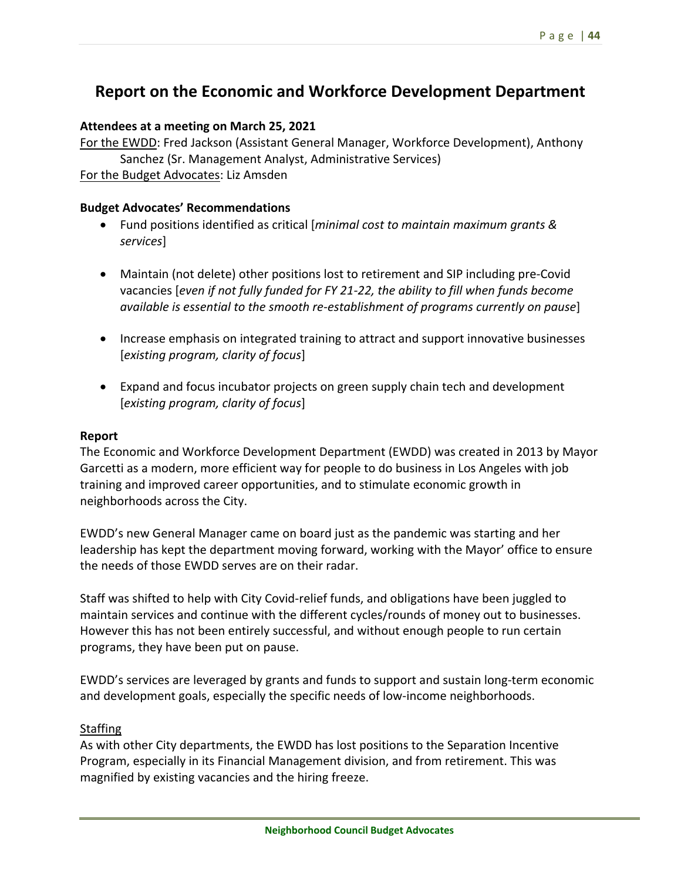# Report on the Economic and Workforce Development Department

**Attendees at a meeting on March 25, 2021**

For the EWDD: Fred Jackson (Assistant General Manager, Workforce Development), Anthony Sanchez (Sr. Management Analyst, Administrative Services)

For the Budget Advocates: Liz Amsden

**Budget Advocates' Recommendations**

- Fund positions identified as critical [*minimal cost to maintain maximum grants & services*]
- Maintain (not delete) other positions lost to retirement and SIP including pre-Covid vacancies [*even if not fully funded for FY 21-22, the ability to fill when funds become available is essential to the smooth re-establishment of programs currently on pause*]
- Increase emphasis on integrated training to attract and support innovative businesses [*existing program, clarity of focus*]
- Expand and focus incubator projects on green supply chain tech and development [*existing program, clarity of focus*]

**Report**

The Economic and Workforce Development Department (EWDD) was created in 2013 by Mayor Garcetti as a modern, more efficient way for people to do business in Los Angeles with job training and improved career opportunities, and to stimulate economic growth in neighborhoods across the City.

EWDD's new General Manager came on board just as the pandemic was starting and her leadership has kept the department moving forward, working with the Mayor' office to ensure the needs of those EWDD serves are on their radar.

Staff was shifted to help with City Covid-relief funds, and obligations have been juggled to maintain services and continue with the different cycles/rounds of money out to businesses. However this has not been entirely successful, and without enough people to run certain programs, they have been put on pause.

EWDD's services are leveraged by grants and funds to support and sustain long-term economic and development goals, especially the specific needs of low-income neighborhoods.

Staffing

As with other City departments, the EWDD has lost positions to the Separation Incentive Program, especially in its Financial Management division, and from retirement. This was magnified by existing vacancies and the hiring freeze.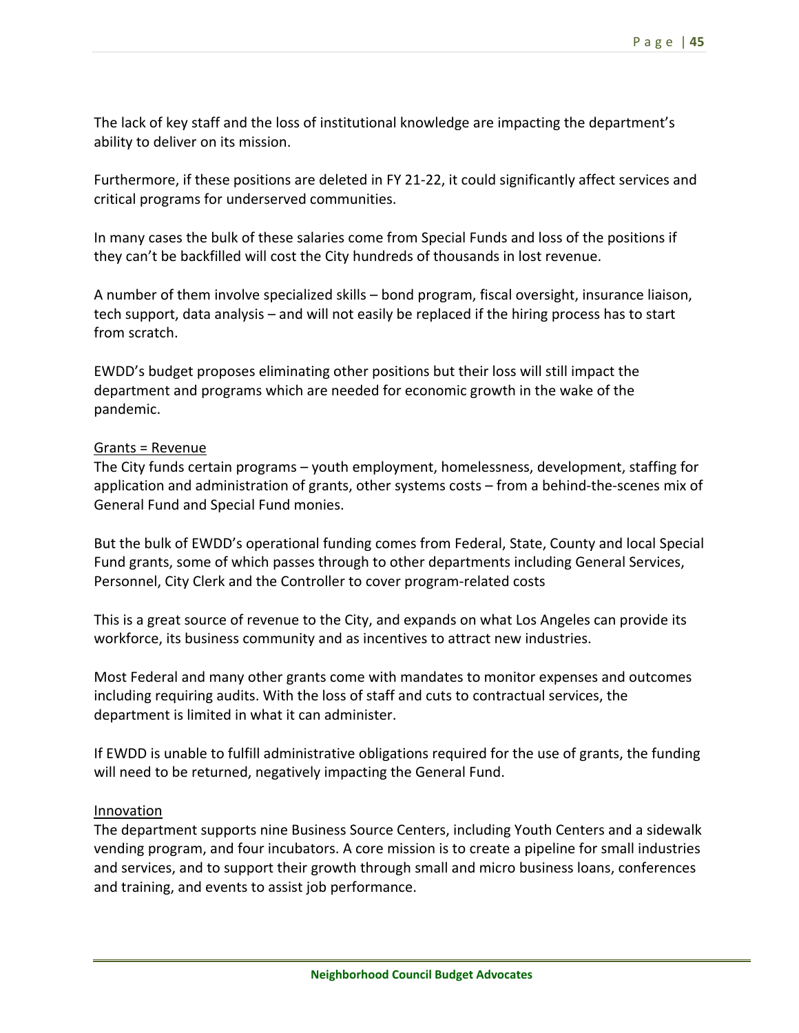The lack of key staff and the loss of institutional knowledge are impacting the department's ability to deliver on its mission.

Furthermore, if these positions are deleted in FY 21-22, it could significantly affect services and critical programs for underserved communities.

In many cases the bulk of these salaries come from Special Funds and loss of the positions if they can't be backfilled will cost the City hundreds of thousands in lost revenue.

A number of them involve specialized skills – bond program, fiscal oversight, insurance liaison, tech support, data analysis – and will not easily be replaced if the hiring process has to start from scratch.

EWDD's budget proposes eliminating other positions but their loss will still impact the department and programs which are needed for economic growth in the wake of the pandemic.

<u>Grants = Revenue</u>

The City funds certain programs – youth employment, homelessness, development, staffing for application and administration of grants, other systems costs – from a behind-the-scenes mix of General Fund and Special Fund monies.

But the bulk of EWDD's operational funding comes from Federal, State, County and local Special Fund grants, some of which passes through to other departments including General Services, Personnel, City Clerk and the Controller to cover program-related costs

This is a great source of revenue to the City, and expands on what Los Angeles can provide its workforce, its business community and as incentives to attract new industries.

Most Federal and many other grants come with mandates to monitor expenses and outcomes including requiring audits. With the loss of staff and cuts to contractual services, the department is limited in what it can administer.

If EWDD is unable to fulfill administrative obligations required for the use of grants, the funding will need to be returned, negatively impacting the General Fund.

<u>Innovation</u>

The department supports nine Business Source Centers, including Youth Centers and a sidewalk vending program, and four incubators. A core mission is to create a pipeline for small industries and services, and to support their growth through small and micro business loans, conferences and training, and events to assist job performance.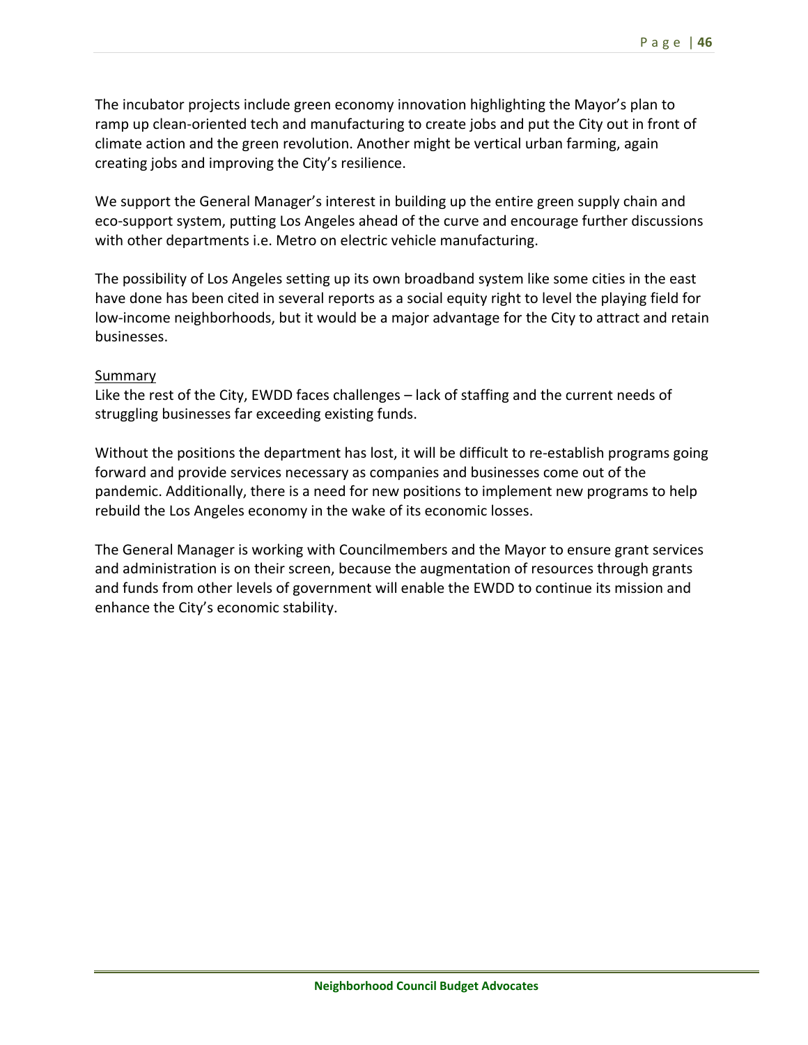The incubator projects include green economy innovation highlighting the Mayor's plan to ramp up clean-oriented tech and manufacturing to create jobs and put the City out in front of climate action and the green revolution. Another might be vertical urban farming, again creating jobs and improving the City's resilience.

We support the General Manager's interest in building up the entire green supply chain and eco-support system, putting Los Angeles ahead of the curve and encourage further discussions with other departments i.e. Metro on electric vehicle manufacturing.

The possibility of Los Angeles setting up its own broadband system like some cities in the east have done has been cited in several reports as a social equity right to level the playing field for low-income neighborhoods, but it would be a major advantage for the City to attract and retain businesses.

<u>Summary</u>

Like the rest of the City, EWDD faces challenges – lack of staffing and the current needs of struggling businesses far exceeding existing funds.

Without the positions the department has lost, it will be difficult to re-establish programs going forward and provide services necessary as companies and businesses come out of the pandemic. Additionally, there is a need for new positions to implement new programs to help rebuild the Los Angeles economy in the wake of its economic losses.

The General Manager is working with Councilmembers and the Mayor to ensure grant services and administration is on their screen, because the augmentation of resources through grants and funds from other levels of government will enable the EWDD to continue its mission and enhance the City's economic stability.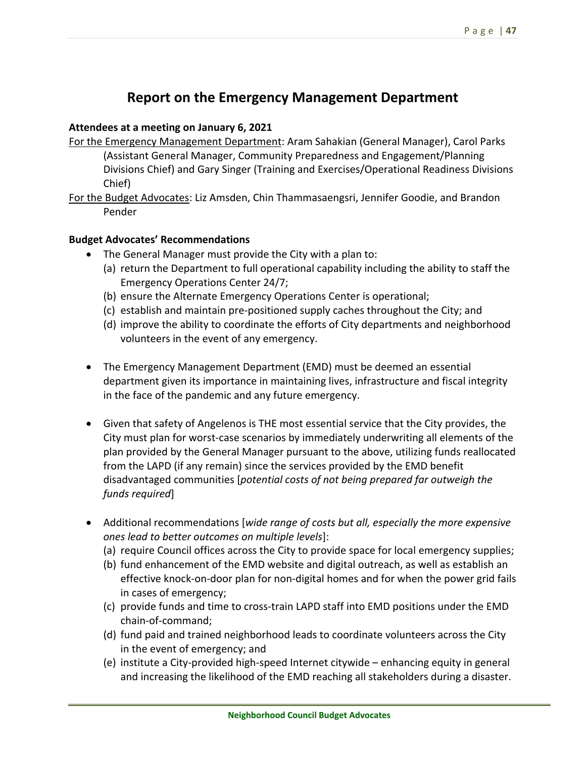# Report on the Emergency Management Department

**Attendees at a meeting on January 6, 2021**

For the Emergency Management Department: Aram Sahakian (General Manager), Carol Parks (Assistant General Manager, Community Preparedness and Engagement/Planning Divisions Chief) and Gary Singer (Training and Exercises/Operational Readiness Divisions Chief)

For the Budget Advocates: Liz Amsden, Chin Thammasaengsri, Jennifer Goodie, and Brandon Pender

**Budget Advocates' Recommendations**

- The General Manager must provide the City with a plan to:
  (a) return the Department to full operational capability including the ability to staff the Emergency Operations Center 24/7;
  (b) ensure the Alternate Emergency Operations Center is operational;
  (c) establish and maintain pre-positioned supply caches throughout the City; and
  (d) improve the ability to coordinate the efforts of City departments and neighborhood volunteers in the event of any emergency.

- The Emergency Management Department (EMD) must be deemed an essential department given its importance in maintaining lives, infrastructure and fiscal integrity in the face of the pandemic and any future emergency.

- Given that safety of Angelenos is THE most essential service that the City provides, the City must plan for worst-case scenarios by immediately underwriting all elements of the plan provided by the General Manager pursuant to the above, utilizing funds reallocated from the LAPD (if any remain) since the services provided by the EMD benefit disadvantaged communities [*potential costs of not being prepared far outweigh the funds required*]

- Additional recommendations [*wide range of costs but all, especially the more expensive ones lead to better outcomes on multiple levels*]:
  (a) require Council offices across the City to provide space for local emergency supplies;
  (b) fund enhancement of the EMD website and digital outreach, as well as establish an effective knock-on-door plan for non-digital homes and for when the power grid fails in cases of emergency;
  (c) provide funds and time to cross-train LAPD staff into EMD positions under the EMD chain-of-command;
  (d) fund paid and trained neighborhood leads to coordinate volunteers across the City in the event of emergency; and
  (e) institute a City-provided high-speed Internet citywide – enhancing equity in general and increasing the likelihood of the EMD reaching all stakeholders during a disaster.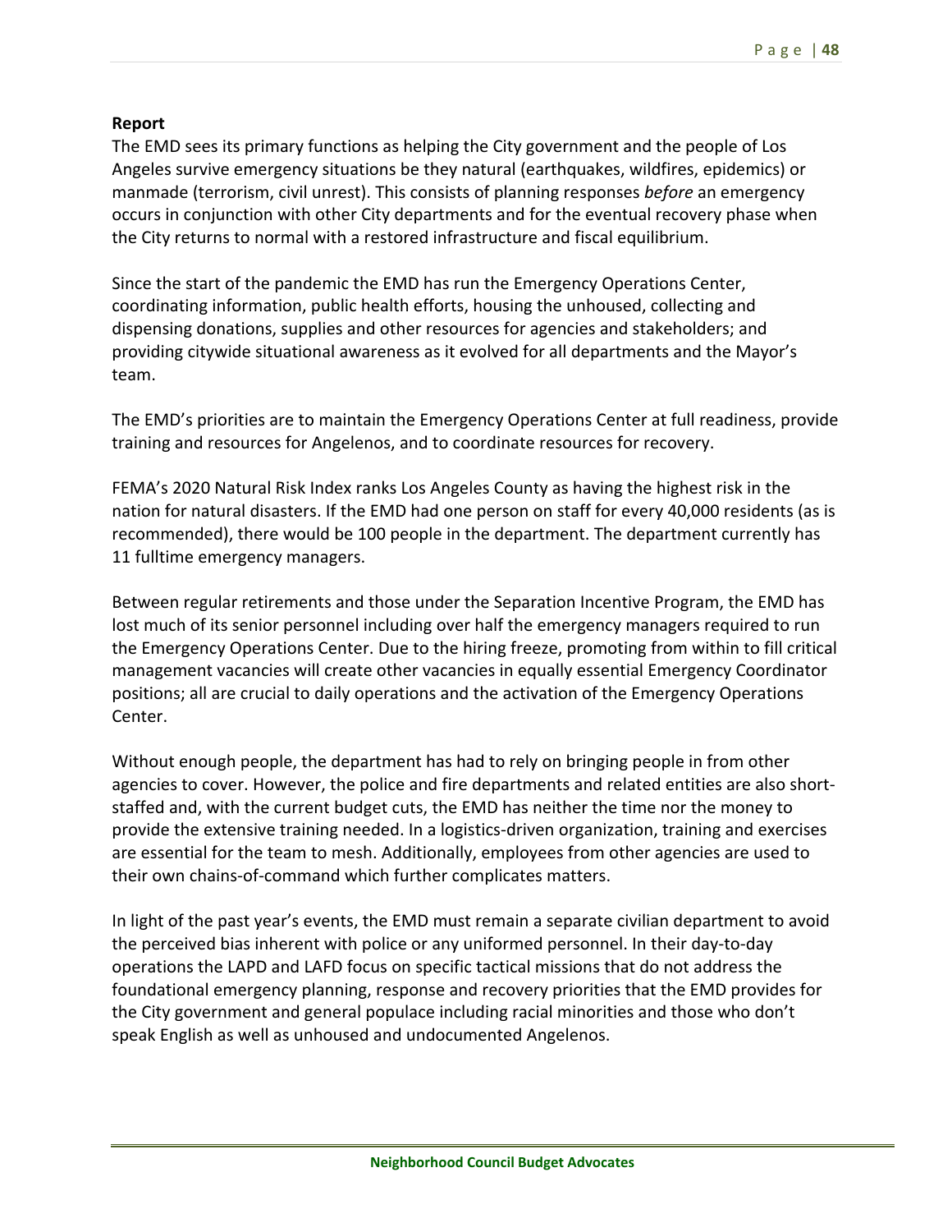**Report**

The EMD sees its primary functions as helping the City government and the people of Los Angeles survive emergency situations be they natural (earthquakes, wildfires, epidemics) or manmade (terrorism, civil unrest). This consists of planning responses *before* an emergency occurs in conjunction with other City departments and for the eventual recovery phase when the City returns to normal with a restored infrastructure and fiscal equilibrium.

Since the start of the pandemic the EMD has run the Emergency Operations Center, coordinating information, public health efforts, housing the unhoused, collecting and dispensing donations, supplies and other resources for agencies and stakeholders; and providing citywide situational awareness as it evolved for all departments and the Mayor's team.

The EMD's priorities are to maintain the Emergency Operations Center at full readiness, provide training and resources for Angelenos, and to coordinate resources for recovery.

FEMA's 2020 Natural Risk Index ranks Los Angeles County as having the highest risk in the nation for natural disasters. If the EMD had one person on staff for every 40,000 residents (as is recommended), there would be 100 people in the department. The department currently has 11 fulltime emergency managers.

Between regular retirements and those under the Separation Incentive Program, the EMD has lost much of its senior personnel including over half the emergency managers required to run the Emergency Operations Center. Due to the hiring freeze, promoting from within to fill critical management vacancies will create other vacancies in equally essential Emergency Coordinator positions; all are crucial to daily operations and the activation of the Emergency Operations Center.

Without enough people, the department has had to rely on bringing people in from other agencies to cover. However, the police and fire departments and related entities are also short-staffed and, with the current budget cuts, the EMD has neither the time nor the money to provide the extensive training needed. In a logistics-driven organization, training and exercises are essential for the team to mesh. Additionally, employees from other agencies are used to their own chains-of-command which further complicates matters.

In light of the past year's events, the EMD must remain a separate civilian department to avoid the perceived bias inherent with police or any uniformed personnel. In their day-to-day operations the LAPD and LAFD focus on specific tactical missions that do not address the foundational emergency planning, response and recovery priorities that the EMD provides for the City government and general populace including racial minorities and those who don't speak English as well as unhoused and undocumented Angelenos.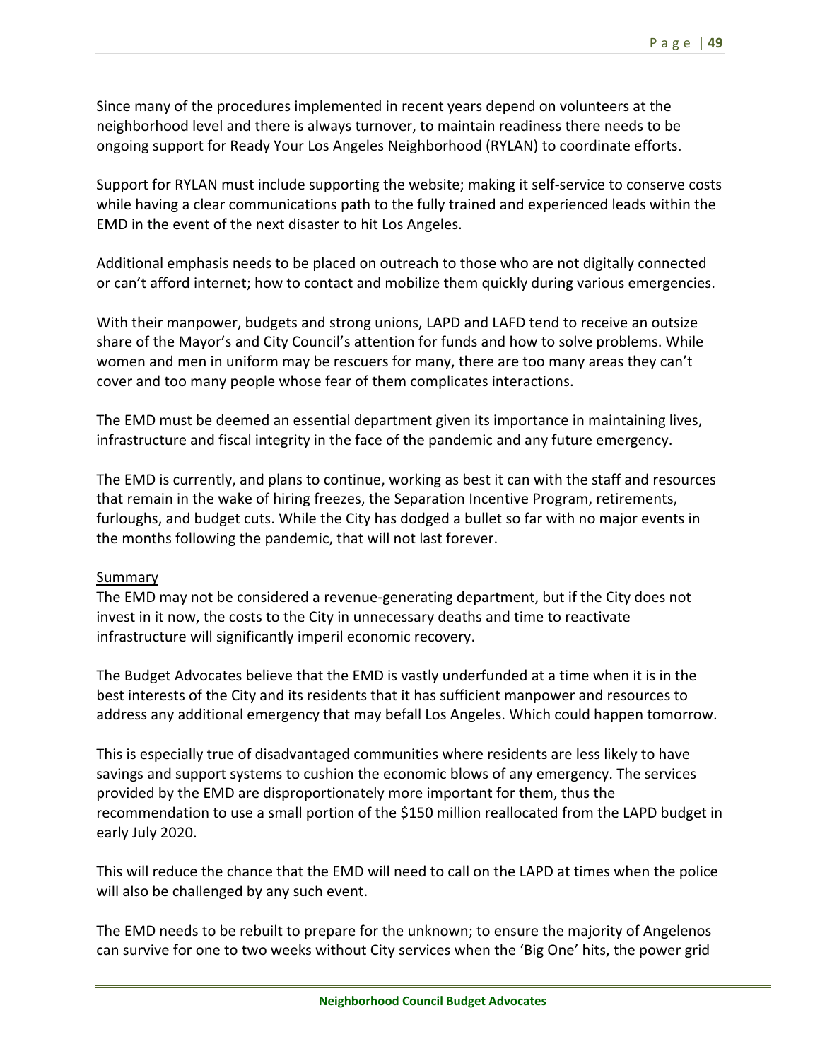Since many of the procedures implemented in recent years depend on volunteers at the neighborhood level and there is always turnover, to maintain readiness there needs to be ongoing support for Ready Your Los Angeles Neighborhood (RYLAN) to coordinate efforts.

Support for RYLAN must include supporting the website; making it self-service to conserve costs while having a clear communications path to the fully trained and experienced leads within the EMD in the event of the next disaster to hit Los Angeles.

Additional emphasis needs to be placed on outreach to those who are not digitally connected or can't afford internet; how to contact and mobilize them quickly during various emergencies.

With their manpower, budgets and strong unions, LAPD and LAFD tend to receive an outsize share of the Mayor's and City Council's attention for funds and how to solve problems. While women and men in uniform may be rescuers for many, there are too many areas they can't cover and too many people whose fear of them complicates interactions.

The EMD must be deemed an essential department given its importance in maintaining lives, infrastructure and fiscal integrity in the face of the pandemic and any future emergency.

The EMD is currently, and plans to continue, working as best it can with the staff and resources that remain in the wake of hiring freezes, the Separation Incentive Program, retirements, furloughs, and budget cuts. While the City has dodged a bullet so far with no major events in the months following the pandemic, that will not last forever.

<u>Summary</u>

The EMD may not be considered a revenue-generating department, but if the City does not invest in it now, the costs to the City in unnecessary deaths and time to reactivate infrastructure will significantly imperil economic recovery.

The Budget Advocates believe that the EMD is vastly underfunded at a time when it is in the best interests of the City and its residents that it has sufficient manpower and resources to address any additional emergency that may befall Los Angeles. Which could happen tomorrow.

This is especially true of disadvantaged communities where residents are less likely to have savings and support systems to cushion the economic blows of any emergency. The services provided by the EMD are disproportionately more important for them, thus the recommendation to use a small portion of the $150 million reallocated from the LAPD budget in early July 2020.

This will reduce the chance that the EMD will need to call on the LAPD at times when the police will also be challenged by any such event.

The EMD needs to be rebuilt to prepare for the unknown; to ensure the majority of Angelenos can survive for one to two weeks without City services when the 'Big One' hits, the power grid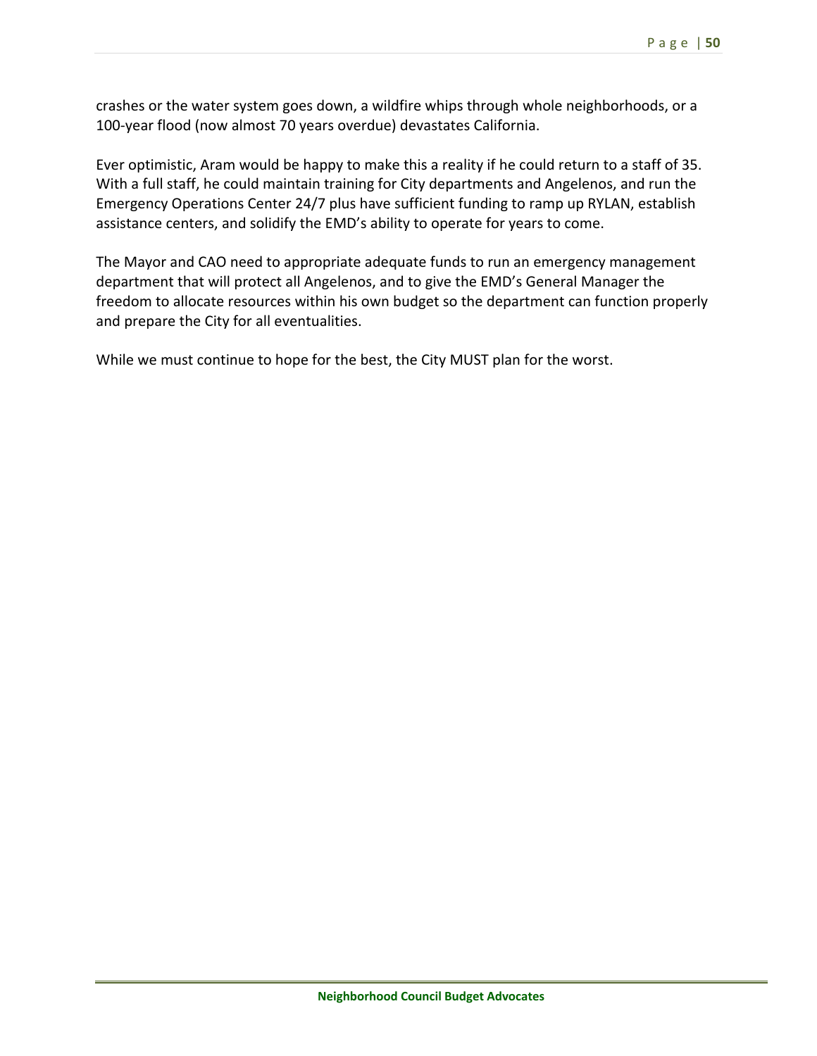crashes or the water system goes down, a wildfire whips through whole neighborhoods, or a 100-year flood (now almost 70 years overdue) devastates California.

Ever optimistic, Aram would be happy to make this a reality if he could return to a staff of 35. With a full staff, he could maintain training for City departments and Angelenos, and run the Emergency Operations Center 24/7 plus have sufficient funding to ramp up RYLAN, establish assistance centers, and solidify the EMD's ability to operate for years to come.

The Mayor and CAO need to appropriate adequate funds to run an emergency management department that will protect all Angelenos, and to give the EMD's General Manager the freedom to allocate resources within his own budget so the department can function properly and prepare the City for all eventualities.

While we must continue to hope for the best, the City MUST plan for the worst.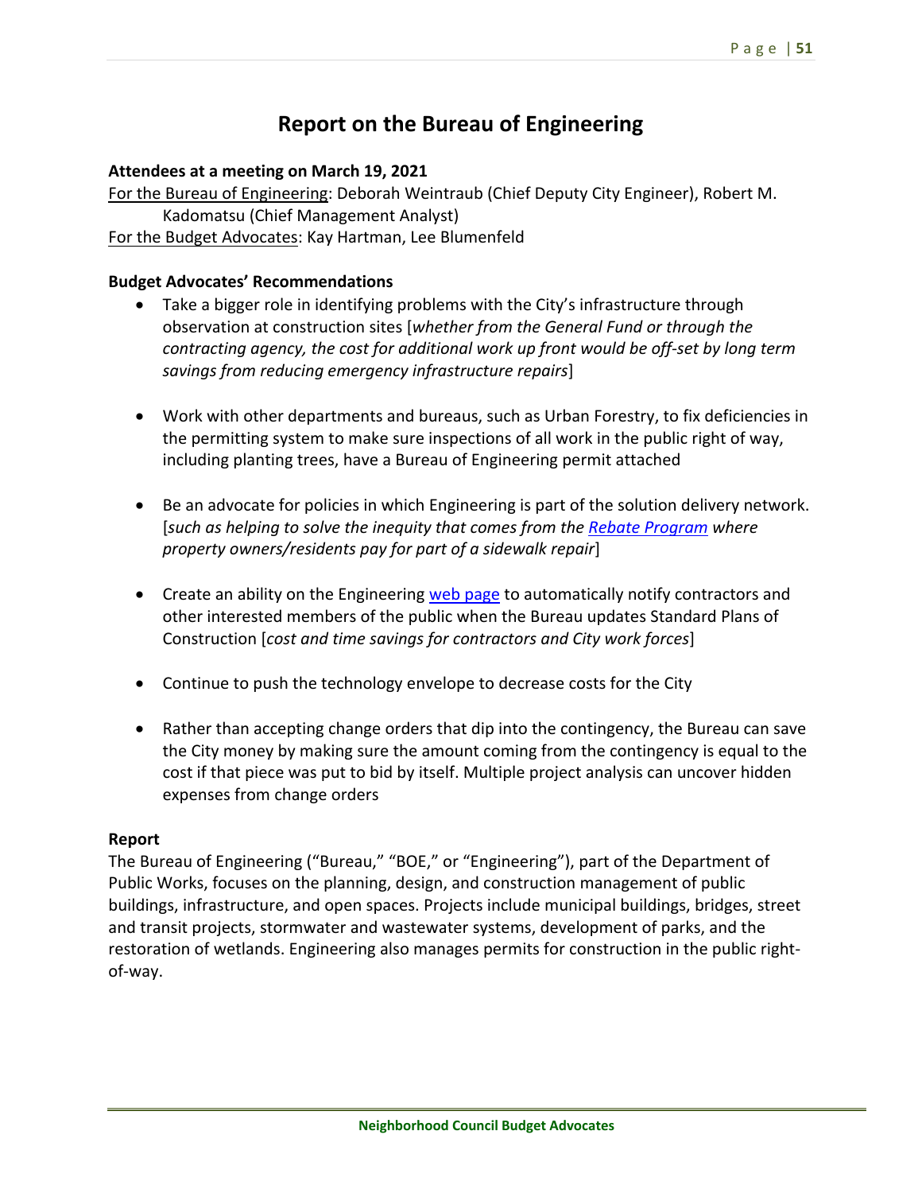# Report on the Bureau of Engineering

**Attendees at a meeting on March 19, 2021**

<u>For the Bureau of Engineering</u>: Deborah Weintraub (Chief Deputy City Engineer), Robert M. Kadomatsu (Chief Management Analyst)

<u>For the Budget Advocates</u>: Kay Hartman, Lee Blumenfeld

**Budget Advocates' Recommendations**

- Take a bigger role in identifying problems with the City's infrastructure through observation at construction sites [*whether from the General Fund or through the contracting agency, the cost for additional work up front would be off-set by long term savings from reducing emergency infrastructure repairs*]

- Work with other departments and bureaus, such as Urban Forestry, to fix deficiencies in the permitting system to make sure inspections of all work in the public right of way, including planting trees, have a Bureau of Engineering permit attached

- Be an advocate for policies in which Engineering is part of the solution delivery network. [*such as helping to solve the inequity that comes from the Rebate Program where property owners/residents pay for part of a sidewalk repair*]

- Create an ability on the Engineering web page to automatically notify contractors and other interested members of the public when the Bureau updates Standard Plans of Construction [*cost and time savings for contractors and City work forces*]

- Continue to push the technology envelope to decrease costs for the City

- Rather than accepting change orders that dip into the contingency, the Bureau can save the City money by making sure the amount coming from the contingency is equal to the cost if that piece was put to bid by itself. Multiple project analysis can uncover hidden expenses from change orders

**Report**

The Bureau of Engineering ("Bureau," "BOE," or "Engineering"), part of the Department of Public Works, focuses on the planning, design, and construction management of public buildings, infrastructure, and open spaces. Projects include municipal buildings, bridges, street and transit projects, stormwater and wastewater systems, development of parks, and the restoration of wetlands. Engineering also manages permits for construction in the public right-of-way.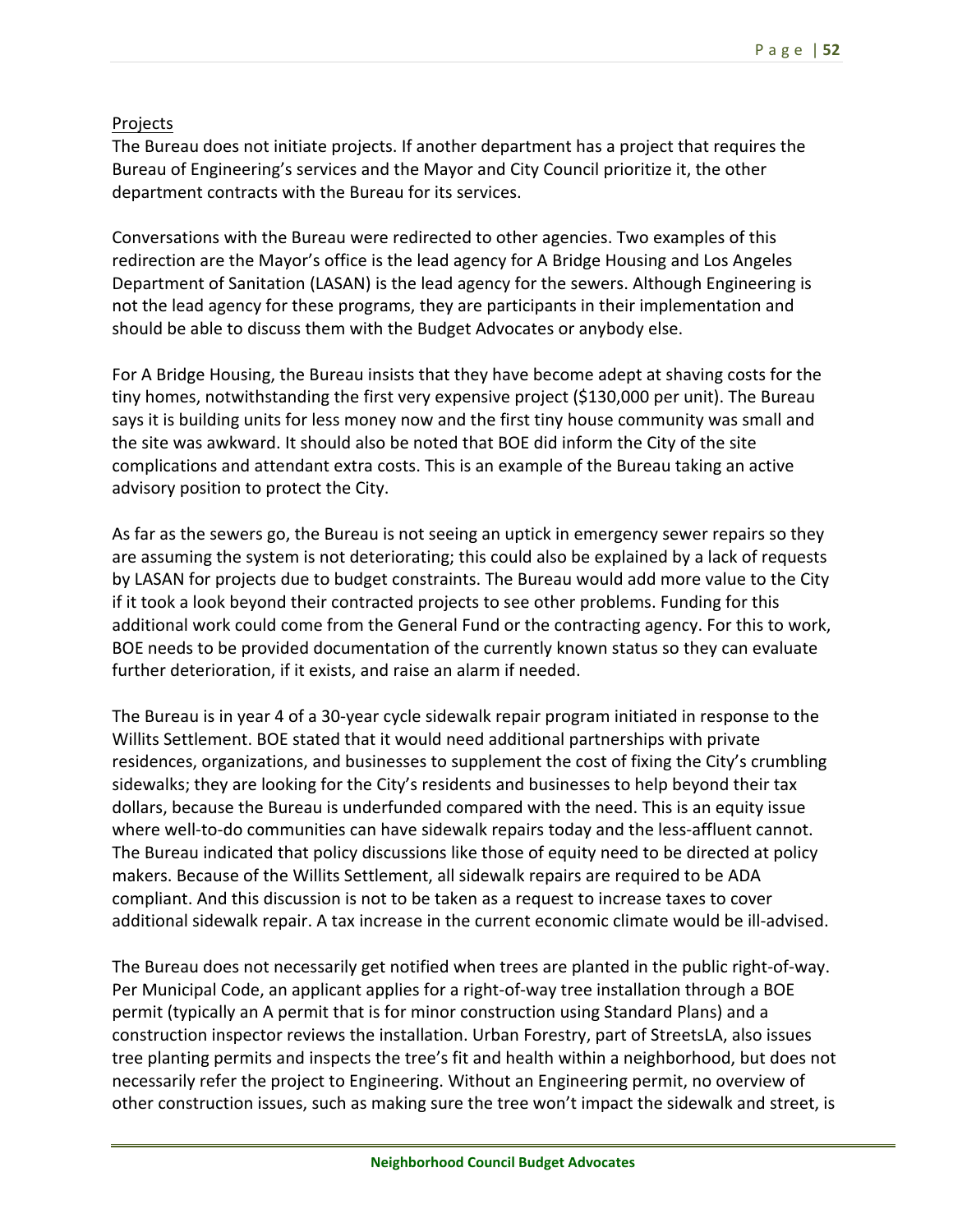Projects

The Bureau does not initiate projects. If another department has a project that requires the Bureau of Engineering's services and the Mayor and City Council prioritize it, the other department contracts with the Bureau for its services.

Conversations with the Bureau were redirected to other agencies. Two examples of this redirection are the Mayor's office is the lead agency for A Bridge Housing and Los Angeles Department of Sanitation (LASAN) is the lead agency for the sewers. Although Engineering is not the lead agency for these programs, they are participants in their implementation and should be able to discuss them with the Budget Advocates or anybody else.

For A Bridge Housing, the Bureau insists that they have become adept at shaving costs for the tiny homes, notwithstanding the first very expensive project ($130,000 per unit). The Bureau says it is building units for less money now and the first tiny house community was small and the site was awkward. It should also be noted that BOE did inform the City of the site complications and attendant extra costs. This is an example of the Bureau taking an active advisory position to protect the City.

As far as the sewers go, the Bureau is not seeing an uptick in emergency sewer repairs so they are assuming the system is not deteriorating; this could also be explained by a lack of requests by LASAN for projects due to budget constraints. The Bureau would add more value to the City if it took a look beyond their contracted projects to see other problems. Funding for this additional work could come from the General Fund or the contracting agency. For this to work, BOE needs to be provided documentation of the currently known status so they can evaluate further deterioration, if it exists, and raise an alarm if needed.

The Bureau is in year 4 of a 30-year cycle sidewalk repair program initiated in response to the Willits Settlement. BOE stated that it would need additional partnerships with private residences, organizations, and businesses to supplement the cost of fixing the City's crumbling sidewalks; they are looking for the City's residents and businesses to help beyond their tax dollars, because the Bureau is underfunded compared with the need. This is an equity issue where well-to-do communities can have sidewalk repairs today and the less-affluent cannot. The Bureau indicated that policy discussions like those of equity need to be directed at policy makers. Because of the Willits Settlement, all sidewalk repairs are required to be ADA compliant. And this discussion is not to be taken as a request to increase taxes to cover additional sidewalk repair. A tax increase in the current economic climate would be ill-advised.

The Bureau does not necessarily get notified when trees are planted in the public right-of-way. Per Municipal Code, an applicant applies for a right-of-way tree installation through a BOE permit (typically an A permit that is for minor construction using Standard Plans) and a construction inspector reviews the installation. Urban Forestry, part of StreetsLA, also issues tree planting permits and inspects the tree's fit and health within a neighborhood, but does not necessarily refer the project to Engineering. Without an Engineering permit, no overview of other construction issues, such as making sure the tree won't impact the sidewalk and street, is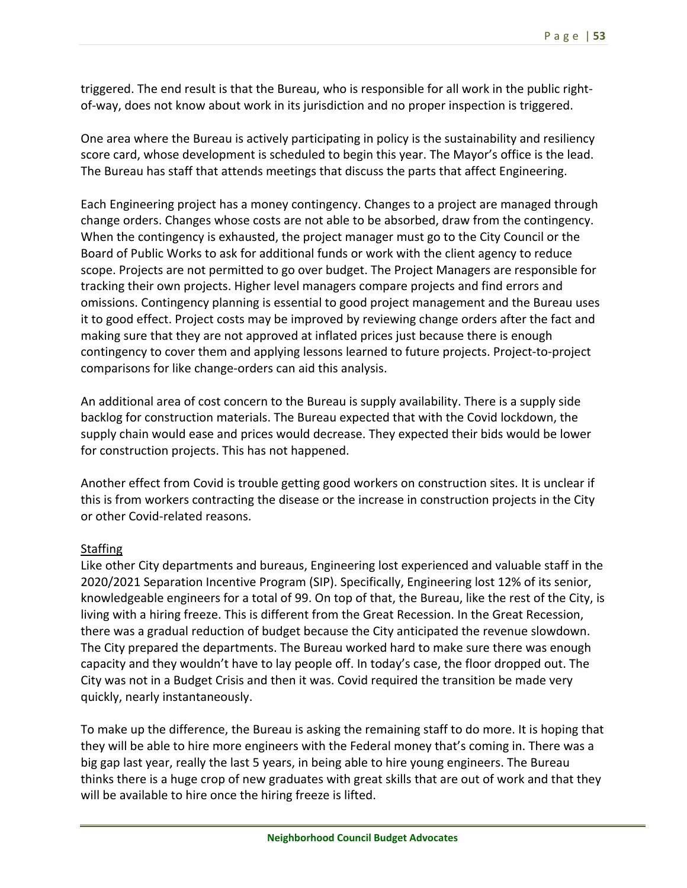triggered. The end result is that the Bureau, who is responsible for all work in the public right-of-way, does not know about work in its jurisdiction and no proper inspection is triggered.

One area where the Bureau is actively participating in policy is the sustainability and resiliency score card, whose development is scheduled to begin this year. The Mayor's office is the lead. The Bureau has staff that attends meetings that discuss the parts that affect Engineering.

Each Engineering project has a money contingency. Changes to a project are managed through change orders. Changes whose costs are not able to be absorbed, draw from the contingency. When the contingency is exhausted, the project manager must go to the City Council or the Board of Public Works to ask for additional funds or work with the client agency to reduce scope. Projects are not permitted to go over budget. The Project Managers are responsible for tracking their own projects. Higher level managers compare projects and find errors and omissions. Contingency planning is essential to good project management and the Bureau uses it to good effect. Project costs may be improved by reviewing change orders after the fact and making sure that they are not approved at inflated prices just because there is enough contingency to cover them and applying lessons learned to future projects. Project-to-project comparisons for like change-orders can aid this analysis.

An additional area of cost concern to the Bureau is supply availability. There is a supply side backlog for construction materials. The Bureau expected that with the Covid lockdown, the supply chain would ease and prices would decrease. They expected their bids would be lower for construction projects. This has not happened.

Another effect from Covid is trouble getting good workers on construction sites. It is unclear if this is from workers contracting the disease or the increase in construction projects in the City or other Covid-related reasons.

<u>Staffing</u>

Like other City departments and bureaus, Engineering lost experienced and valuable staff in the 2020/2021 Separation Incentive Program (SIP). Specifically, Engineering lost 12% of its senior, knowledgeable engineers for a total of 99. On top of that, the Bureau, like the rest of the City, is living with a hiring freeze. This is different from the Great Recession. In the Great Recession, there was a gradual reduction of budget because the City anticipated the revenue slowdown. The City prepared the departments. The Bureau worked hard to make sure there was enough capacity and they wouldn't have to lay people off. In today's case, the floor dropped out. The City was not in a Budget Crisis and then it was. Covid required the transition be made very quickly, nearly instantaneously.

To make up the difference, the Bureau is asking the remaining staff to do more. It is hoping that they will be able to hire more engineers with the Federal money that's coming in. There was a big gap last year, really the last 5 years, in being able to hire young engineers. The Bureau thinks there is a huge crop of new graduates with great skills that are out of work and that they will be available to hire once the hiring freeze is lifted.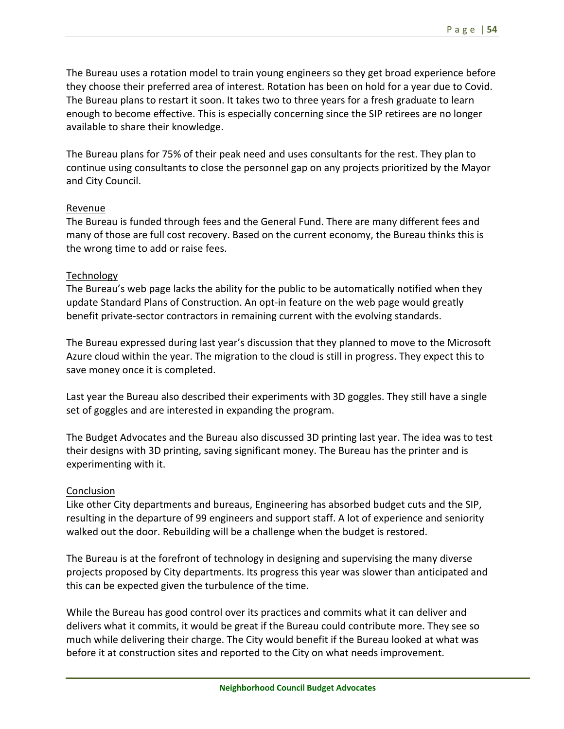The Bureau uses a rotation model to train young engineers so they get broad experience before they choose their preferred area of interest. Rotation has been on hold for a year due to Covid. The Bureau plans to restart it soon. It takes two to three years for a fresh graduate to learn enough to become effective. This is especially concerning since the SIP retirees are no longer available to share their knowledge.

The Bureau plans for 75% of their peak need and uses consultants for the rest. They plan to continue using consultants to close the personnel gap on any projects prioritized by the Mayor and City Council.

<u>Revenue</u>

The Bureau is funded through fees and the General Fund. There are many different fees and many of those are full cost recovery. Based on the current economy, the Bureau thinks this is the wrong time to add or raise fees.

<u>Technology</u>

The Bureau's web page lacks the ability for the public to be automatically notified when they update Standard Plans of Construction. An opt-in feature on the web page would greatly benefit private-sector contractors in remaining current with the evolving standards.

The Bureau expressed during last year's discussion that they planned to move to the Microsoft Azure cloud within the year. The migration to the cloud is still in progress. They expect this to save money once it is completed.

Last year the Bureau also described their experiments with 3D goggles. They still have a single set of goggles and are interested in expanding the program.

The Budget Advocates and the Bureau also discussed 3D printing last year. The idea was to test their designs with 3D printing, saving significant money. The Bureau has the printer and is experimenting with it.

<u>Conclusion</u>

Like other City departments and bureaus, Engineering has absorbed budget cuts and the SIP, resulting in the departure of 99 engineers and support staff. A lot of experience and seniority walked out the door. Rebuilding will be a challenge when the budget is restored.

The Bureau is at the forefront of technology in designing and supervising the many diverse projects proposed by City departments. Its progress this year was slower than anticipated and this can be expected given the turbulence of the time.

While the Bureau has good control over its practices and commits what it can deliver and delivers what it commits, it would be great if the Bureau could contribute more. They see so much while delivering their charge. The City would benefit if the Bureau looked at what was before it at construction sites and reported to the City on what needs improvement.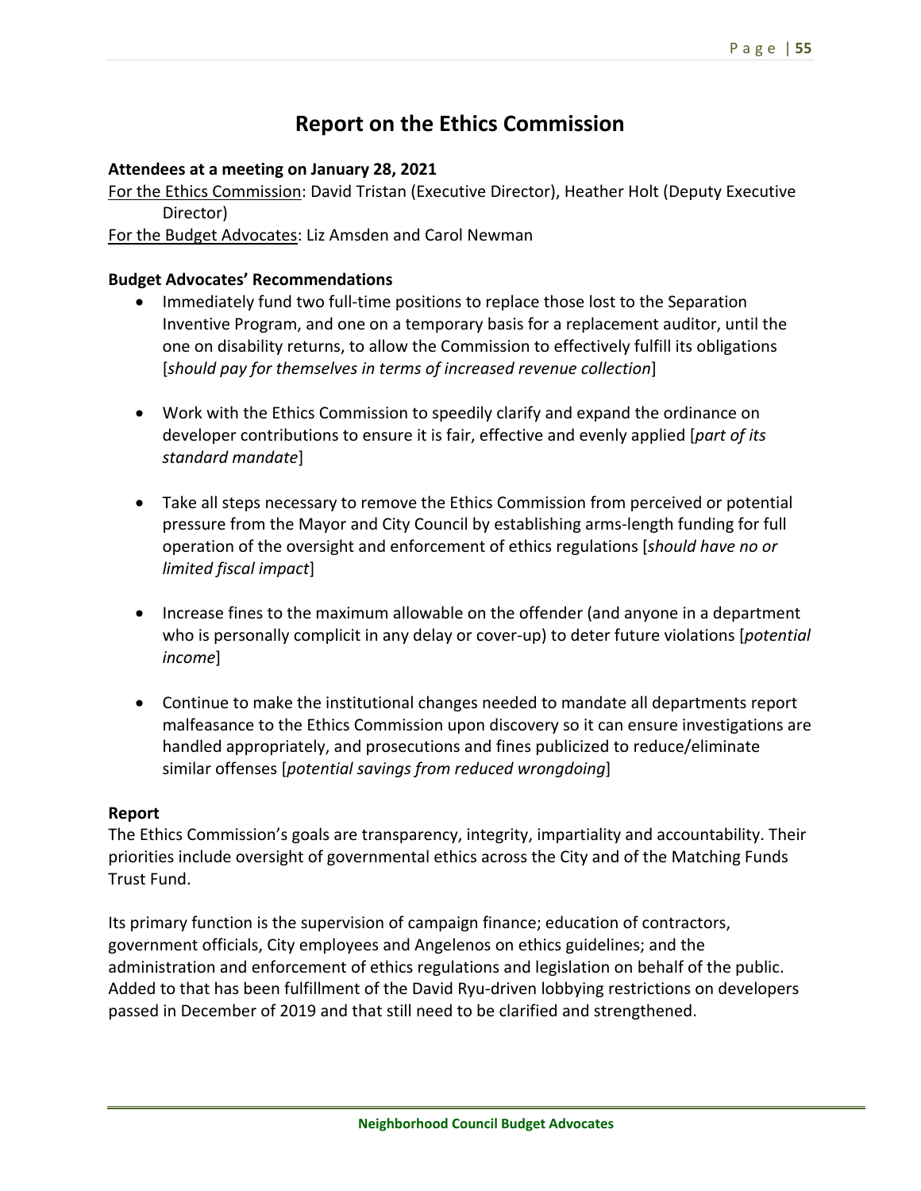# Report on the Ethics Commission

**Attendees at a meeting on January 28, 2021**

For the Ethics Commission: David Tristan (Executive Director), Heather Holt (Deputy Executive Director)

For the Budget Advocates: Liz Amsden and Carol Newman

**Budget Advocates' Recommendations**

- Immediately fund two full-time positions to replace those lost to the Separation Inventive Program, and one on a temporary basis for a replacement auditor, until the one on disability returns, to allow the Commission to effectively fulfill its obligations [*should pay for themselves in terms of increased revenue collection*]

- Work with the Ethics Commission to speedily clarify and expand the ordinance on developer contributions to ensure it is fair, effective and evenly applied [*part of its standard mandate*]

- Take all steps necessary to remove the Ethics Commission from perceived or potential pressure from the Mayor and City Council by establishing arms-length funding for full operation of the oversight and enforcement of ethics regulations [*should have no or limited fiscal impact*]

- Increase fines to the maximum allowable on the offender (and anyone in a department who is personally complicit in any delay or cover-up) to deter future violations [*potential income*]

- Continue to make the institutional changes needed to mandate all departments report malfeasance to the Ethics Commission upon discovery so it can ensure investigations are handled appropriately, and prosecutions and fines publicized to reduce/eliminate similar offenses [*potential savings from reduced wrongdoing*]

**Report**

The Ethics Commission's goals are transparency, integrity, impartiality and accountability. Their priorities include oversight of governmental ethics across the City and of the Matching Funds Trust Fund.

Its primary function is the supervision of campaign finance; education of contractors, government officials, City employees and Angelenos on ethics guidelines; and the administration and enforcement of ethics regulations and legislation on behalf of the public. Added to that has been fulfillment of the David Ryu-driven lobbying restrictions on developers passed in December of 2019 and that still need to be clarified and strengthened.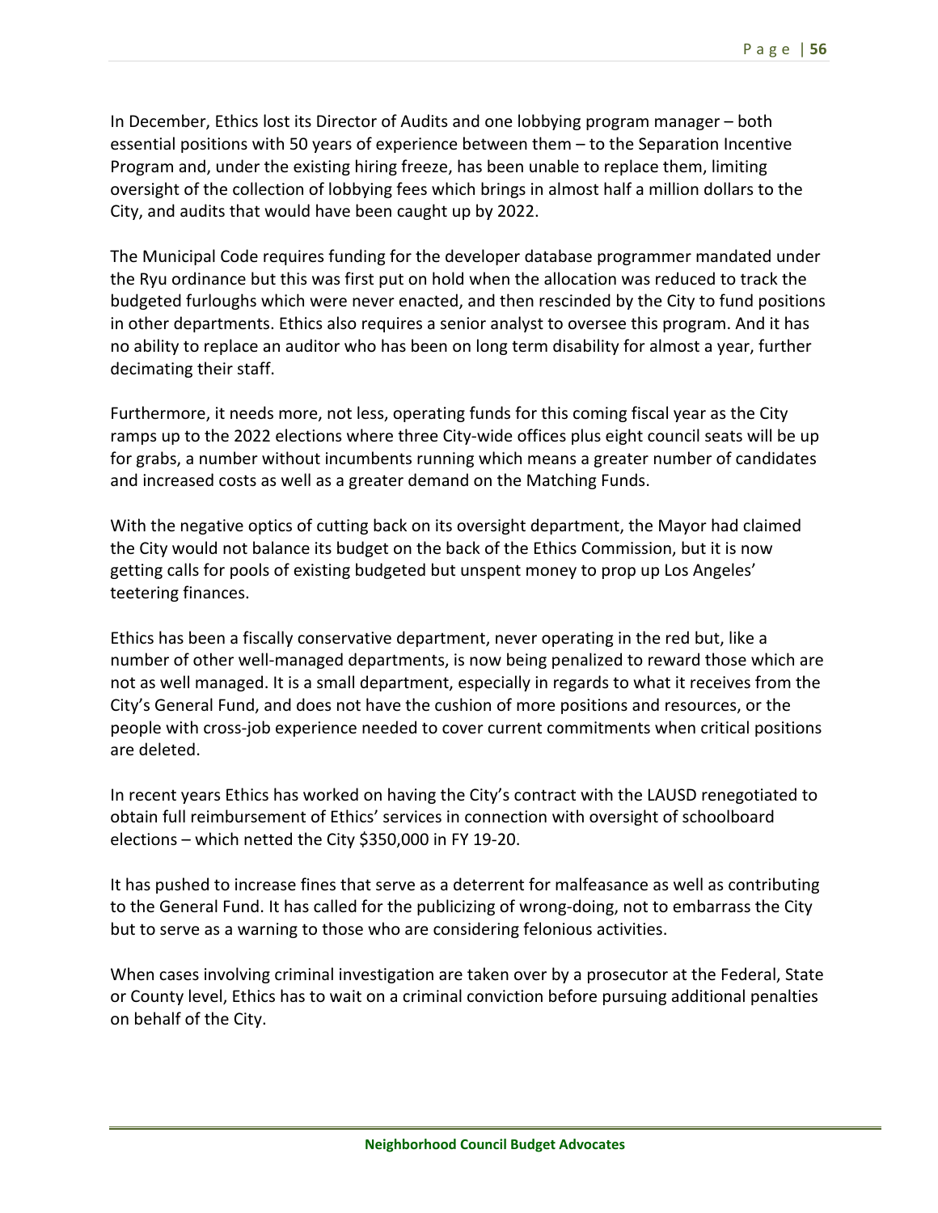In December, Ethics lost its Director of Audits and one lobbying program manager – both essential positions with 50 years of experience between them – to the Separation Incentive Program and, under the existing hiring freeze, has been unable to replace them, limiting oversight of the collection of lobbying fees which brings in almost half a million dollars to the City, and audits that would have been caught up by 2022.

The Municipal Code requires funding for the developer database programmer mandated under the Ryu ordinance but this was first put on hold when the allocation was reduced to track the budgeted furloughs which were never enacted, and then rescinded by the City to fund positions in other departments. Ethics also requires a senior analyst to oversee this program. And it has no ability to replace an auditor who has been on long term disability for almost a year, further decimating their staff.

Furthermore, it needs more, not less, operating funds for this coming fiscal year as the City ramps up to the 2022 elections where three City-wide offices plus eight council seats will be up for grabs, a number without incumbents running which means a greater number of candidates and increased costs as well as a greater demand on the Matching Funds.

With the negative optics of cutting back on its oversight department, the Mayor had claimed the City would not balance its budget on the back of the Ethics Commission, but it is now getting calls for pools of existing budgeted but unspent money to prop up Los Angeles' teetering finances.

Ethics has been a fiscally conservative department, never operating in the red but, like a number of other well-managed departments, is now being penalized to reward those which are not as well managed. It is a small department, especially in regards to what it receives from the City's General Fund, and does not have the cushion of more positions and resources, or the people with cross-job experience needed to cover current commitments when critical positions are deleted.

In recent years Ethics has worked on having the City's contract with the LAUSD renegotiated to obtain full reimbursement of Ethics' services in connection with oversight of schoolboard elections – which netted the City $350,000 in FY 19-20.

It has pushed to increase fines that serve as a deterrent for malfeasance as well as contributing to the General Fund. It has called for the publicizing of wrong-doing, not to embarrass the City but to serve as a warning to those who are considering felonious activities.

When cases involving criminal investigation are taken over by a prosecutor at the Federal, State or County level, Ethics has to wait on a criminal conviction before pursuing additional penalties on behalf of the City.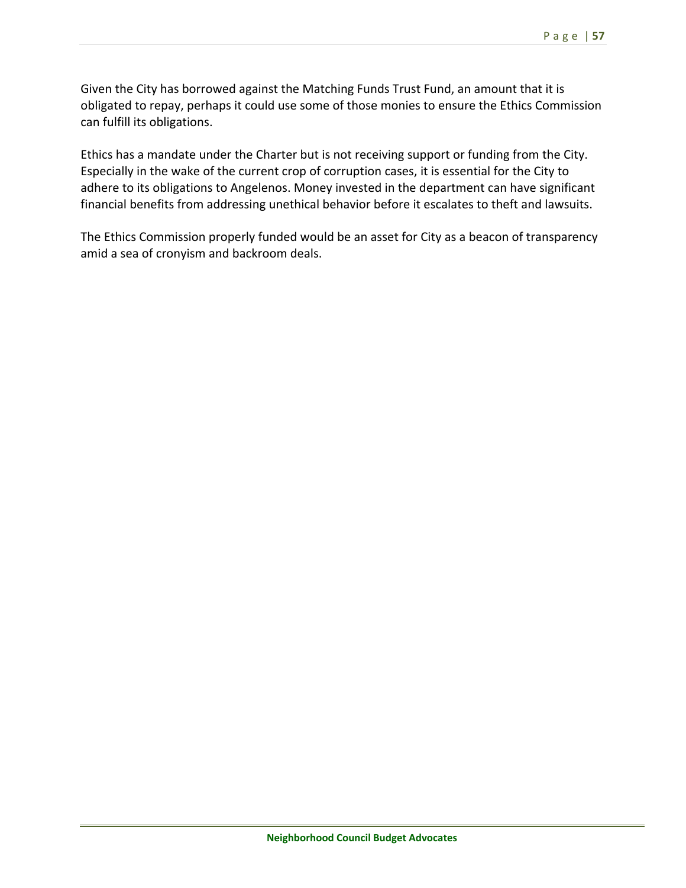Given the City has borrowed against the Matching Funds Trust Fund, an amount that it is obligated to repay, perhaps it could use some of those monies to ensure the Ethics Commission can fulfill its obligations.

Ethics has a mandate under the Charter but is not receiving support or funding from the City. Especially in the wake of the current crop of corruption cases, it is essential for the City to adhere to its obligations to Angelenos. Money invested in the department can have significant financial benefits from addressing unethical behavior before it escalates to theft and lawsuits.

The Ethics Commission properly funded would be an asset for City as a beacon of transparency amid a sea of cronyism and backroom deals.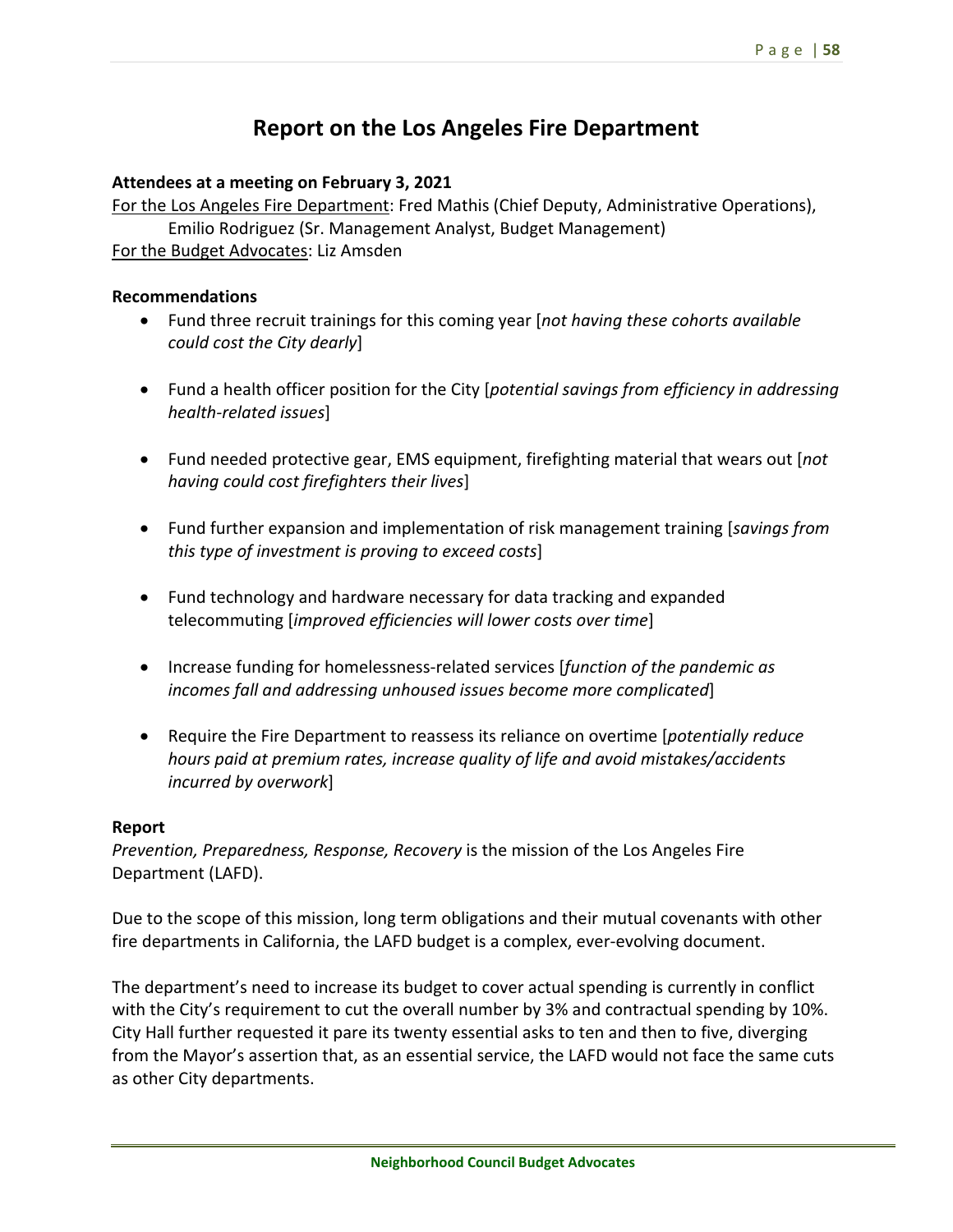# Report on the Los Angeles Fire Department

**Attendees at a meeting on February 3, 2021**

For the Los Angeles Fire Department: Fred Mathis (Chief Deputy, Administrative Operations), Emilio Rodriguez (Sr. Management Analyst, Budget Management)

For the Budget Advocates: Liz Amsden

**Recommendations**

- Fund three recruit trainings for this coming year [*not having these cohorts available could cost the City dearly*]
- Fund a health officer position for the City [*potential savings from efficiency in addressing health-related issues*]
- Fund needed protective gear, EMS equipment, firefighting material that wears out [*not having could cost firefighters their lives*]
- Fund further expansion and implementation of risk management training [*savings from this type of investment is proving to exceed costs*]
- Fund technology and hardware necessary for data tracking and expanded telecommuting [*improved efficiencies will lower costs over time*]
- Increase funding for homelessness-related services [*function of the pandemic as incomes fall and addressing unhoused issues become more complicated*]
- Require the Fire Department to reassess its reliance on overtime [*potentially reduce hours paid at premium rates, increase quality of life and avoid mistakes/accidents incurred by overwork*]

**Report**

*Prevention, Preparedness, Response, Recovery* is the mission of the Los Angeles Fire Department (LAFD).

Due to the scope of this mission, long term obligations and their mutual covenants with other fire departments in California, the LAFD budget is a complex, ever-evolving document.

The department's need to increase its budget to cover actual spending is currently in conflict with the City's requirement to cut the overall number by 3% and contractual spending by 10%. City Hall further requested it pare its twenty essential asks to ten and then to five, diverging from the Mayor's assertion that, as an essential service, the LAFD would not face the same cuts as other City departments.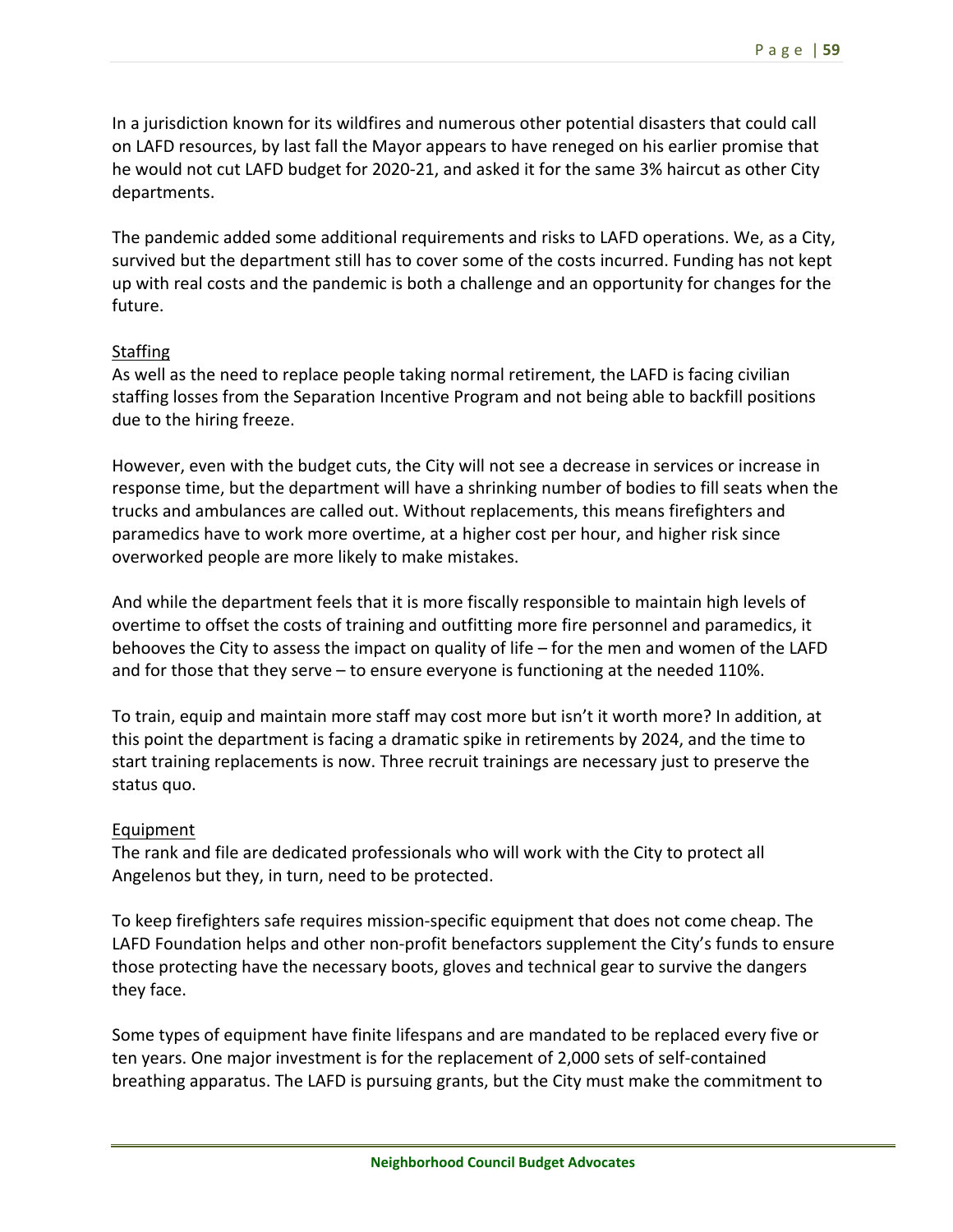In a jurisdiction known for its wildfires and numerous other potential disasters that could call on LAFD resources, by last fall the Mayor appears to have reneged on his earlier promise that he would not cut LAFD budget for 2020-21, and asked it for the same 3% haircut as other City departments.

The pandemic added some additional requirements and risks to LAFD operations. We, as a City, survived but the department still has to cover some of the costs incurred. Funding has not kept up with real costs and the pandemic is both a challenge and an opportunity for changes for the future.

<u>Staffing</u>

As well as the need to replace people taking normal retirement, the LAFD is facing civilian staffing losses from the Separation Incentive Program and not being able to backfill positions due to the hiring freeze.

However, even with the budget cuts, the City will not see a decrease in services or increase in response time, but the department will have a shrinking number of bodies to fill seats when the trucks and ambulances are called out. Without replacements, this means firefighters and paramedics have to work more overtime, at a higher cost per hour, and higher risk since overworked people are more likely to make mistakes.

And while the department feels that it is more fiscally responsible to maintain high levels of overtime to offset the costs of training and outfitting more fire personnel and paramedics, it behooves the City to assess the impact on quality of life – for the men and women of the LAFD and for those that they serve – to ensure everyone is functioning at the needed 110%.

To train, equip and maintain more staff may cost more but isn't it worth more? In addition, at this point the department is facing a dramatic spike in retirements by 2024, and the time to start training replacements is now. Three recruit trainings are necessary just to preserve the status quo.

<u>Equipment</u>

The rank and file are dedicated professionals who will work with the City to protect all Angelenos but they, in turn, need to be protected.

To keep firefighters safe requires mission-specific equipment that does not come cheap. The LAFD Foundation helps and other non-profit benefactors supplement the City's funds to ensure those protecting have the necessary boots, gloves and technical gear to survive the dangers they face.

Some types of equipment have finite lifespans and are mandated to be replaced every five or ten years. One major investment is for the replacement of 2,000 sets of self-contained breathing apparatus. The LAFD is pursuing grants, but the City must make the commitment to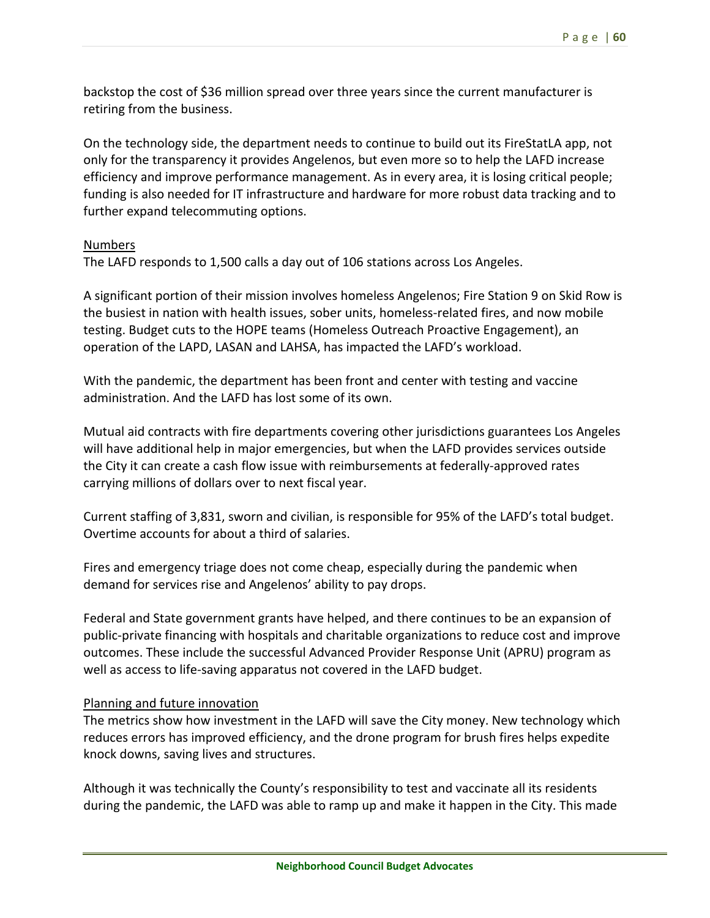backstop the cost of $36 million spread over three years since the current manufacturer is retiring from the business.

On the technology side, the department needs to continue to build out its FireStatLA app, not only for the transparency it provides Angelenos, but even more so to help the LAFD increase efficiency and improve performance management. As in every area, it is losing critical people; funding is also needed for IT infrastructure and hardware for more robust data tracking and to further expand telecommuting options.

<u>Numbers</u>

The LAFD responds to 1,500 calls a day out of 106 stations across Los Angeles.

A significant portion of their mission involves homeless Angelenos; Fire Station 9 on Skid Row is the busiest in nation with health issues, sober units, homeless-related fires, and now mobile testing. Budget cuts to the HOPE teams (Homeless Outreach Proactive Engagement), an operation of the LAPD, LASAN and LAHSA, has impacted the LAFD's workload.

With the pandemic, the department has been front and center with testing and vaccine administration. And the LAFD has lost some of its own.

Mutual aid contracts with fire departments covering other jurisdictions guarantees Los Angeles will have additional help in major emergencies, but when the LAFD provides services outside the City it can create a cash flow issue with reimbursements at federally-approved rates carrying millions of dollars over to next fiscal year.

Current staffing of 3,831, sworn and civilian, is responsible for 95% of the LAFD's total budget. Overtime accounts for about a third of salaries.

Fires and emergency triage does not come cheap, especially during the pandemic when demand for services rise and Angelenos' ability to pay drops.

Federal and State government grants have helped, and there continues to be an expansion of public-private financing with hospitals and charitable organizations to reduce cost and improve outcomes. These include the successful Advanced Provider Response Unit (APRU) program as well as access to life-saving apparatus not covered in the LAFD budget.

<u>Planning and future innovation</u>

The metrics show how investment in the LAFD will save the City money. New technology which reduces errors has improved efficiency, and the drone program for brush fires helps expedite knock downs, saving lives and structures.

Although it was technically the County's responsibility to test and vaccinate all its residents during the pandemic, the LAFD was able to ramp up and make it happen in the City. This made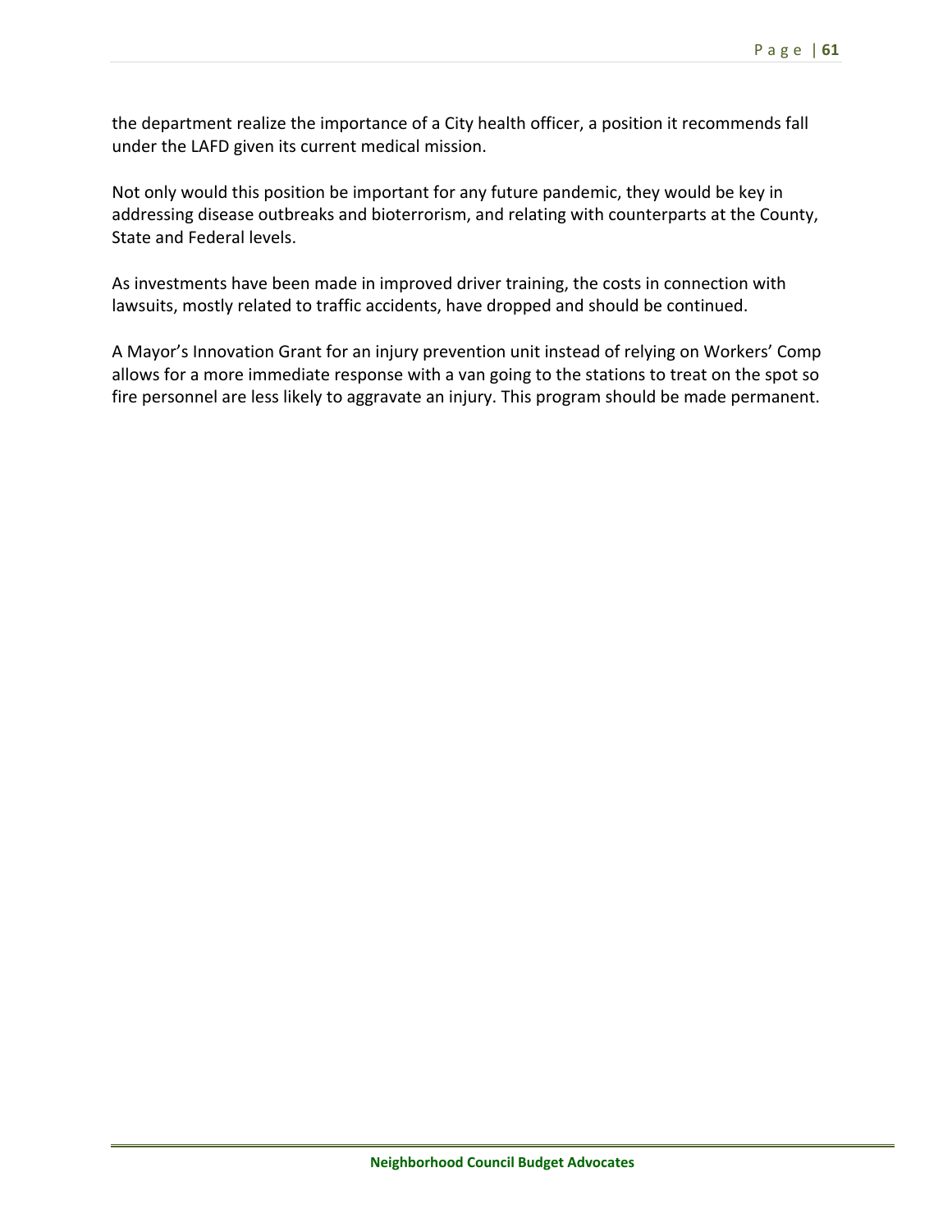the department realize the importance of a City health officer, a position it recommends fall under the LAFD given its current medical mission.

Not only would this position be important for any future pandemic, they would be key in addressing disease outbreaks and bioterrorism, and relating with counterparts at the County, State and Federal levels.

As investments have been made in improved driver training, the costs in connection with lawsuits, mostly related to traffic accidents, have dropped and should be continued.

A Mayor's Innovation Grant for an injury prevention unit instead of relying on Workers' Comp allows for a more immediate response with a van going to the stations to treat on the spot so fire personnel are less likely to aggravate an injury. This program should be made permanent.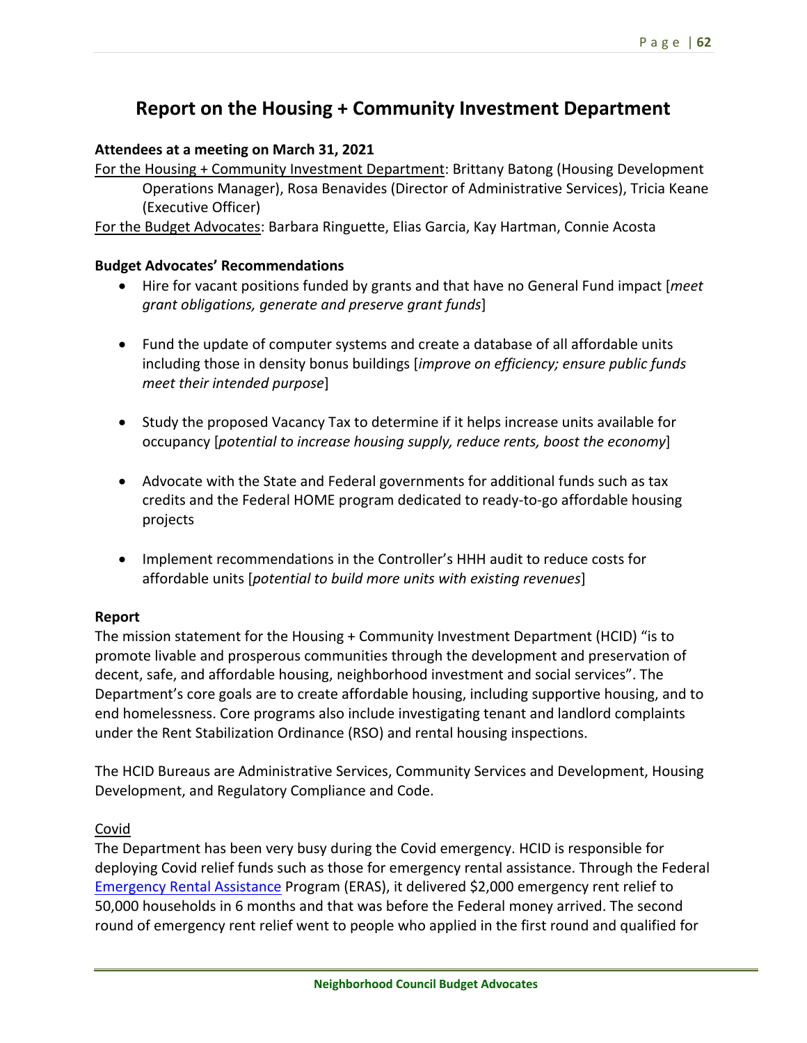# Report on the Housing + Community Investment Department

**Attendees at a meeting on March 31, 2021**

For the Housing + Community Investment Department: Brittany Batong (Housing Development Operations Manager), Rosa Benavides (Director of Administrative Services), Tricia Keane (Executive Officer)

For the Budget Advocates: Barbara Ringuette, Elias Garcia, Kay Hartman, Connie Acosta

**Budget Advocates' Recommendations**

- Hire for vacant positions funded by grants and that have no General Fund impact [*meet grant obligations, generate and preserve grant funds*]
- Fund the update of computer systems and create a database of all affordable units including those in density bonus buildings [*improve on efficiency; ensure public funds meet their intended purpose*]
- Study the proposed Vacancy Tax to determine if it helps increase units available for occupancy [*potential to increase housing supply, reduce rents, boost the economy*]
- Advocate with the State and Federal governments for additional funds such as tax credits and the Federal HOME program dedicated to ready-to-go affordable housing projects
- Implement recommendations in the Controller's HHH audit to reduce costs for affordable units [*potential to build more units with existing revenues*]

**Report**

The mission statement for the Housing + Community Investment Department (HCID) "is to promote livable and prosperous communities through the development and preservation of decent, safe, and affordable housing, neighborhood investment and social services". The Department's core goals are to create affordable housing, including supportive housing, and to end homelessness. Core programs also include investigating tenant and landlord complaints under the Rent Stabilization Ordinance (RSO) and rental housing inspections.

The HCID Bureaus are Administrative Services, Community Services and Development, Housing Development, and Regulatory Compliance and Code.

Covid

The Department has been very busy during the Covid emergency. HCID is responsible for deploying Covid relief funds such as those for emergency rental assistance. Through the Federal Emergency Rental Assistance Program (ERAS), it delivered $2,000 emergency rent relief to 50,000 households in 6 months and that was before the Federal money arrived. The second round of emergency rent relief went to people who applied in the first round and qualified for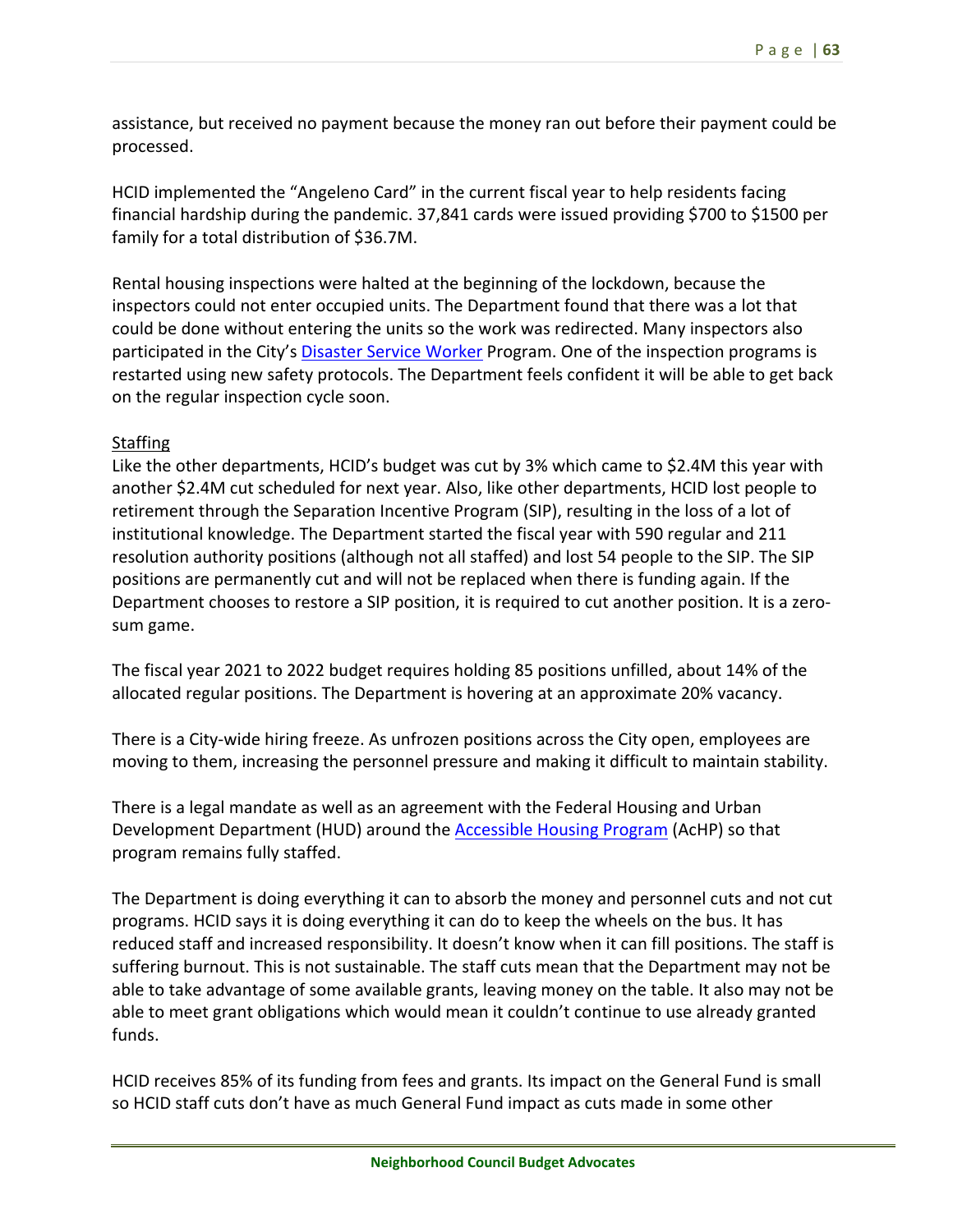assistance, but received no payment because the money ran out before their payment could be processed.

HCID implemented the "Angeleno Card" in the current fiscal year to help residents facing financial hardship during the pandemic. 37,841 cards were issued providing $700 to $1500 per family for a total distribution of $36.7M.

Rental housing inspections were halted at the beginning of the lockdown, because the inspectors could not enter occupied units. The Department found that there was a lot that could be done without entering the units so the work was redirected. Many inspectors also participated in the City's Disaster Service Worker Program. One of the inspection programs is restarted using new safety protocols. The Department feels confident it will be able to get back on the regular inspection cycle soon.

Staffing

Like the other departments, HCID's budget was cut by 3% which came to $2.4M this year with another $2.4M cut scheduled for next year. Also, like other departments, HCID lost people to retirement through the Separation Incentive Program (SIP), resulting in the loss of a lot of institutional knowledge. The Department started the fiscal year with 590 regular and 211 resolution authority positions (although not all staffed) and lost 54 people to the SIP. The SIP positions are permanently cut and will not be replaced when there is funding again. If the Department chooses to restore a SIP position, it is required to cut another position. It is a zero-sum game.

The fiscal year 2021 to 2022 budget requires holding 85 positions unfilled, about 14% of the allocated regular positions. The Department is hovering at an approximate 20% vacancy.

There is a City-wide hiring freeze. As unfrozen positions across the City open, employees are moving to them, increasing the personnel pressure and making it difficult to maintain stability.

There is a legal mandate as well as an agreement with the Federal Housing and Urban Development Department (HUD) around the Accessible Housing Program (AcHP) so that program remains fully staffed.

The Department is doing everything it can to absorb the money and personnel cuts and not cut programs. HCID says it is doing everything it can do to keep the wheels on the bus. It has reduced staff and increased responsibility. It doesn't know when it can fill positions. The staff is suffering burnout. This is not sustainable. The staff cuts mean that the Department may not be able to take advantage of some available grants, leaving money on the table. It also may not be able to meet grant obligations which would mean it couldn't continue to use already granted funds.

HCID receives 85% of its funding from fees and grants. Its impact on the General Fund is small so HCID staff cuts don't have as much General Fund impact as cuts made in some other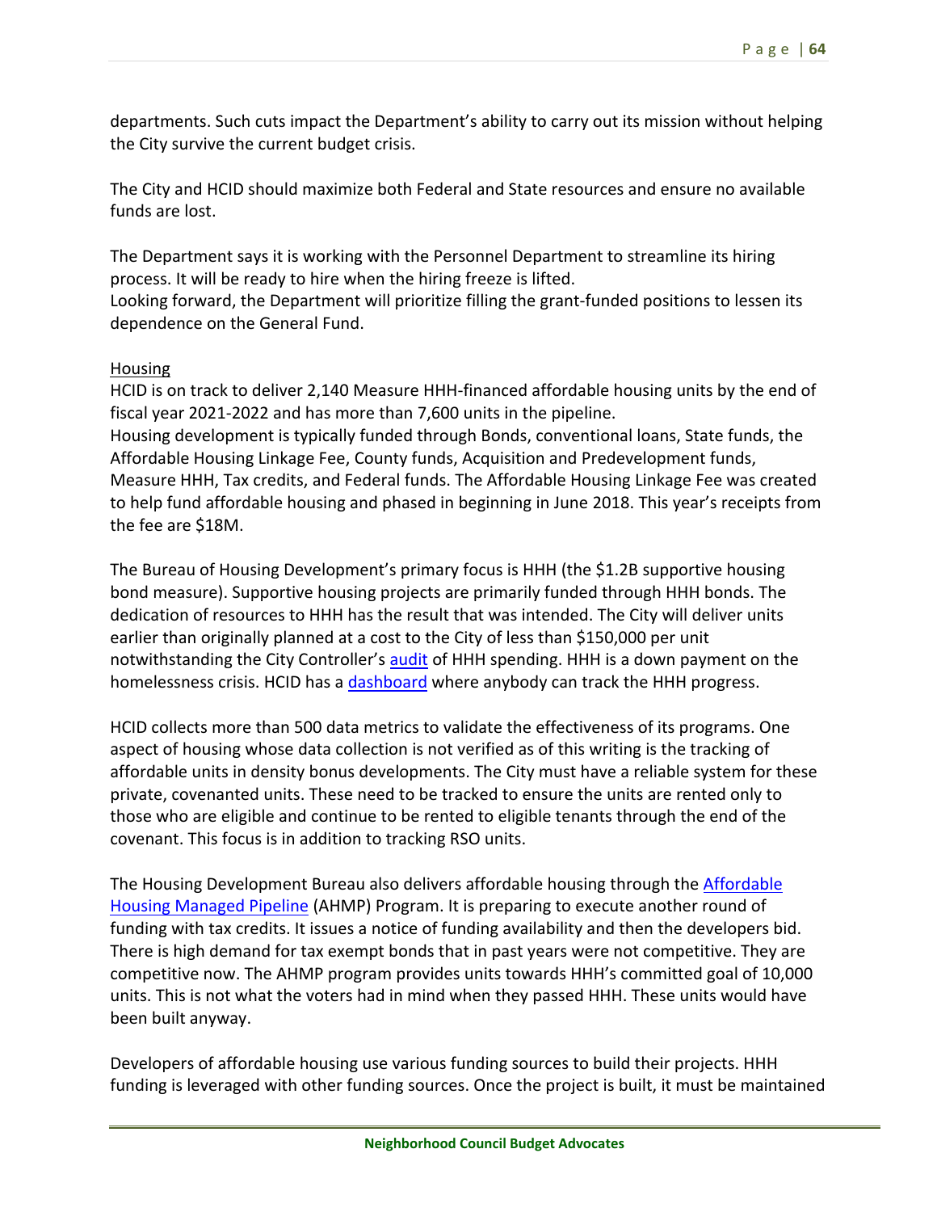departments. Such cuts impact the Department's ability to carry out its mission without helping the City survive the current budget crisis.

The City and HCID should maximize both Federal and State resources and ensure no available funds are lost.

The Department says it is working with the Personnel Department to streamline its hiring process. It will be ready to hire when the hiring freeze is lifted.
Looking forward, the Department will prioritize filling the grant-funded positions to lessen its dependence on the General Fund.

Housing

HCID is on track to deliver 2,140 Measure HHH-financed affordable housing units by the end of fiscal year 2021-2022 and has more than 7,600 units in the pipeline.
Housing development is typically funded through Bonds, conventional loans, State funds, the Affordable Housing Linkage Fee, County funds, Acquisition and Predevelopment funds, Measure HHH, Tax credits, and Federal funds. The Affordable Housing Linkage Fee was created to help fund affordable housing and phased in beginning in June 2018. This year's receipts from the fee are $18M.

The Bureau of Housing Development's primary focus is HHH (the $1.2B supportive housing bond measure). Supportive housing projects are primarily funded through HHH bonds. The dedication of resources to HHH has the result that was intended. The City will deliver units earlier than originally planned at a cost to the City of less than $150,000 per unit notwithstanding the City Controller's audit of HHH spending. HHH is a down payment on the homelessness crisis. HCID has a dashboard where anybody can track the HHH progress.

HCID collects more than 500 data metrics to validate the effectiveness of its programs. One aspect of housing whose data collection is not verified as of this writing is the tracking of affordable units in density bonus developments. The City must have a reliable system for these private, covenanted units. These need to be tracked to ensure the units are rented only to those who are eligible and continue to be rented to eligible tenants through the end of the covenant. This focus is in addition to tracking RSO units.

The Housing Development Bureau also delivers affordable housing through the Affordable Housing Managed Pipeline (AHMP) Program. It is preparing to execute another round of funding with tax credits. It issues a notice of funding availability and then the developers bid. There is high demand for tax exempt bonds that in past years were not competitive. They are competitive now. The AHMP program provides units towards HHH's committed goal of 10,000 units. This is not what the voters had in mind when they passed HHH. These units would have been built anyway.

Developers of affordable housing use various funding sources to build their projects. HHH funding is leveraged with other funding sources. Once the project is built, it must be maintained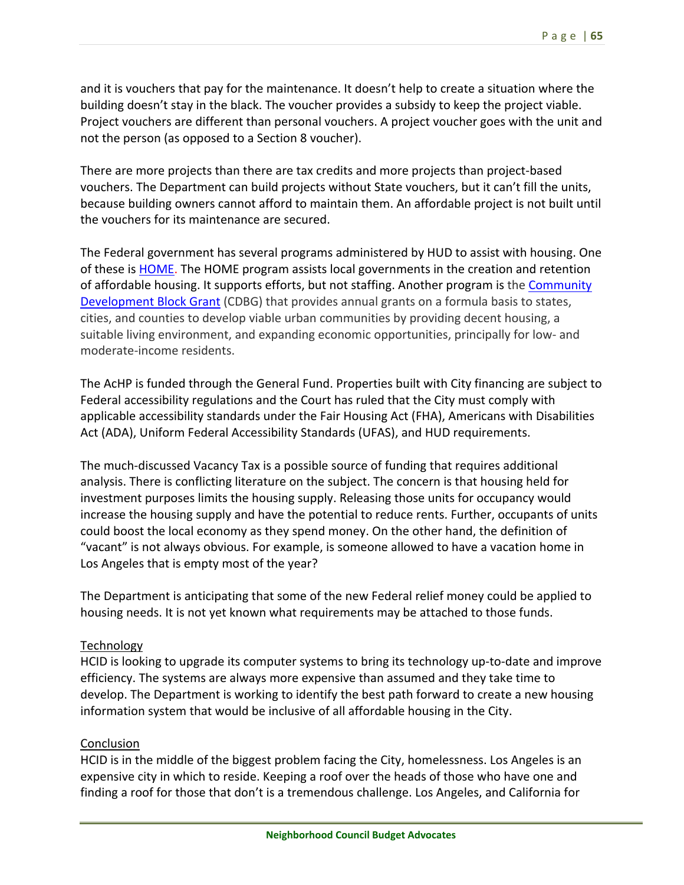and it is vouchers that pay for the maintenance. It doesn't help to create a situation where the building doesn't stay in the black. The voucher provides a subsidy to keep the project viable. Project vouchers are different than personal vouchers. A project voucher goes with the unit and not the person (as opposed to a Section 8 voucher).

There are more projects than there are tax credits and more projects than project-based vouchers. The Department can build projects without State vouchers, but it can't fill the units, because building owners cannot afford to maintain them. An affordable project is not built until the vouchers for its maintenance are secured.

The Federal government has several programs administered by HUD to assist with housing. One of these is HOME. The HOME program assists local governments in the creation and retention of affordable housing. It supports efforts, but not staffing. Another program is the Community Development Block Grant (CDBG) that provides annual grants on a formula basis to states, cities, and counties to develop viable urban communities by providing decent housing, a suitable living environment, and expanding economic opportunities, principally for low- and moderate-income residents.

The AcHP is funded through the General Fund. Properties built with City financing are subject to Federal accessibility regulations and the Court has ruled that the City must comply with applicable accessibility standards under the Fair Housing Act (FHA), Americans with Disabilities Act (ADA), Uniform Federal Accessibility Standards (UFAS), and HUD requirements.

The much-discussed Vacancy Tax is a possible source of funding that requires additional analysis. There is conflicting literature on the subject. The concern is that housing held for investment purposes limits the housing supply. Releasing those units for occupancy would increase the housing supply and have the potential to reduce rents. Further, occupants of units could boost the local economy as they spend money. On the other hand, the definition of "vacant" is not always obvious. For example, is someone allowed to have a vacation home in Los Angeles that is empty most of the year?

The Department is anticipating that some of the new Federal relief money could be applied to housing needs. It is not yet known what requirements may be attached to those funds.

### Technology

HCID is looking to upgrade its computer systems to bring its technology up-to-date and improve efficiency. The systems are always more expensive than assumed and they take time to develop. The Department is working to identify the best path forward to create a new housing information system that would be inclusive of all affordable housing in the City.

### Conclusion

HCID is in the middle of the biggest problem facing the City, homelessness. Los Angeles is an expensive city in which to reside. Keeping a roof over the heads of those who have one and finding a roof for those that don't is a tremendous challenge. Los Angeles, and California for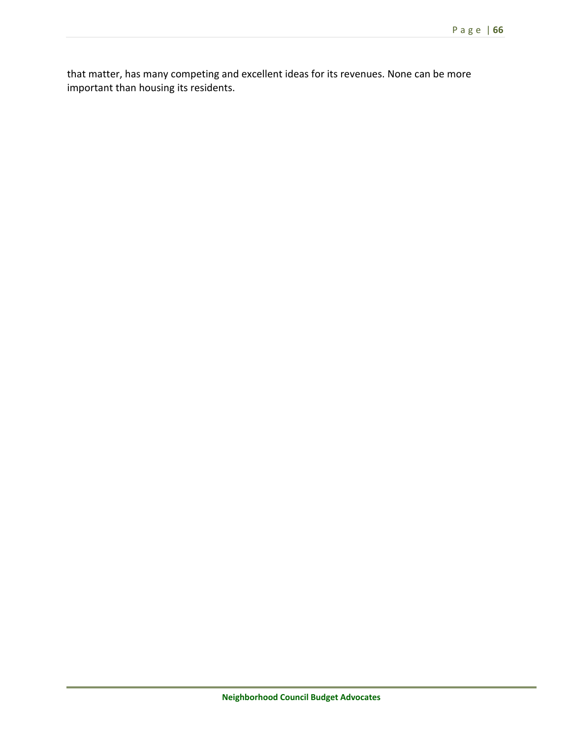that matter, has many competing and excellent ideas for its revenues. None can be more important than housing its residents.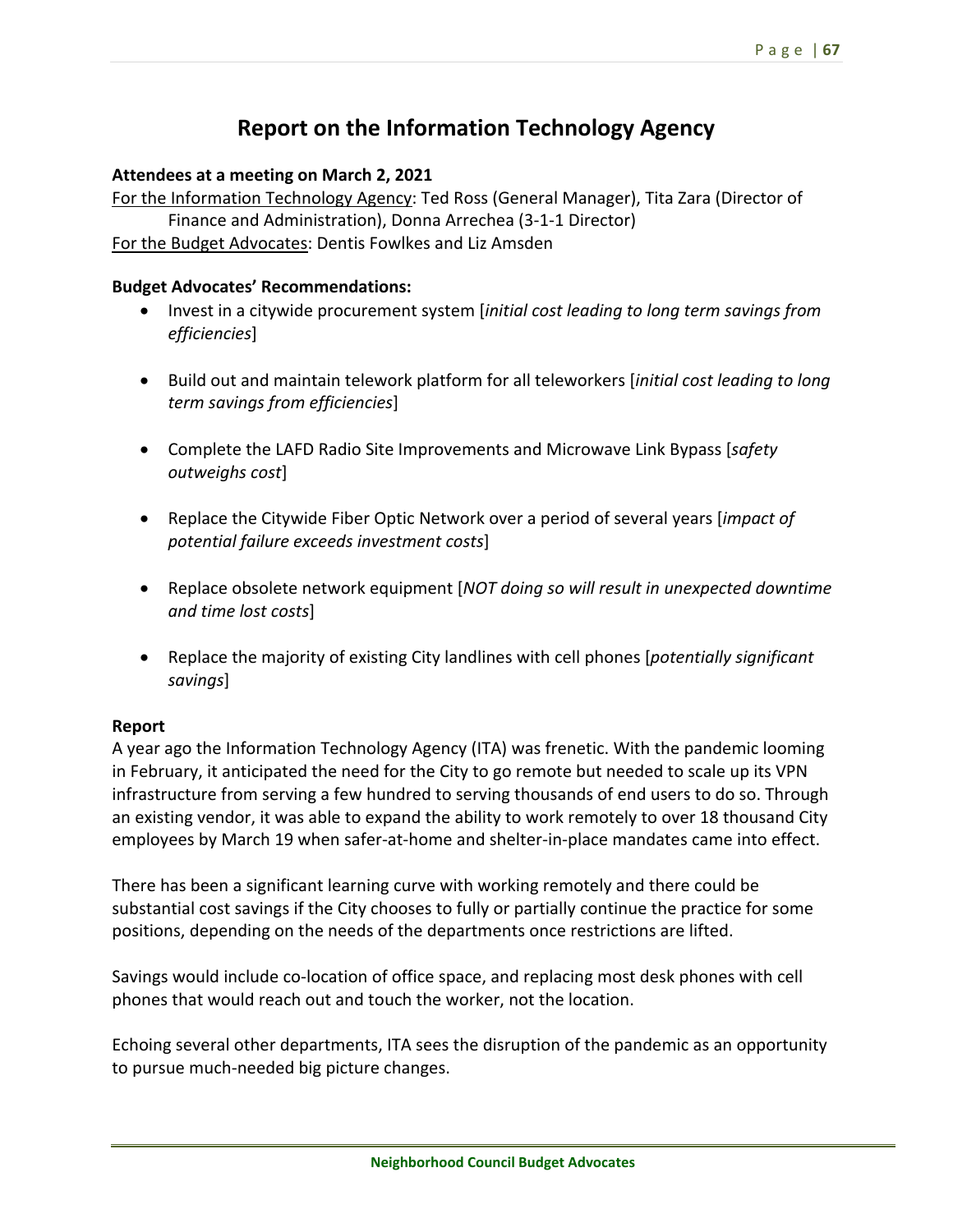# Report on the Information Technology Agency

**Attendees at a meeting on March 2, 2021**

For the Information Technology Agency: Ted Ross (General Manager), Tita Zara (Director of Finance and Administration), Donna Arrechea (3-1-1 Director)

For the Budget Advocates: Dentis Fowlkes and Liz Amsden

**Budget Advocates' Recommendations:**

- Invest in a citywide procurement system [*initial cost leading to long term savings from efficiencies*]
- Build out and maintain telework platform for all teleworkers [*initial cost leading to long term savings from efficiencies*]
- Complete the LAFD Radio Site Improvements and Microwave Link Bypass [*safety outweighs cost*]
- Replace the Citywide Fiber Optic Network over a period of several years [*impact of potential failure exceeds investment costs*]
- Replace obsolete network equipment [*NOT doing so will result in unexpected downtime and time lost costs*]
- Replace the majority of existing City landlines with cell phones [*potentially significant savings*]

**Report**

A year ago the Information Technology Agency (ITA) was frenetic. With the pandemic looming in February, it anticipated the need for the City to go remote but needed to scale up its VPN infrastructure from serving a few hundred to serving thousands of end users to do so. Through an existing vendor, it was able to expand the ability to work remotely to over 18 thousand City employees by March 19 when safer-at-home and shelter-in-place mandates came into effect.

There has been a significant learning curve with working remotely and there could be substantial cost savings if the City chooses to fully or partially continue the practice for some positions, depending on the needs of the departments once restrictions are lifted.

Savings would include co-location of office space, and replacing most desk phones with cell phones that would reach out and touch the worker, not the location.

Echoing several other departments, ITA sees the disruption of the pandemic as an opportunity to pursue much-needed big picture changes.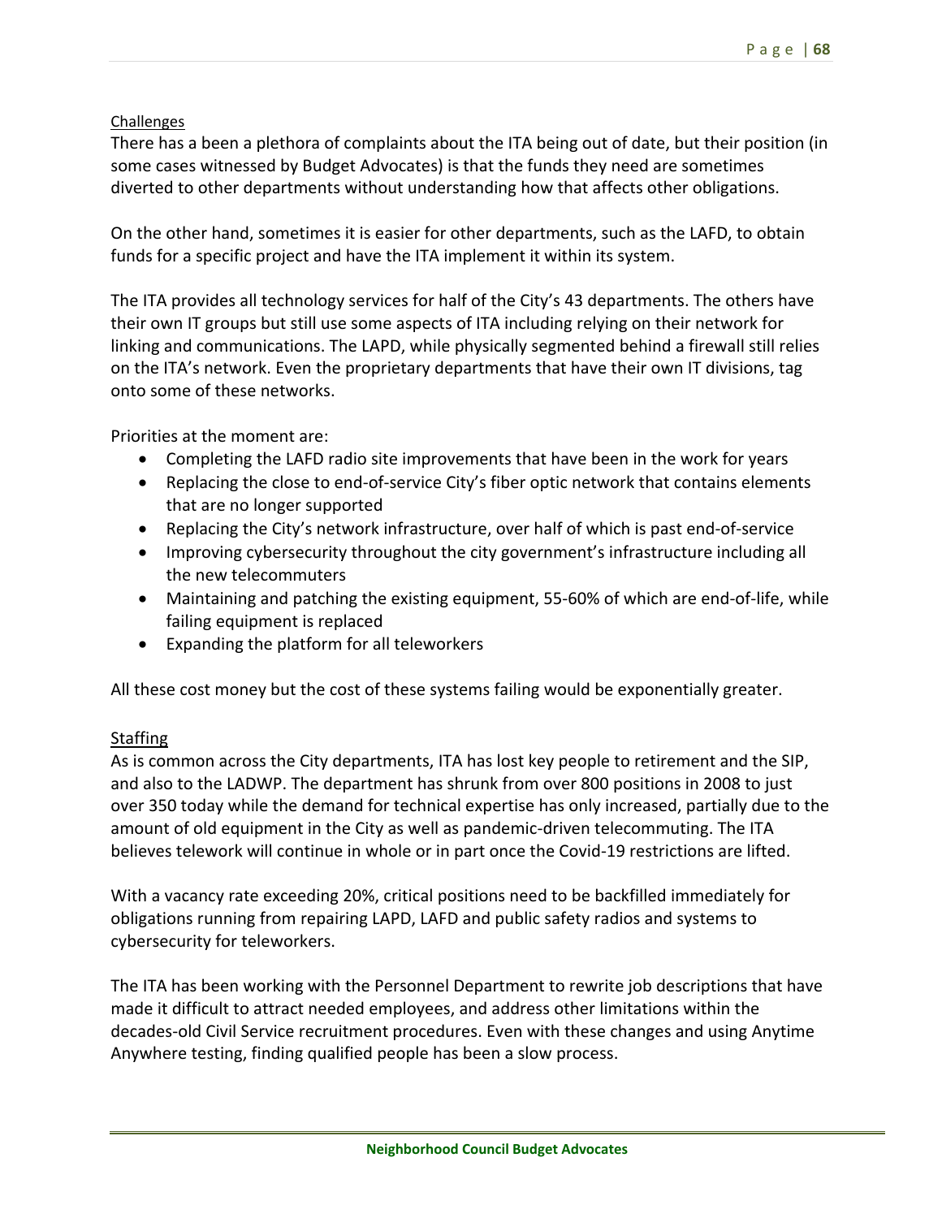Challenges

There has a been a plethora of complaints about the ITA being out of date, but their position (in some cases witnessed by Budget Advocates) is that the funds they need are sometimes diverted to other departments without understanding how that affects other obligations.

On the other hand, sometimes it is easier for other departments, such as the LAFD, to obtain funds for a specific project and have the ITA implement it within its system.

The ITA provides all technology services for half of the City's 43 departments. The others have their own IT groups but still use some aspects of ITA including relying on their network for linking and communications. The LAPD, while physically segmented behind a firewall still relies on the ITA's network. Even the proprietary departments that have their own IT divisions, tag onto some of these networks.

Priorities at the moment are:

- Completing the LAFD radio site improvements that have been in the work for years
- Replacing the close to end-of-service City's fiber optic network that contains elements that are no longer supported
- Replacing the City's network infrastructure, over half of which is past end-of-service
- Improving cybersecurity throughout the city government's infrastructure including all the new telecommuters
- Maintaining and patching the existing equipment, 55-60% of which are end-of-life, while failing equipment is replaced
- Expanding the platform for all teleworkers

All these cost money but the cost of these systems failing would be exponentially greater.

Staffing

As is common across the City departments, ITA has lost key people to retirement and the SIP, and also to the LADWP. The department has shrunk from over 800 positions in 2008 to just over 350 today while the demand for technical expertise has only increased, partially due to the amount of old equipment in the City as well as pandemic-driven telecommuting. The ITA believes telework will continue in whole or in part once the Covid-19 restrictions are lifted.

With a vacancy rate exceeding 20%, critical positions need to be backfilled immediately for obligations running from repairing LAPD, LAFD and public safety radios and systems to cybersecurity for teleworkers.

The ITA has been working with the Personnel Department to rewrite job descriptions that have made it difficult to attract needed employees, and address other limitations within the decades-old Civil Service recruitment procedures. Even with these changes and using Anytime Anywhere testing, finding qualified people has been a slow process.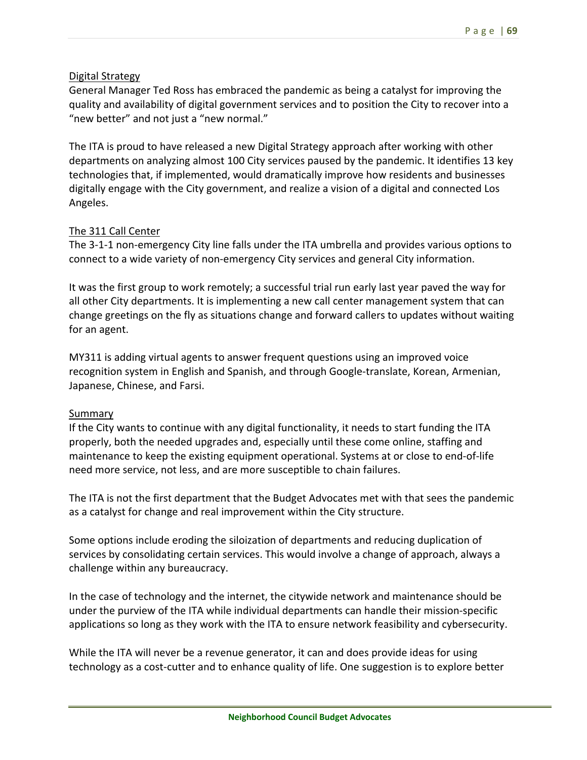<u>Digital Strategy</u>

General Manager Ted Ross has embraced the pandemic as being a catalyst for improving the quality and availability of digital government services and to position the City to recover into a "new better" and not just a "new normal."

The ITA is proud to have released a new Digital Strategy approach after working with other departments on analyzing almost 100 City services paused by the pandemic. It identifies 13 key technologies that, if implemented, would dramatically improve how residents and businesses digitally engage with the City government, and realize a vision of a digital and connected Los Angeles.

<u>The 311 Call Center</u>

The 3-1-1 non-emergency City line falls under the ITA umbrella and provides various options to connect to a wide variety of non-emergency City services and general City information.

It was the first group to work remotely; a successful trial run early last year paved the way for all other City departments. It is implementing a new call center management system that can change greetings on the fly as situations change and forward callers to updates without waiting for an agent.

MY311 is adding virtual agents to answer frequent questions using an improved voice recognition system in English and Spanish, and through Google-translate, Korean, Armenian, Japanese, Chinese, and Farsi.

<u>Summary</u>

If the City wants to continue with any digital functionality, it needs to start funding the ITA properly, both the needed upgrades and, especially until these come online, staffing and maintenance to keep the existing equipment operational. Systems at or close to end-of-life need more service, not less, and are more susceptible to chain failures.

The ITA is not the first department that the Budget Advocates met with that sees the pandemic as a catalyst for change and real improvement within the City structure.

Some options include eroding the siloization of departments and reducing duplication of services by consolidating certain services. This would involve a change of approach, always a challenge within any bureaucracy.

In the case of technology and the internet, the citywide network and maintenance should be under the purview of the ITA while individual departments can handle their mission-specific applications so long as they work with the ITA to ensure network feasibility and cybersecurity.

While the ITA will never be a revenue generator, it can and does provide ideas for using technology as a cost-cutter and to enhance quality of life. One suggestion is to explore better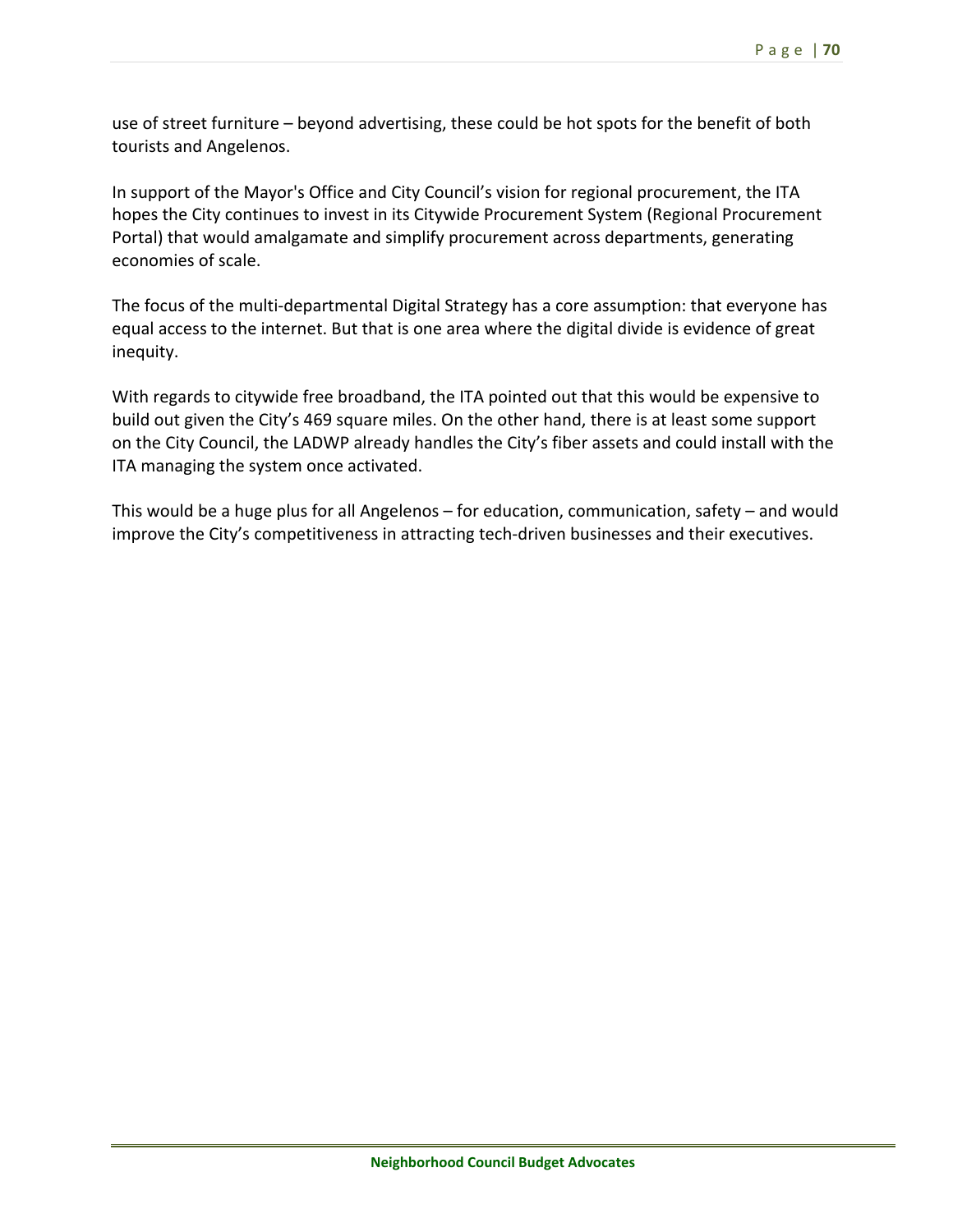use of street furniture – beyond advertising, these could be hot spots for the benefit of both tourists and Angelenos.

In support of the Mayor's Office and City Council's vision for regional procurement, the ITA hopes the City continues to invest in its Citywide Procurement System (Regional Procurement Portal) that would amalgamate and simplify procurement across departments, generating economies of scale.

The focus of the multi-departmental Digital Strategy has a core assumption: that everyone has equal access to the internet. But that is one area where the digital divide is evidence of great inequity.

With regards to citywide free broadband, the ITA pointed out that this would be expensive to build out given the City's 469 square miles. On the other hand, there is at least some support on the City Council, the LADWP already handles the City's fiber assets and could install with the ITA managing the system once activated.

This would be a huge plus for all Angelenos – for education, communication, safety – and would improve the City's competitiveness in attracting tech-driven businesses and their executives.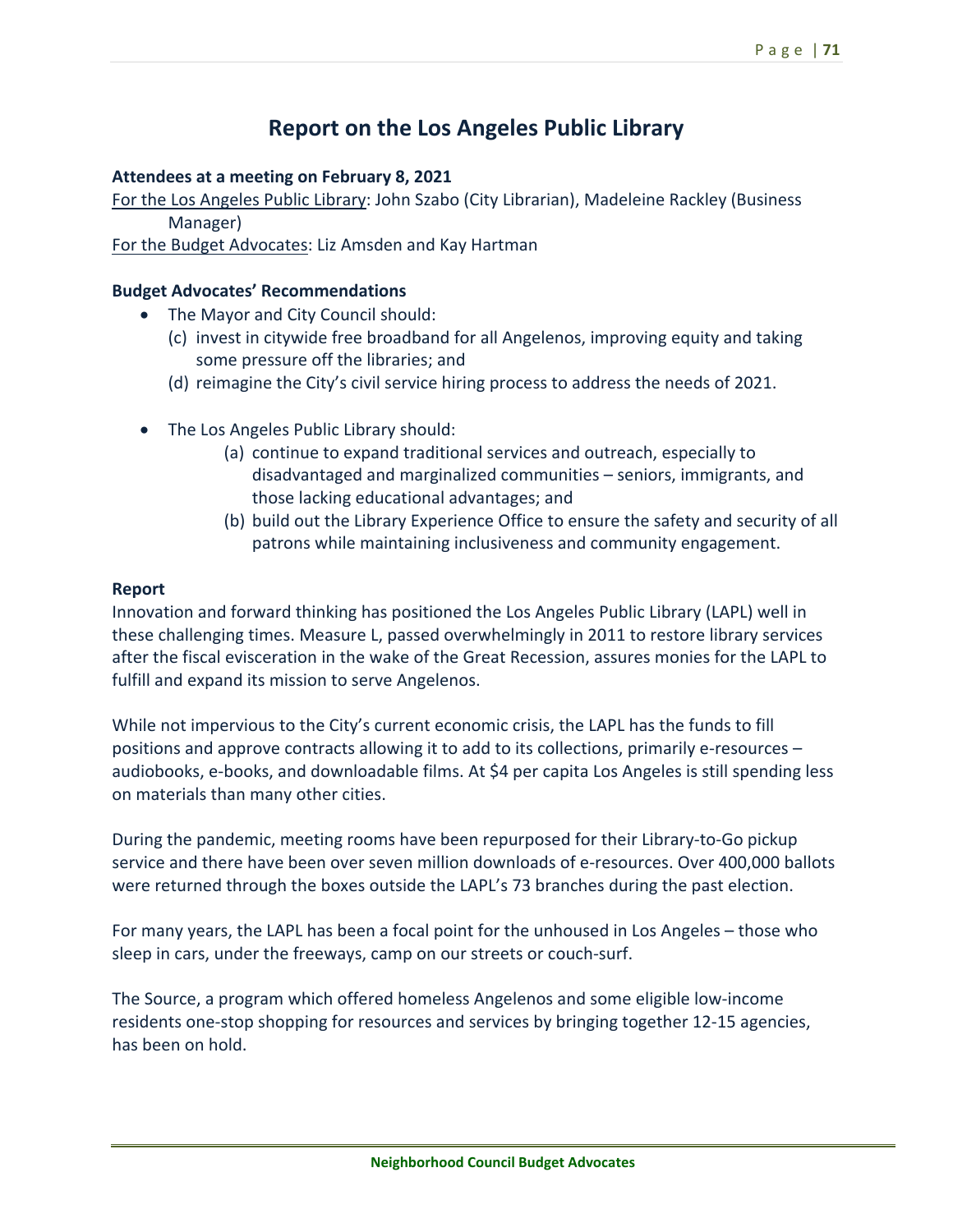# Report on the Los Angeles Public Library

**Attendees at a meeting on February 8, 2021**

For the Los Angeles Public Library: John Szabo (City Librarian), Madeleine Rackley (Business Manager)

For the Budget Advocates: Liz Amsden and Kay Hartman

**Budget Advocates' Recommendations**

- The Mayor and City Council should:
  - (c) invest in citywide free broadband for all Angelenos, improving equity and taking some pressure off the libraries; and
  - (d) reimagine the City's civil service hiring process to address the needs of 2021.

- The Los Angeles Public Library should:
  - (a) continue to expand traditional services and outreach, especially to disadvantaged and marginalized communities – seniors, immigrants, and those lacking educational advantages; and
  - (b) build out the Library Experience Office to ensure the safety and security of all patrons while maintaining inclusiveness and community engagement.

**Report**

Innovation and forward thinking has positioned the Los Angeles Public Library (LAPL) well in these challenging times. Measure L, passed overwhelmingly in 2011 to restore library services after the fiscal evisceration in the wake of the Great Recession, assures monies for the LAPL to fulfill and expand its mission to serve Angelenos.

While not impervious to the City's current economic crisis, the LAPL has the funds to fill positions and approve contracts allowing it to add to its collections, primarily e-resources – audiobooks, e-books, and downloadable films. At $4 per capita Los Angeles is still spending less on materials than many other cities.

During the pandemic, meeting rooms have been repurposed for their Library-to-Go pickup service and there have been over seven million downloads of e-resources. Over 400,000 ballots were returned through the boxes outside the LAPL's 73 branches during the past election.

For many years, the LAPL has been a focal point for the unhoused in Los Angeles – those who sleep in cars, under the freeways, camp on our streets or couch-surf.

The Source, a program which offered homeless Angelenos and some eligible low-income residents one-stop shopping for resources and services by bringing together 12-15 agencies, has been on hold.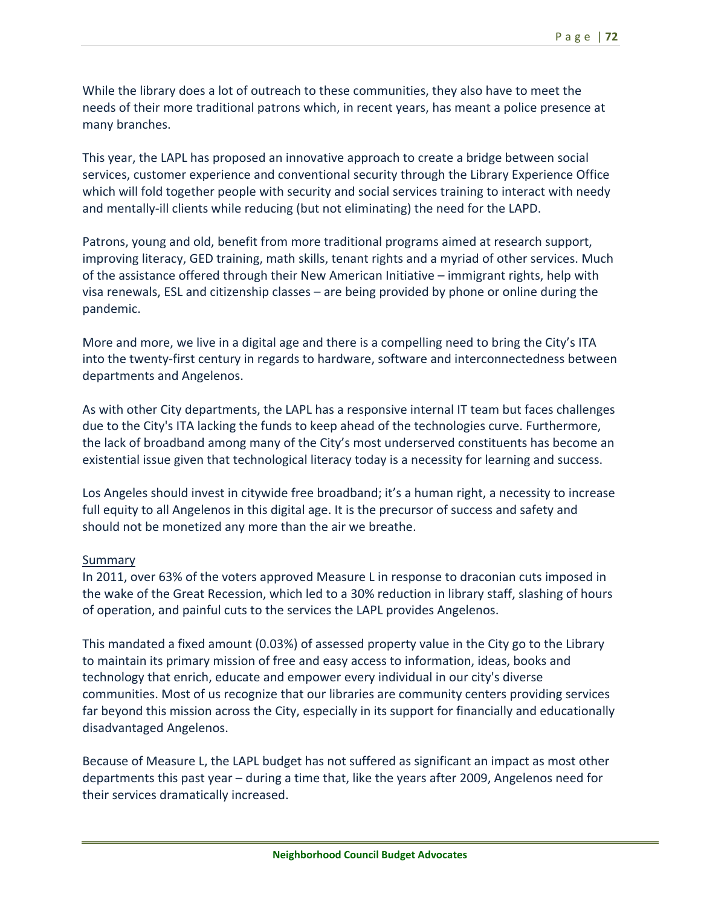While the library does a lot of outreach to these communities, they also have to meet the needs of their more traditional patrons which, in recent years, has meant a police presence at many branches.

This year, the LAPL has proposed an innovative approach to create a bridge between social services, customer experience and conventional security through the Library Experience Office which will fold together people with security and social services training to interact with needy and mentally-ill clients while reducing (but not eliminating) the need for the LAPD.

Patrons, young and old, benefit from more traditional programs aimed at research support, improving literacy, GED training, math skills, tenant rights and a myriad of other services. Much of the assistance offered through their New American Initiative – immigrant rights, help with visa renewals, ESL and citizenship classes – are being provided by phone or online during the pandemic.

More and more, we live in a digital age and there is a compelling need to bring the City's ITA into the twenty-first century in regards to hardware, software and interconnectedness between departments and Angelenos.

As with other City departments, the LAPL has a responsive internal IT team but faces challenges due to the City's ITA lacking the funds to keep ahead of the technologies curve. Furthermore, the lack of broadband among many of the City's most underserved constituents has become an existential issue given that technological literacy today is a necessity for learning and success.

Los Angeles should invest in citywide free broadband; it's a human right, a necessity to increase full equity to all Angelenos in this digital age. It is the precursor of success and safety and should not be monetized any more than the air we breathe.

<u>Summary</u>

In 2011, over 63% of the voters approved Measure L in response to draconian cuts imposed in the wake of the Great Recession, which led to a 30% reduction in library staff, slashing of hours of operation, and painful cuts to the services the LAPL provides Angelenos.

This mandated a fixed amount (0.03%) of assessed property value in the City go to the Library to maintain its primary mission of free and easy access to information, ideas, books and technology that enrich, educate and empower every individual in our city's diverse communities. Most of us recognize that our libraries are community centers providing services far beyond this mission across the City, especially in its support for financially and educationally disadvantaged Angelenos.

Because of Measure L, the LAPL budget has not suffered as significant an impact as most other departments this past year – during a time that, like the years after 2009, Angelenos need for their services dramatically increased.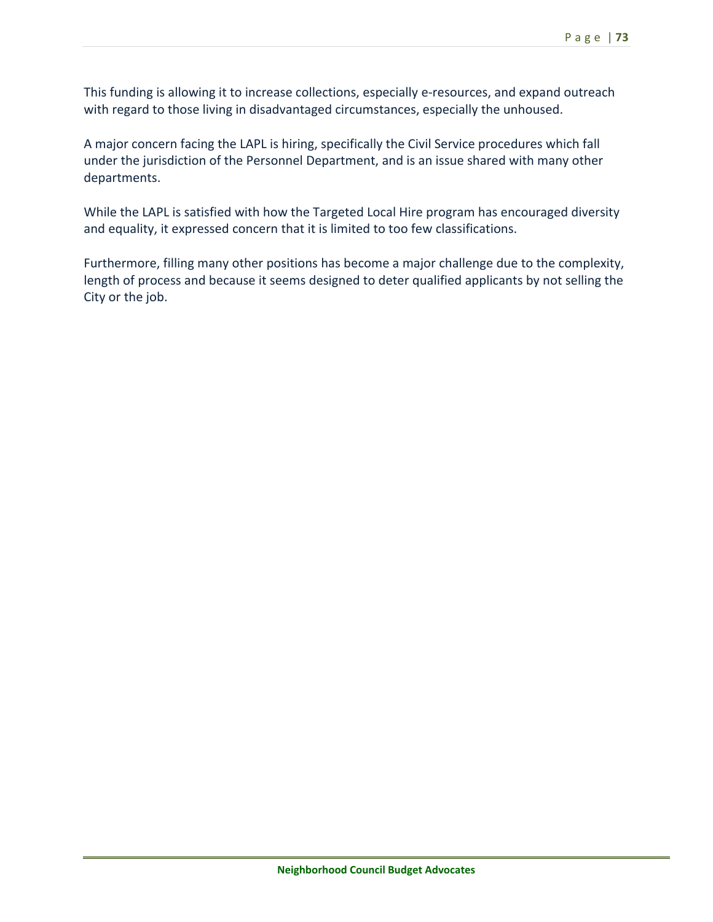This funding is allowing it to increase collections, especially e-resources, and expand outreach with regard to those living in disadvantaged circumstances, especially the unhoused.

A major concern facing the LAPL is hiring, specifically the Civil Service procedures which fall under the jurisdiction of the Personnel Department, and is an issue shared with many other departments.

While the LAPL is satisfied with how the Targeted Local Hire program has encouraged diversity and equality, it expressed concern that it is limited to too few classifications.

Furthermore, filling many other positions has become a major challenge due to the complexity, length of process and because it seems designed to deter qualified applicants by not selling the City or the job.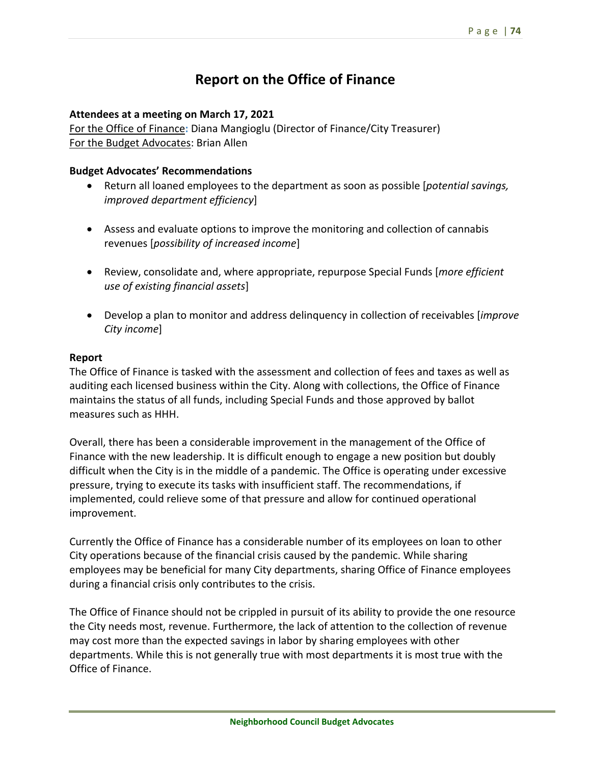# Report on the Office of Finance

**Attendees at a meeting on March 17, 2021**

<u>For the Office of Finance</u>: Diana Mangioglu (Director of Finance/City Treasurer)
<u>For the Budget Advocates</u>: Brian Allen

**Budget Advocates' Recommendations**

- Return all loaned employees to the department as soon as possible [*potential savings, improved department efficiency*]

- Assess and evaluate options to improve the monitoring and collection of cannabis revenues [*possibility of increased income*]

- Review, consolidate and, where appropriate, repurpose Special Funds [*more efficient use of existing financial assets*]

- Develop a plan to monitor and address delinquency in collection of receivables [*improve City income*]

**Report**

The Office of Finance is tasked with the assessment and collection of fees and taxes as well as auditing each licensed business within the City. Along with collections, the Office of Finance maintains the status of all funds, including Special Funds and those approved by ballot measures such as HHH.

Overall, there has been a considerable improvement in the management of the Office of Finance with the new leadership. It is difficult enough to engage a new position but doubly difficult when the City is in the middle of a pandemic. The Office is operating under excessive pressure, trying to execute its tasks with insufficient staff. The recommendations, if implemented, could relieve some of that pressure and allow for continued operational improvement.

Currently the Office of Finance has a considerable number of its employees on loan to other City operations because of the financial crisis caused by the pandemic. While sharing employees may be beneficial for many City departments, sharing Office of Finance employees during a financial crisis only contributes to the crisis.

The Office of Finance should not be crippled in pursuit of its ability to provide the one resource the City needs most, revenue. Furthermore, the lack of attention to the collection of revenue may cost more than the expected savings in labor by sharing employees with other departments. While this is not generally true with most departments it is most true with the Office of Finance.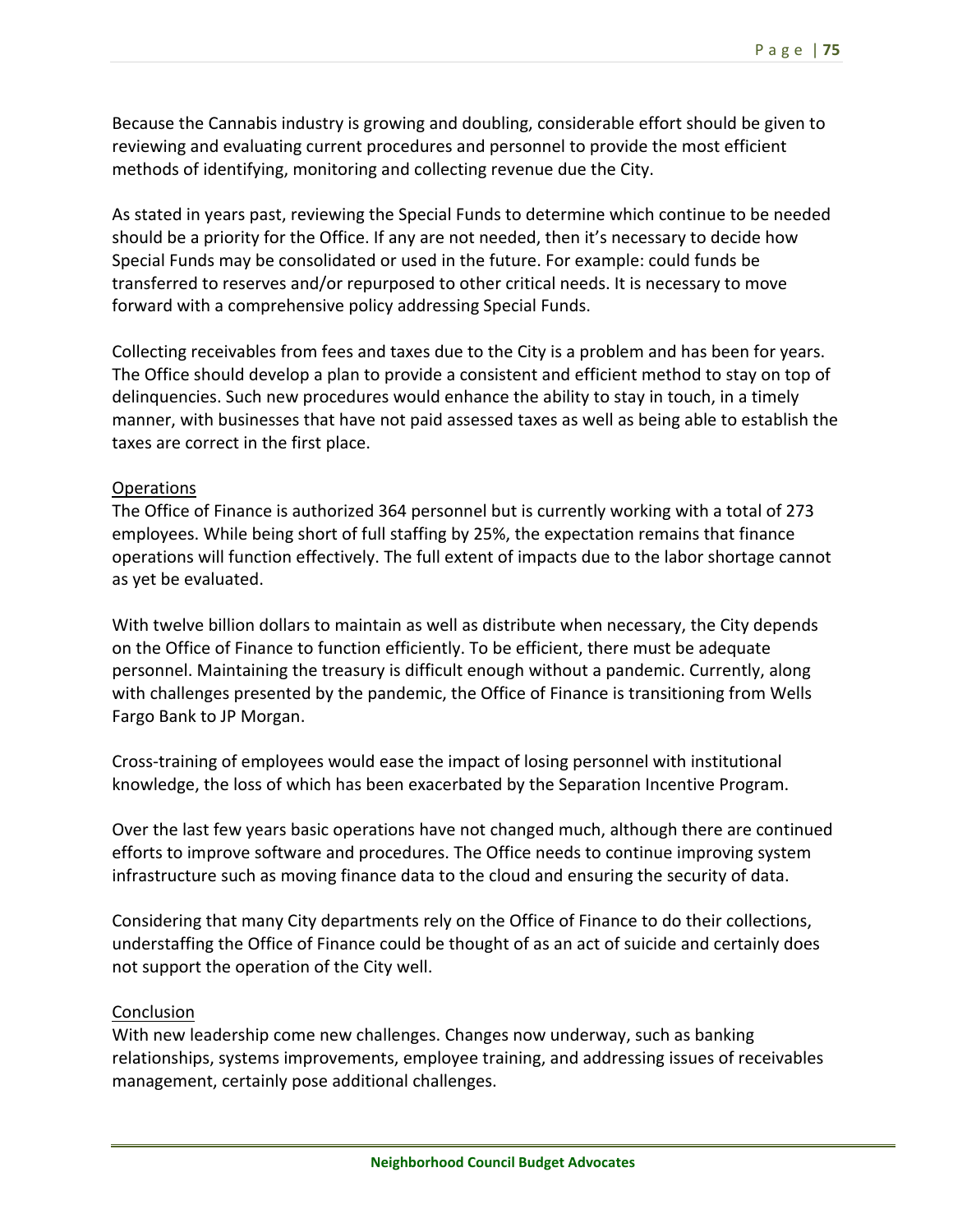Because the Cannabis industry is growing and doubling, considerable effort should be given to reviewing and evaluating current procedures and personnel to provide the most efficient methods of identifying, monitoring and collecting revenue due the City.

As stated in years past, reviewing the Special Funds to determine which continue to be needed should be a priority for the Office. If any are not needed, then it's necessary to decide how Special Funds may be consolidated or used in the future. For example: could funds be transferred to reserves and/or repurposed to other critical needs. It is necessary to move forward with a comprehensive policy addressing Special Funds.

Collecting receivables from fees and taxes due to the City is a problem and has been for years. The Office should develop a plan to provide a consistent and efficient method to stay on top of delinquencies. Such new procedures would enhance the ability to stay in touch, in a timely manner, with businesses that have not paid assessed taxes as well as being able to establish the taxes are correct in the first place.

Operations

The Office of Finance is authorized 364 personnel but is currently working with a total of 273 employees. While being short of full staffing by 25%, the expectation remains that finance operations will function effectively. The full extent of impacts due to the labor shortage cannot as yet be evaluated.

With twelve billion dollars to maintain as well as distribute when necessary, the City depends on the Office of Finance to function efficiently. To be efficient, there must be adequate personnel. Maintaining the treasury is difficult enough without a pandemic. Currently, along with challenges presented by the pandemic, the Office of Finance is transitioning from Wells Fargo Bank to JP Morgan.

Cross-training of employees would ease the impact of losing personnel with institutional knowledge, the loss of which has been exacerbated by the Separation Incentive Program.

Over the last few years basic operations have not changed much, although there are continued efforts to improve software and procedures. The Office needs to continue improving system infrastructure such as moving finance data to the cloud and ensuring the security of data.

Considering that many City departments rely on the Office of Finance to do their collections, understaffing the Office of Finance could be thought of as an act of suicide and certainly does not support the operation of the City well.

Conclusion

With new leadership come new challenges. Changes now underway, such as banking relationships, systems improvements, employee training, and addressing issues of receivables management, certainly pose additional challenges.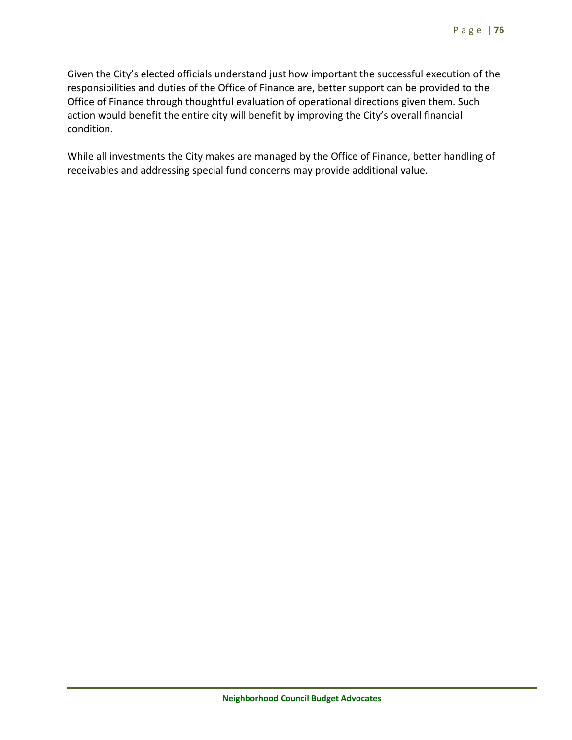Given the City's elected officials understand just how important the successful execution of the responsibilities and duties of the Office of Finance are, better support can be provided to the Office of Finance through thoughtful evaluation of operational directions given them. Such action would benefit the entire city will benefit by improving the City's overall financial condition.

While all investments the City makes are managed by the Office of Finance, better handling of receivables and addressing special fund concerns may provide additional value.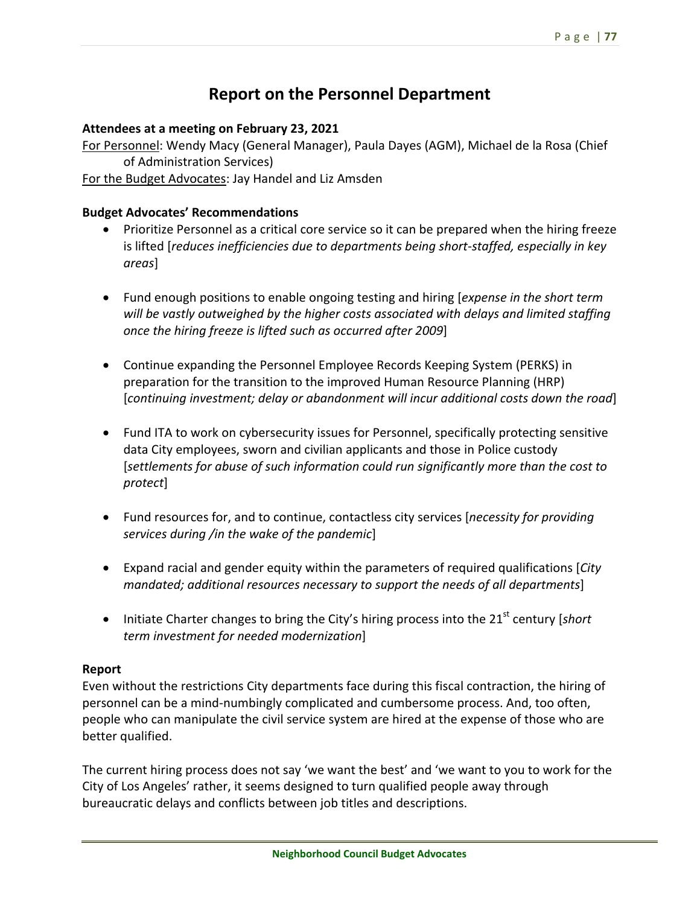# Report on the Personnel Department

**Attendees at a meeting on February 23, 2021**

For Personnel: Wendy Macy (General Manager), Paula Dayes (AGM), Michael de la Rosa (Chief of Administration Services)

For the Budget Advocates: Jay Handel and Liz Amsden

**Budget Advocates' Recommendations**

- Prioritize Personnel as a critical core service so it can be prepared when the hiring freeze is lifted [*reduces inefficiencies due to departments being short-staffed, especially in key areas*]
- Fund enough positions to enable ongoing testing and hiring [*expense in the short term will be vastly outweighed by the higher costs associated with delays and limited staffing once the hiring freeze is lifted such as occurred after 2009*]
- Continue expanding the Personnel Employee Records Keeping System (PERKS) in preparation for the transition to the improved Human Resource Planning (HRP) [*continuing investment; delay or abandonment will incur additional costs down the road*]
- Fund ITA to work on cybersecurity issues for Personnel, specifically protecting sensitive data City employees, sworn and civilian applicants and those in Police custody [*settlements for abuse of such information could run significantly more than the cost to protect*]
- Fund resources for, and to continue, contactless city services [*necessity for providing services during /in the wake of the pandemic*]
- Expand racial and gender equity within the parameters of required qualifications [*City mandated; additional resources necessary to support the needs of all departments*]
- Initiate Charter changes to bring the City's hiring process into the 21st century [*short term investment for needed modernization*]

**Report**

Even without the restrictions City departments face during this fiscal contraction, the hiring of personnel can be a mind-numbingly complicated and cumbersome process. And, too often, people who can manipulate the civil service system are hired at the expense of those who are better qualified.

The current hiring process does not say 'we want the best' and 'we want to you to work for the City of Los Angeles' rather, it seems designed to turn qualified people away through bureaucratic delays and conflicts between job titles and descriptions.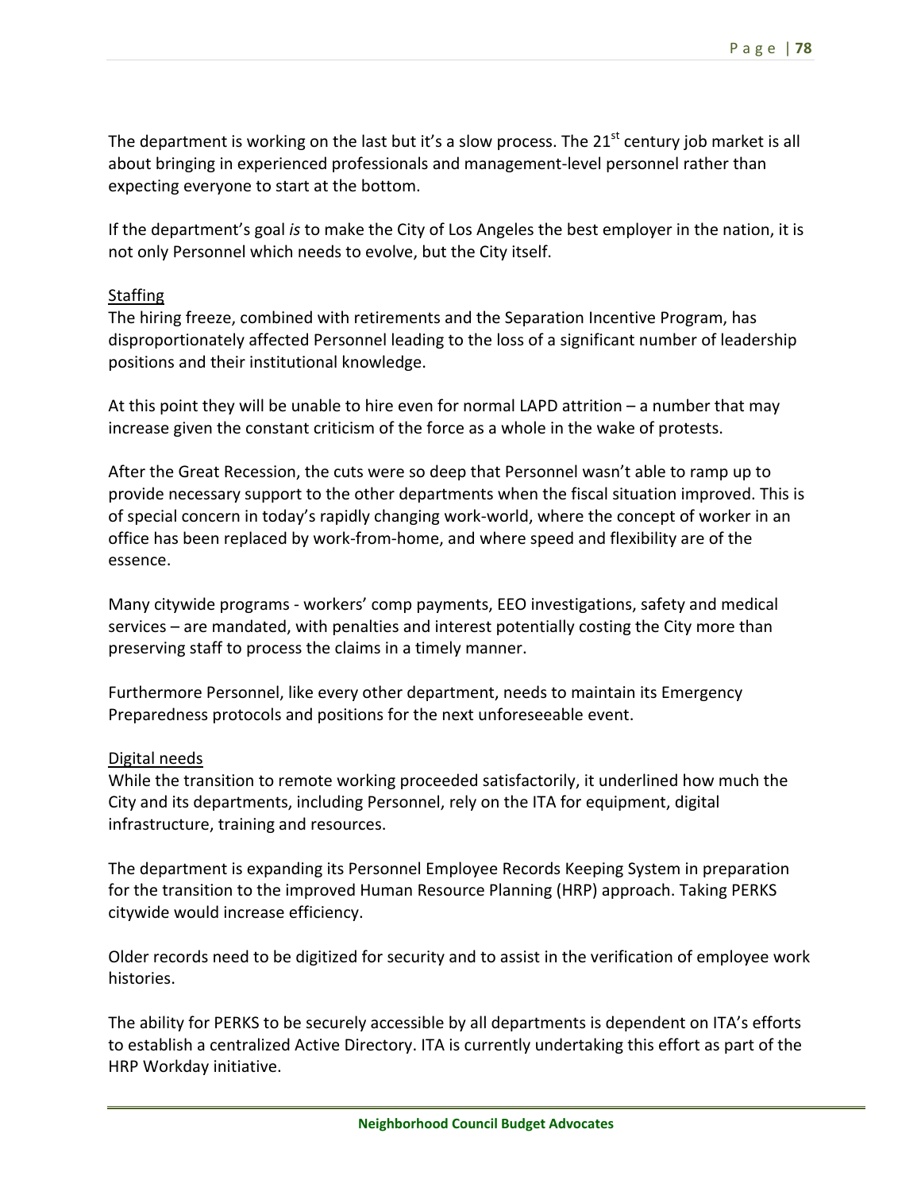The department is working on the last but it's a slow process. The 21st century job market is all about bringing in experienced professionals and management-level personnel rather than expecting everyone to start at the bottom.

If the department's goal *is* to make the City of Los Angeles the best employer in the nation, it is not only Personnel which needs to evolve, but the City itself.

Staffing

The hiring freeze, combined with retirements and the Separation Incentive Program, has disproportionately affected Personnel leading to the loss of a significant number of leadership positions and their institutional knowledge.

At this point they will be unable to hire even for normal LAPD attrition – a number that may increase given the constant criticism of the force as a whole in the wake of protests.

After the Great Recession, the cuts were so deep that Personnel wasn't able to ramp up to provide necessary support to the other departments when the fiscal situation improved. This is of special concern in today's rapidly changing work-world, where the concept of worker in an office has been replaced by work-from-home, and where speed and flexibility are of the essence.

Many citywide programs - workers' comp payments, EEO investigations, safety and medical services – are mandated, with penalties and interest potentially costing the City more than preserving staff to process the claims in a timely manner.

Furthermore Personnel, like every other department, needs to maintain its Emergency Preparedness protocols and positions for the next unforeseeable event.

Digital needs

While the transition to remote working proceeded satisfactorily, it underlined how much the City and its departments, including Personnel, rely on the ITA for equipment, digital infrastructure, training and resources.

The department is expanding its Personnel Employee Records Keeping System in preparation for the transition to the improved Human Resource Planning (HRP) approach. Taking PERKS citywide would increase efficiency.

Older records need to be digitized for security and to assist in the verification of employee work histories.

The ability for PERKS to be securely accessible by all departments is dependent on ITA's efforts to establish a centralized Active Directory. ITA is currently undertaking this effort as part of the HRP Workday initiative.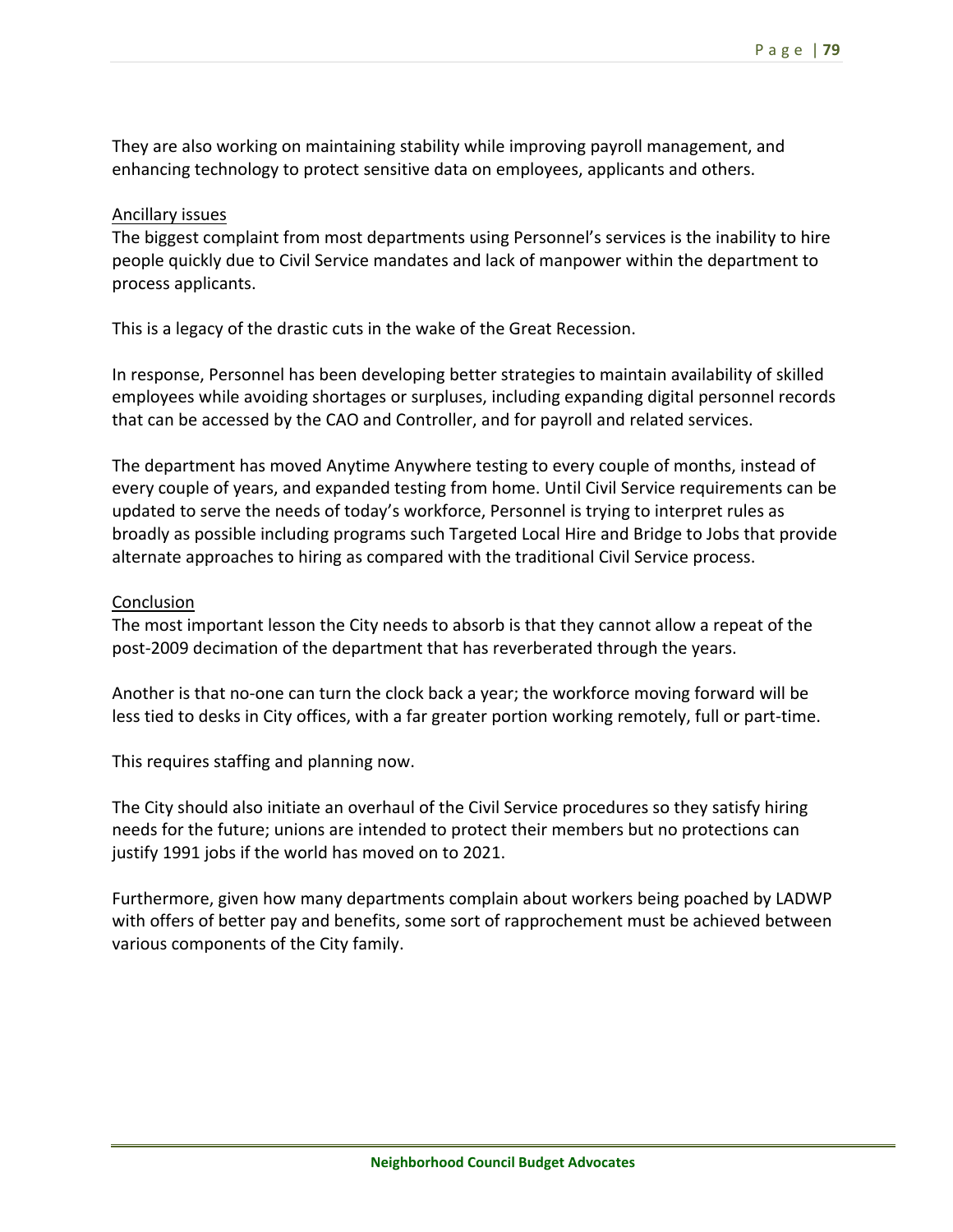They are also working on maintaining stability while improving payroll management, and enhancing technology to protect sensitive data on employees, applicants and others.

<u>Ancillary issues</u>

The biggest complaint from most departments using Personnel's services is the inability to hire people quickly due to Civil Service mandates and lack of manpower within the department to process applicants.

This is a legacy of the drastic cuts in the wake of the Great Recession.

In response, Personnel has been developing better strategies to maintain availability of skilled employees while avoiding shortages or surpluses, including expanding digital personnel records that can be accessed by the CAO and Controller, and for payroll and related services.

The department has moved Anytime Anywhere testing to every couple of months, instead of every couple of years, and expanded testing from home. Until Civil Service requirements can be updated to serve the needs of today's workforce, Personnel is trying to interpret rules as broadly as possible including programs such Targeted Local Hire and Bridge to Jobs that provide alternate approaches to hiring as compared with the traditional Civil Service process.

<u>Conclusion</u>

The most important lesson the City needs to absorb is that they cannot allow a repeat of the post-2009 decimation of the department that has reverberated through the years.

Another is that no-one can turn the clock back a year; the workforce moving forward will be less tied to desks in City offices, with a far greater portion working remotely, full or part-time.

This requires staffing and planning now.

The City should also initiate an overhaul of the Civil Service procedures so they satisfy hiring needs for the future; unions are intended to protect their members but no protections can justify 1991 jobs if the world has moved on to 2021.

Furthermore, given how many departments complain about workers being poached by LADWP with offers of better pay and benefits, some sort of rapprochement must be achieved between various components of the City family.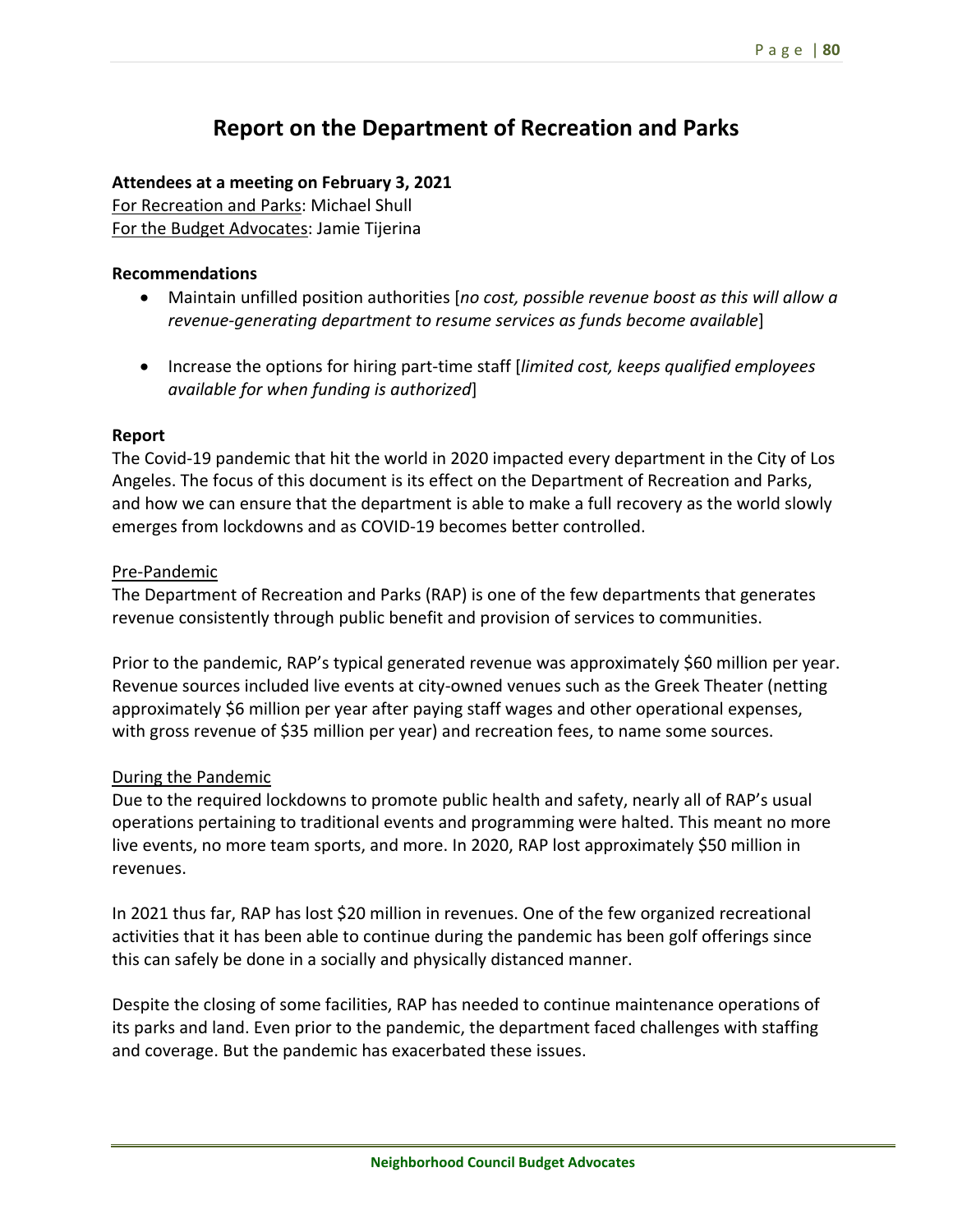# Report on the Department of Recreation and Parks

**Attendees at a meeting on February 3, 2021**
For Recreation and Parks: Michael Shull
For the Budget Advocates: Jamie Tijerina

**Recommendations**

- Maintain unfilled position authorities [*no cost, possible revenue boost as this will allow a revenue-generating department to resume services as funds become available*]
- Increase the options for hiring part-time staff [*limited cost, keeps qualified employees available for when funding is authorized*]

**Report**
The Covid-19 pandemic that hit the world in 2020 impacted every department in the City of Los Angeles. The focus of this document is its effect on the Department of Recreation and Parks, and how we can ensure that the department is able to make a full recovery as the world slowly emerges from lockdowns and as COVID-19 becomes better controlled.

Pre-Pandemic
The Department of Recreation and Parks (RAP) is one of the few departments that generates revenue consistently through public benefit and provision of services to communities.

Prior to the pandemic, RAP's typical generated revenue was approximately $60 million per year. Revenue sources included live events at city-owned venues such as the Greek Theater (netting approximately $6 million per year after paying staff wages and other operational expenses, with gross revenue of $35 million per year) and recreation fees, to name some sources.

During the Pandemic
Due to the required lockdowns to promote public health and safety, nearly all of RAP's usual operations pertaining to traditional events and programming were halted. This meant no more live events, no more team sports, and more. In 2020, RAP lost approximately $50 million in revenues.

In 2021 thus far, RAP has lost $20 million in revenues. One of the few organized recreational activities that it has been able to continue during the pandemic has been golf offerings since this can safely be done in a socially and physically distanced manner.

Despite the closing of some facilities, RAP has needed to continue maintenance operations of its parks and land. Even prior to the pandemic, the department faced challenges with staffing and coverage. But the pandemic has exacerbated these issues.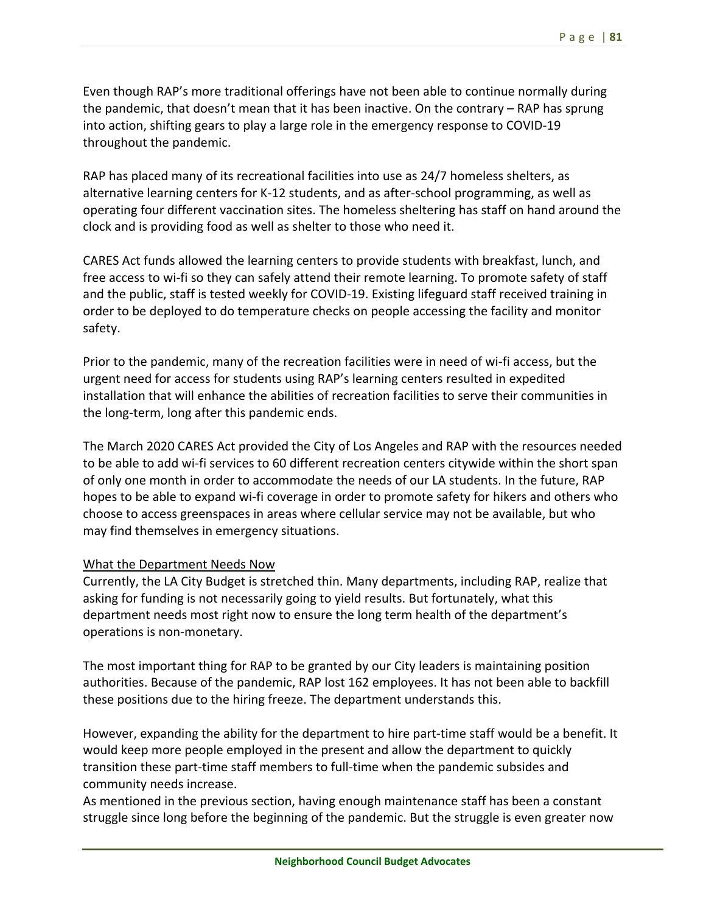Even though RAP's more traditional offerings have not been able to continue normally during the pandemic, that doesn't mean that it has been inactive. On the contrary – RAP has sprung into action, shifting gears to play a large role in the emergency response to COVID-19 throughout the pandemic.

RAP has placed many of its recreational facilities into use as 24/7 homeless shelters, as alternative learning centers for K-12 students, and as after-school programming, as well as operating four different vaccination sites. The homeless sheltering has staff on hand around the clock and is providing food as well as shelter to those who need it.

CARES Act funds allowed the learning centers to provide students with breakfast, lunch, and free access to wi-fi so they can safely attend their remote learning. To promote safety of staff and the public, staff is tested weekly for COVID-19. Existing lifeguard staff received training in order to be deployed to do temperature checks on people accessing the facility and monitor safety.

Prior to the pandemic, many of the recreation facilities were in need of wi-fi access, but the urgent need for access for students using RAP's learning centers resulted in expedited installation that will enhance the abilities of recreation facilities to serve their communities in the long-term, long after this pandemic ends.

The March 2020 CARES Act provided the City of Los Angeles and RAP with the resources needed to be able to add wi-fi services to 60 different recreation centers citywide within the short span of only one month in order to accommodate the needs of our LA students. In the future, RAP hopes to be able to expand wi-fi coverage in order to promote safety for hikers and others who choose to access greenspaces in areas where cellular service may not be available, but who may find themselves in emergency situations.

What the Department Needs Now

Currently, the LA City Budget is stretched thin. Many departments, including RAP, realize that asking for funding is not necessarily going to yield results. But fortunately, what this department needs most right now to ensure the long term health of the department's operations is non-monetary.

The most important thing for RAP to be granted by our City leaders is maintaining position authorities. Because of the pandemic, RAP lost 162 employees. It has not been able to backfill these positions due to the hiring freeze. The department understands this.

However, expanding the ability for the department to hire part-time staff would be a benefit. It would keep more people employed in the present and allow the department to quickly transition these part-time staff members to full-time when the pandemic subsides and community needs increase.

As mentioned in the previous section, having enough maintenance staff has been a constant struggle since long before the beginning of the pandemic. But the struggle is even greater now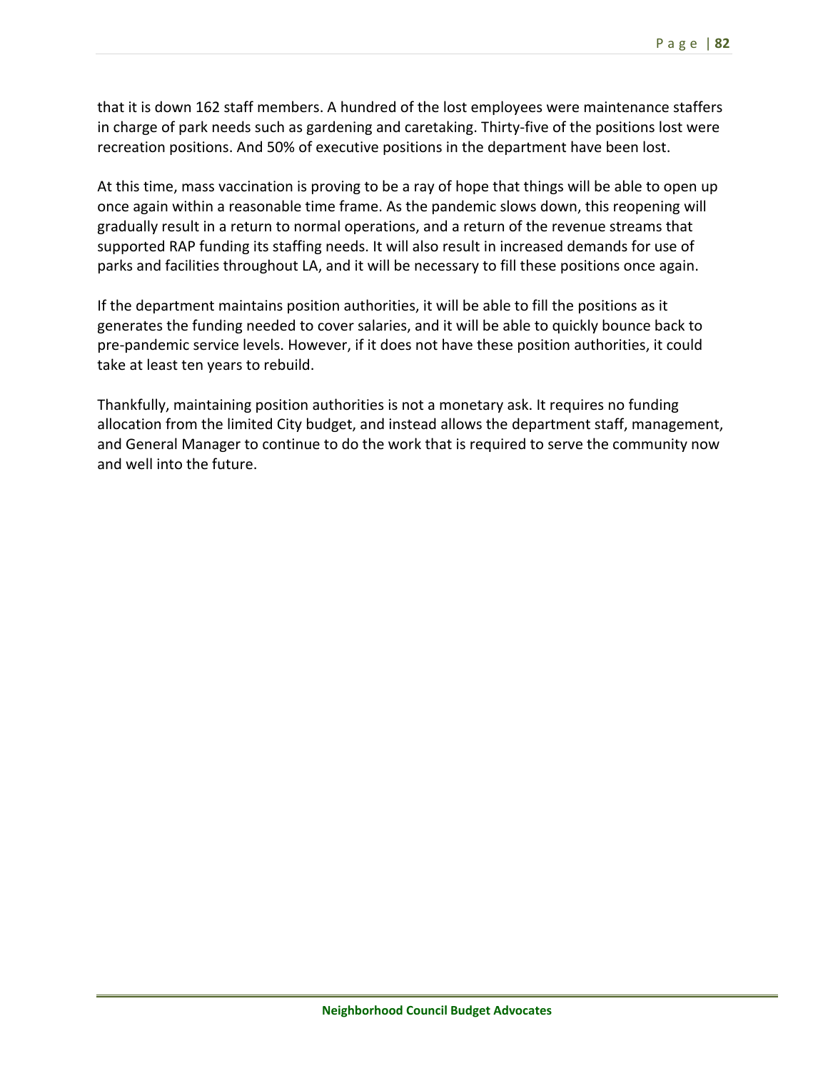that it is down 162 staff members. A hundred of the lost employees were maintenance staffers in charge of park needs such as gardening and caretaking. Thirty-five of the positions lost were recreation positions. And 50% of executive positions in the department have been lost.

At this time, mass vaccination is proving to be a ray of hope that things will be able to open up once again within a reasonable time frame. As the pandemic slows down, this reopening will gradually result in a return to normal operations, and a return of the revenue streams that supported RAP funding its staffing needs. It will also result in increased demands for use of parks and facilities throughout LA, and it will be necessary to fill these positions once again.

If the department maintains position authorities, it will be able to fill the positions as it generates the funding needed to cover salaries, and it will be able to quickly bounce back to pre-pandemic service levels. However, if it does not have these position authorities, it could take at least ten years to rebuild.

Thankfully, maintaining position authorities is not a monetary ask. It requires no funding allocation from the limited City budget, and instead allows the department staff, management, and General Manager to continue to do the work that is required to serve the community now and well into the future.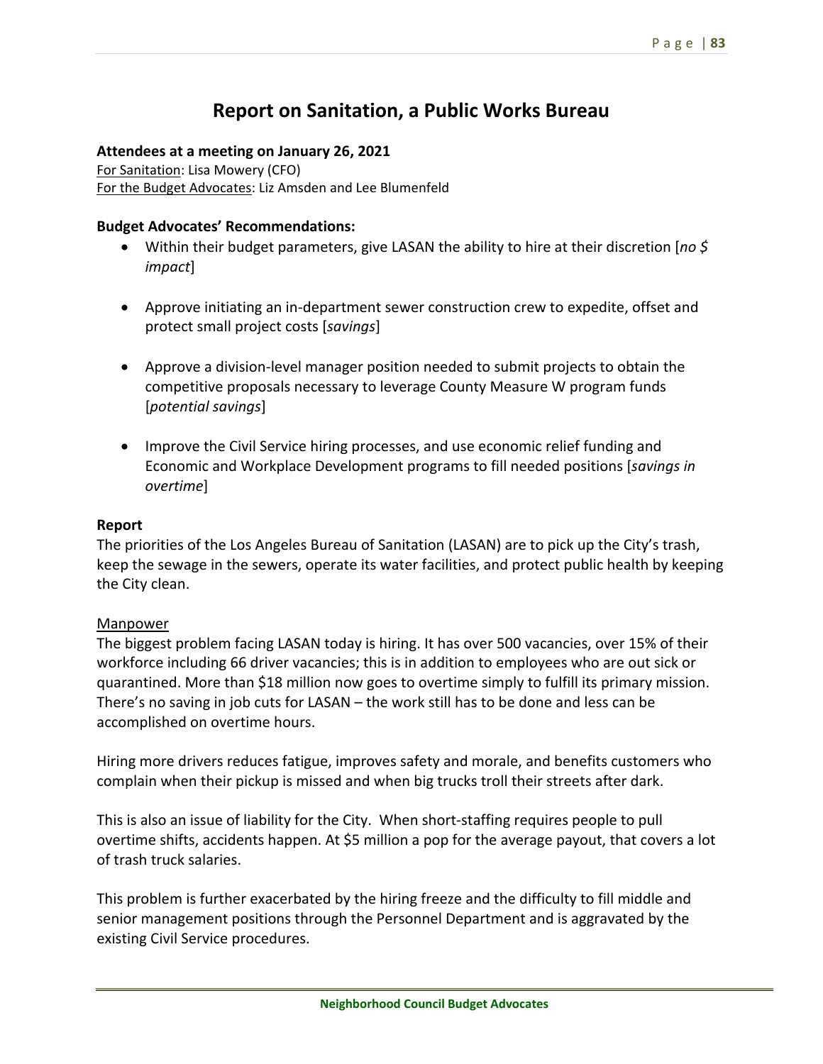# Report on Sanitation, a Public Works Bureau

**Attendees at a meeting on January 26, 2021**
<u>For Sanitation</u>: Lisa Mowery (CFO)
<u>For the Budget Advocates</u>: Liz Amsden and Lee Blumenfeld

**Budget Advocates' Recommendations:**

- Within their budget parameters, give LASAN the ability to hire at their discretion [*no $ impact*]

- Approve initiating an in-department sewer construction crew to expedite, offset and protect small project costs [*savings*]

- Approve a division-level manager position needed to submit projects to obtain the competitive proposals necessary to leverage County Measure W program funds [*potential savings*]

- Improve the Civil Service hiring processes, and use economic relief funding and Economic and Workplace Development programs to fill needed positions [*savings in overtime*]

**Report**

The priorities of the Los Angeles Bureau of Sanitation (LASAN) are to pick up the City's trash, keep the sewage in the sewers, operate its water facilities, and protect public health by keeping the City clean.

<u>Manpower</u>

The biggest problem facing LASAN today is hiring. It has over 500 vacancies, over 15% of their workforce including 66 driver vacancies; this is in addition to employees who are out sick or quarantined. More than $18 million now goes to overtime simply to fulfill its primary mission. There's no saving in job cuts for LASAN – the work still has to be done and less can be accomplished on overtime hours.

Hiring more drivers reduces fatigue, improves safety and morale, and benefits customers who complain when their pickup is missed and when big trucks troll their streets after dark.

This is also an issue of liability for the City. When short-staffing requires people to pull overtime shifts, accidents happen. At $5 million a pop for the average payout, that covers a lot of trash truck salaries.

This problem is further exacerbated by the hiring freeze and the difficulty to fill middle and senior management positions through the Personnel Department and is aggravated by the existing Civil Service procedures.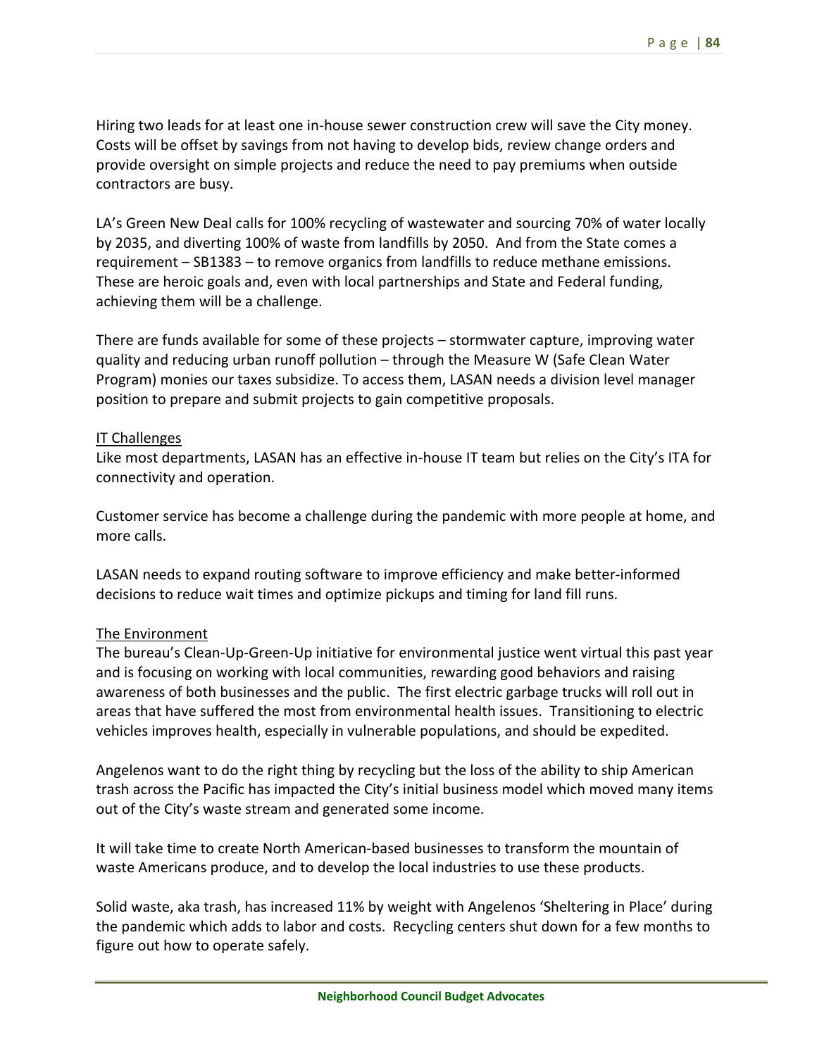Hiring two leads for at least one in-house sewer construction crew will save the City money. Costs will be offset by savings from not having to develop bids, review change orders and provide oversight on simple projects and reduce the need to pay premiums when outside contractors are busy.

LA's Green New Deal calls for 100% recycling of wastewater and sourcing 70% of water locally by 2035, and diverting 100% of waste from landfills by 2050. And from the State comes a requirement – SB1383 – to remove organics from landfills to reduce methane emissions. These are heroic goals and, even with local partnerships and State and Federal funding, achieving them will be a challenge.

There are funds available for some of these projects – stormwater capture, improving water quality and reducing urban runoff pollution – through the Measure W (Safe Clean Water Program) monies our taxes subsidize. To access them, LASAN needs a division level manager position to prepare and submit projects to gain competitive proposals.

<u>IT Challenges</u>
Like most departments, LASAN has an effective in-house IT team but relies on the City's ITA for connectivity and operation.

Customer service has become a challenge during the pandemic with more people at home, and more calls.

LASAN needs to expand routing software to improve efficiency and make better-informed decisions to reduce wait times and optimize pickups and timing for land fill runs.

<u>The Environment</u>
The bureau's Clean-Up-Green-Up initiative for environmental justice went virtual this past year and is focusing on working with local communities, rewarding good behaviors and raising awareness of both businesses and the public. The first electric garbage trucks will roll out in areas that have suffered the most from environmental health issues. Transitioning to electric vehicles improves health, especially in vulnerable populations, and should be expedited.

Angelenos want to do the right thing by recycling but the loss of the ability to ship American trash across the Pacific has impacted the City's initial business model which moved many items out of the City's waste stream and generated some income.

It will take time to create North American-based businesses to transform the mountain of waste Americans produce, and to develop the local industries to use these products.

Solid waste, aka trash, has increased 11% by weight with Angelenos 'Sheltering in Place' during the pandemic which adds to labor and costs. Recycling centers shut down for a few months to figure out how to operate safely.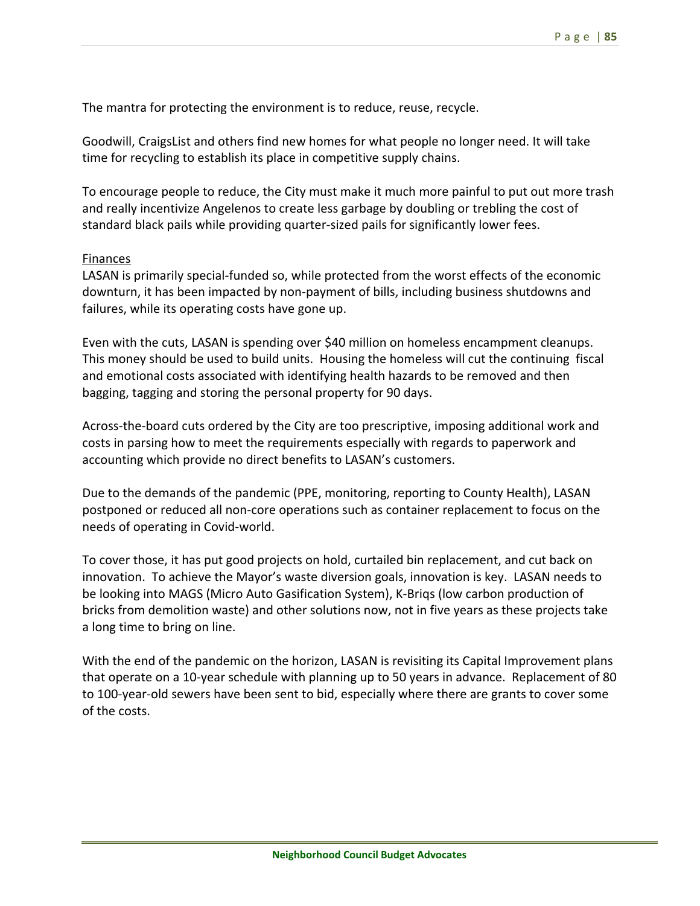The mantra for protecting the environment is to reduce, reuse, recycle.

Goodwill, CraigsList and others find new homes for what people no longer need. It will take time for recycling to establish its place in competitive supply chains.

To encourage people to reduce, the City must make it much more painful to put out more trash and really incentivize Angelenos to create less garbage by doubling or trebling the cost of standard black pails while providing quarter-sized pails for significantly lower fees.

<u>Finances</u>

LASAN is primarily special-funded so, while protected from the worst effects of the economic downturn, it has been impacted by non-payment of bills, including business shutdowns and failures, while its operating costs have gone up.

Even with the cuts, LASAN is spending over $40 million on homeless encampment cleanups. This money should be used to build units. Housing the homeless will cut the continuing fiscal and emotional costs associated with identifying health hazards to be removed and then bagging, tagging and storing the personal property for 90 days.

Across-the-board cuts ordered by the City are too prescriptive, imposing additional work and costs in parsing how to meet the requirements especially with regards to paperwork and accounting which provide no direct benefits to LASAN's customers.

Due to the demands of the pandemic (PPE, monitoring, reporting to County Health), LASAN postponed or reduced all non-core operations such as container replacement to focus on the needs of operating in Covid-world.

To cover those, it has put good projects on hold, curtailed bin replacement, and cut back on innovation. To achieve the Mayor's waste diversion goals, innovation is key. LASAN needs to be looking into MAGS (Micro Auto Gasification System), K-Briqs (low carbon production of bricks from demolition waste) and other solutions now, not in five years as these projects take a long time to bring on line.

With the end of the pandemic on the horizon, LASAN is revisiting its Capital Improvement plans that operate on a 10-year schedule with planning up to 50 years in advance. Replacement of 80 to 100-year-old sewers have been sent to bid, especially where there are grants to cover some of the costs.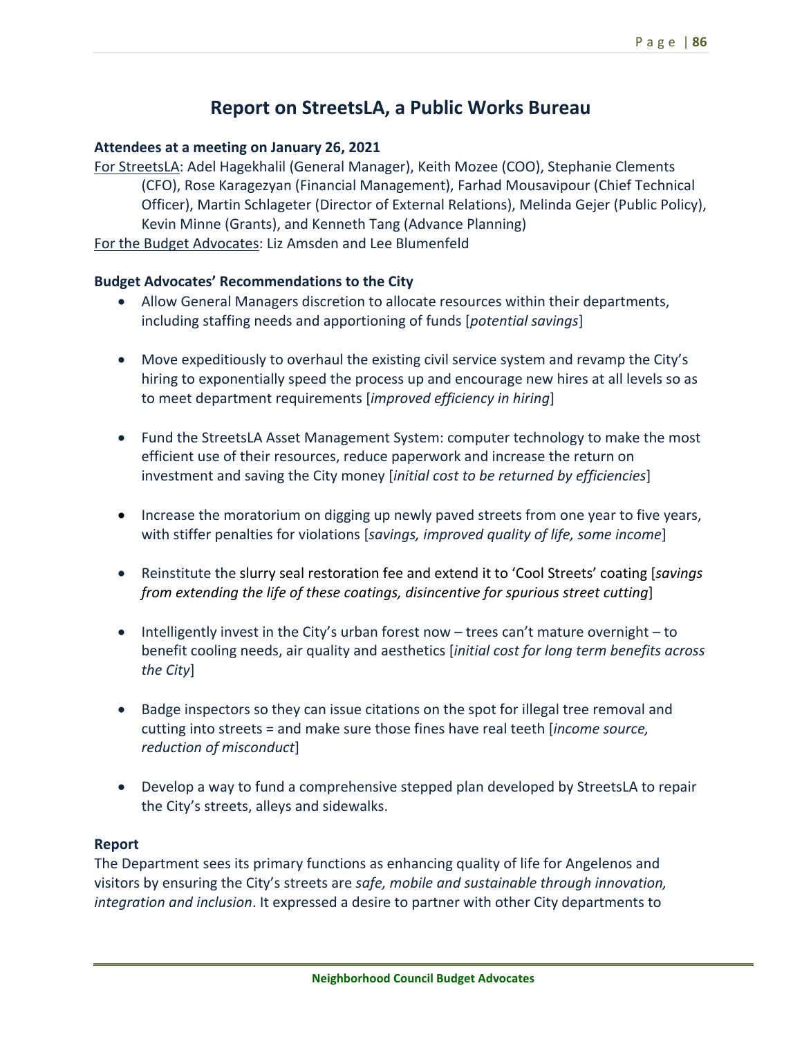# Report on StreetsLA, a Public Works Bureau

**Attendees at a meeting on January 26, 2021**

For StreetsLA: Adel Hagekhalil (General Manager), Keith Mozee (COO), Stephanie Clements (CFO), Rose Karagezyan (Financial Management), Farhad Mousavipour (Chief Technical Officer), Martin Schlageter (Director of External Relations), Melinda Gejer (Public Policy), Kevin Minne (Grants), and Kenneth Tang (Advance Planning)

For the Budget Advocates: Liz Amsden and Lee Blumenfeld

**Budget Advocates' Recommendations to the City**

- Allow General Managers discretion to allocate resources within their departments, including staffing needs and apportioning of funds [*potential savings*]

- Move expeditiously to overhaul the existing civil service system and revamp the City's hiring to exponentially speed the process up and encourage new hires at all levels so as to meet department requirements [*improved efficiency in hiring*]

- Fund the StreetsLA Asset Management System: computer technology to make the most efficient use of their resources, reduce paperwork and increase the return on investment and saving the City money [*initial cost to be returned by efficiencies*]

- Increase the moratorium on digging up newly paved streets from one year to five years, with stiffer penalties for violations [*savings, improved quality of life, some income*]

- Reinstitute the slurry seal restoration fee and extend it to 'Cool Streets' coating [*savings from extending the life of these coatings, disincentive for spurious street cutting*]

- Intelligently invest in the City's urban forest now – trees can't mature overnight – to benefit cooling needs, air quality and aesthetics [*initial cost for long term benefits across the City*]

- Badge inspectors so they can issue citations on the spot for illegal tree removal and cutting into streets = and make sure those fines have real teeth [*income source, reduction of misconduct*]

- Develop a way to fund a comprehensive stepped plan developed by StreetsLA to repair the City's streets, alleys and sidewalks.

**Report**

The Department sees its primary functions as enhancing quality of life for Angelenos and visitors by ensuring the City's streets are *safe, mobile and sustainable through innovation, integration and inclusion*. It expressed a desire to partner with other City departments to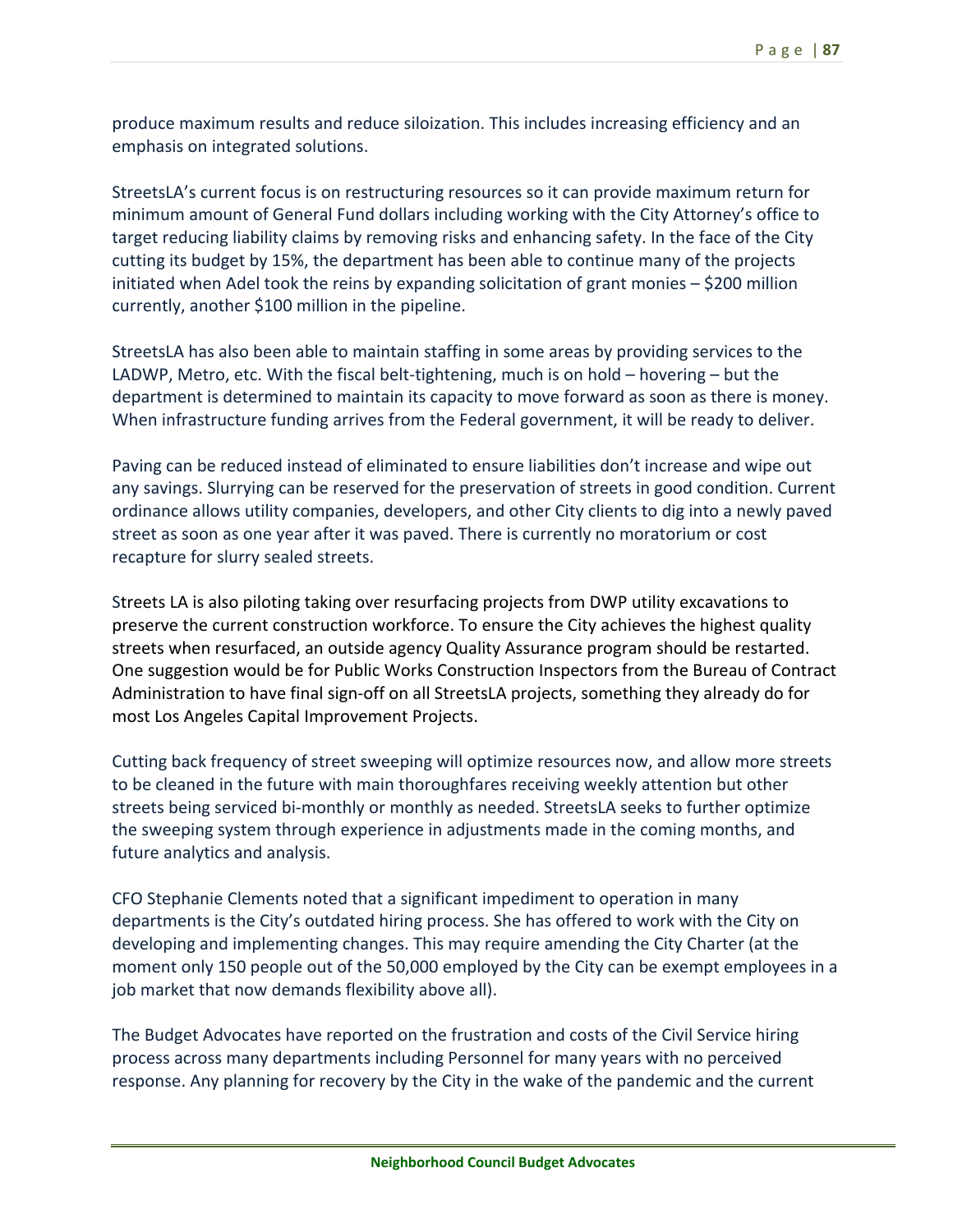produce maximum results and reduce siloization. This includes increasing efficiency and an emphasis on integrated solutions.

StreetsLA's current focus is on restructuring resources so it can provide maximum return for minimum amount of General Fund dollars including working with the City Attorney's office to target reducing liability claims by removing risks and enhancing safety. In the face of the City cutting its budget by 15%, the department has been able to continue many of the projects initiated when Adel took the reins by expanding solicitation of grant monies – $200 million currently, another $100 million in the pipeline.

StreetsLA has also been able to maintain staffing in some areas by providing services to the LADWP, Metro, etc. With the fiscal belt-tightening, much is on hold – hovering – but the department is determined to maintain its capacity to move forward as soon as there is money. When infrastructure funding arrives from the Federal government, it will be ready to deliver.

Paving can be reduced instead of eliminated to ensure liabilities don't increase and wipe out any savings. Slurrying can be reserved for the preservation of streets in good condition. Current ordinance allows utility companies, developers, and other City clients to dig into a newly paved street as soon as one year after it was paved. There is currently no moratorium or cost recapture for slurry sealed streets.

Streets LA is also piloting taking over resurfacing projects from DWP utility excavations to preserve the current construction workforce. To ensure the City achieves the highest quality streets when resurfaced, an outside agency Quality Assurance program should be restarted. One suggestion would be for Public Works Construction Inspectors from the Bureau of Contract Administration to have final sign-off on all StreetsLA projects, something they already do for most Los Angeles Capital Improvement Projects.

Cutting back frequency of street sweeping will optimize resources now, and allow more streets to be cleaned in the future with main thoroughfares receiving weekly attention but other streets being serviced bi-monthly or monthly as needed. StreetsLA seeks to further optimize the sweeping system through experience in adjustments made in the coming months, and future analytics and analysis.

CFO Stephanie Clements noted that a significant impediment to operation in many departments is the City's outdated hiring process. She has offered to work with the City on developing and implementing changes. This may require amending the City Charter (at the moment only 150 people out of the 50,000 employed by the City can be exempt employees in a job market that now demands flexibility above all).

The Budget Advocates have reported on the frustration and costs of the Civil Service hiring process across many departments including Personnel for many years with no perceived response. Any planning for recovery by the City in the wake of the pandemic and the current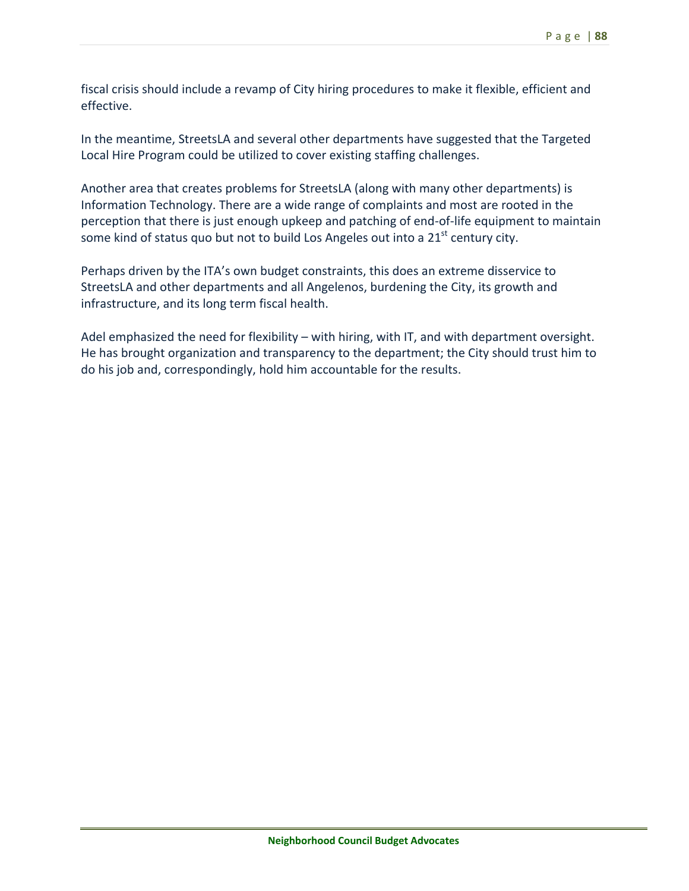fiscal crisis should include a revamp of City hiring procedures to make it flexible, efficient and effective.

In the meantime, StreetsLA and several other departments have suggested that the Targeted Local Hire Program could be utilized to cover existing staffing challenges.

Another area that creates problems for StreetsLA (along with many other departments) is Information Technology. There are a wide range of complaints and most are rooted in the perception that there is just enough upkeep and patching of end-of-life equipment to maintain some kind of status quo but not to build Los Angeles out into a 21st century city.

Perhaps driven by the ITA's own budget constraints, this does an extreme disservice to StreetsLA and other departments and all Angelenos, burdening the City, its growth and infrastructure, and its long term fiscal health.

Adel emphasized the need for flexibility – with hiring, with IT, and with department oversight. He has brought organization and transparency to the department; the City should trust him to do his job and, correspondingly, hold him accountable for the results.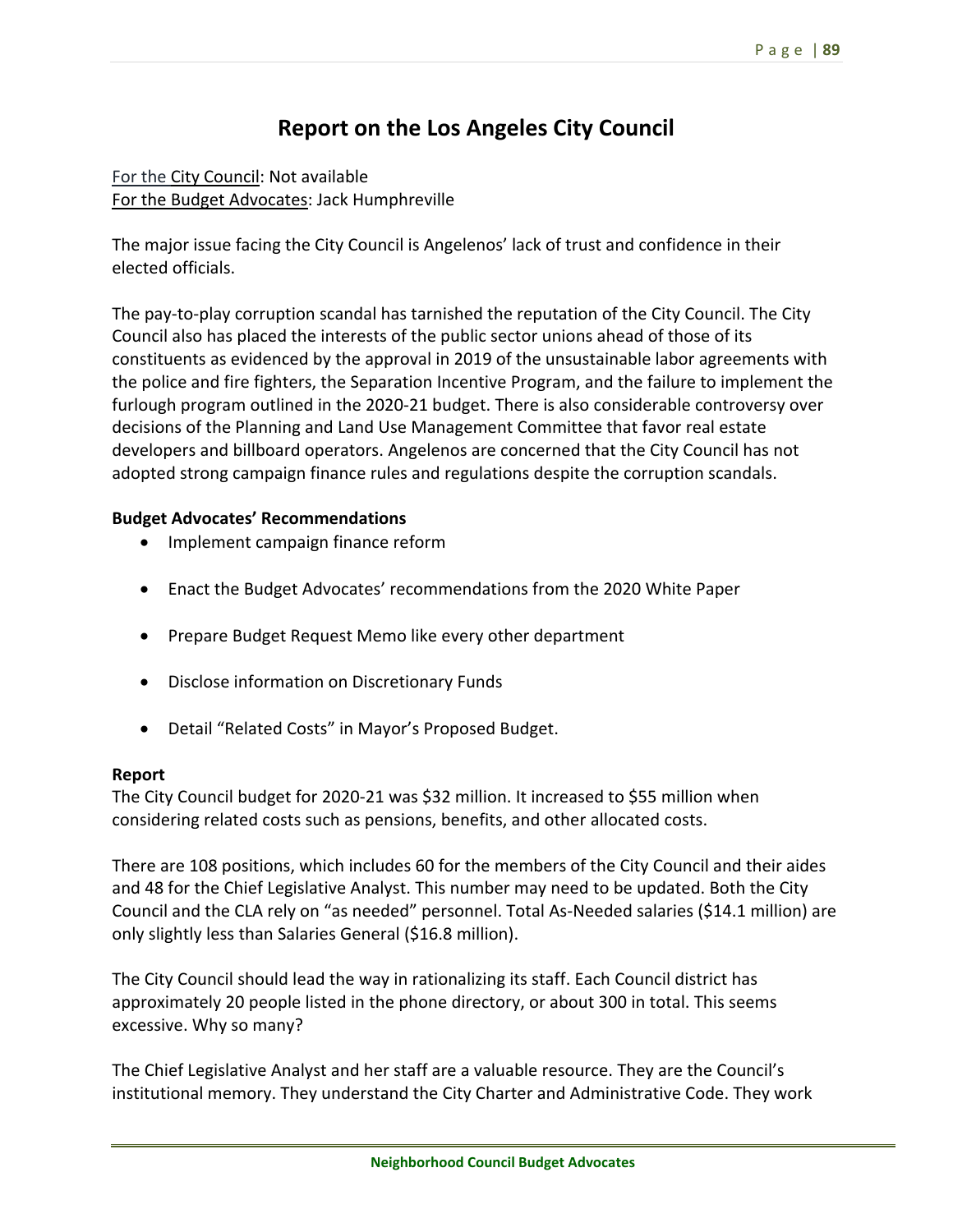# Report on the Los Angeles City Council

For the City Council: Not available
For the Budget Advocates: Jack Humphreville

The major issue facing the City Council is Angelenos' lack of trust and confidence in their elected officials.

The pay-to-play corruption scandal has tarnished the reputation of the City Council. The City Council also has placed the interests of the public sector unions ahead of those of its constituents as evidenced by the approval in 2019 of the unsustainable labor agreements with the police and fire fighters, the Separation Incentive Program, and the failure to implement the furlough program outlined in the 2020-21 budget. There is also considerable controversy over decisions of the Planning and Land Use Management Committee that favor real estate developers and billboard operators. Angelenos are concerned that the City Council has not adopted strong campaign finance rules and regulations despite the corruption scandals.

**Budget Advocates' Recommendations**

- Implement campaign finance reform
- Enact the Budget Advocates' recommendations from the 2020 White Paper
- Prepare Budget Request Memo like every other department
- Disclose information on Discretionary Funds
- Detail "Related Costs" in Mayor's Proposed Budget.

**Report**

The City Council budget for 2020-21 was $32 million. It increased to $55 million when considering related costs such as pensions, benefits, and other allocated costs.

There are 108 positions, which includes 60 for the members of the City Council and their aides and 48 for the Chief Legislative Analyst. This number may need to be updated. Both the City Council and the CLA rely on "as needed" personnel. Total As-Needed salaries ($14.1 million) are only slightly less than Salaries General ($16.8 million).

The City Council should lead the way in rationalizing its staff. Each Council district has approximately 20 people listed in the phone directory, or about 300 in total. This seems excessive. Why so many?

The Chief Legislative Analyst and her staff are a valuable resource. They are the Council's institutional memory. They understand the City Charter and Administrative Code. They work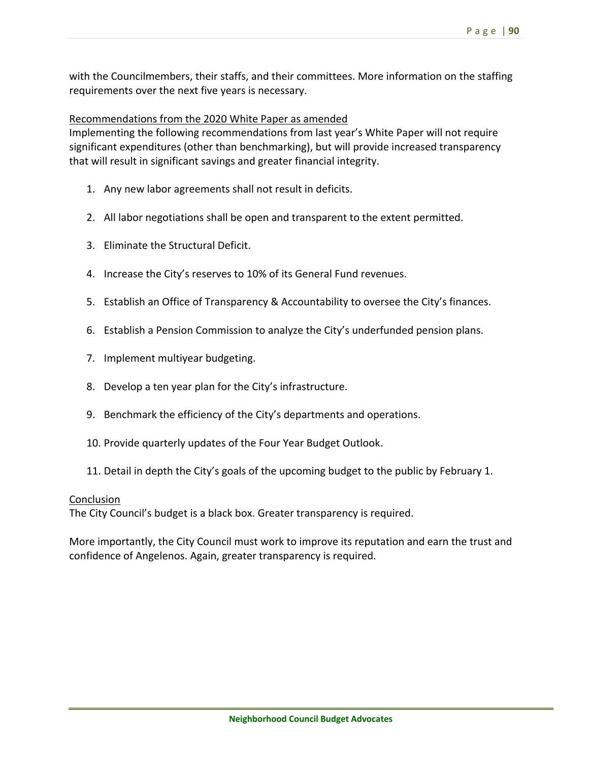with the Councilmembers, their staffs, and their committees. More information on the staffing requirements over the next five years is necessary.

Recommendations from the 2020 White Paper as amended

Implementing the following recommendations from last year's White Paper will not require significant expenditures (other than benchmarking), but will provide increased transparency that will result in significant savings and greater financial integrity.

1. Any new labor agreements shall not result in deficits.
2. All labor negotiations shall be open and transparent to the extent permitted.
3. Eliminate the Structural Deficit.
4. Increase the City's reserves to 10% of its General Fund revenues.
5. Establish an Office of Transparency & Accountability to oversee the City's finances.
6. Establish a Pension Commission to analyze the City's underfunded pension plans.
7. Implement multiyear budgeting.
8. Develop a ten year plan for the City's infrastructure.
9. Benchmark the efficiency of the City's departments and operations.
10. Provide quarterly updates of the Four Year Budget Outlook.
11. Detail in depth the City's goals of the upcoming budget to the public by February 1.

Conclusion

The City Council's budget is a black box. Greater transparency is required.

More importantly, the City Council must work to improve its reputation and earn the trust and confidence of Angelenos. Again, greater transparency is required.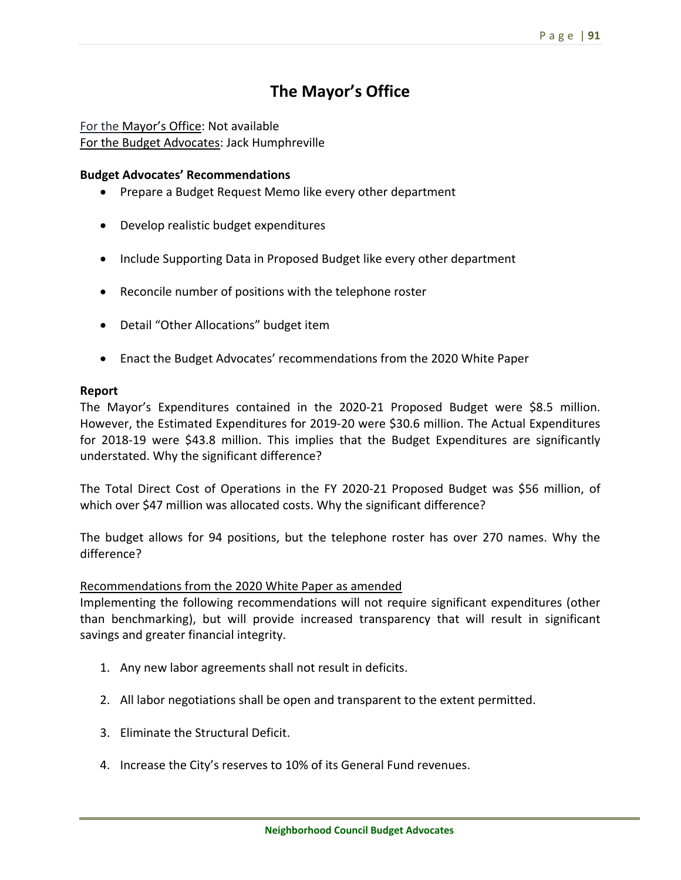# The Mayor's Office

For the Mayor's Office: Not available
For the Budget Advocates: Jack Humphreville

**Budget Advocates' Recommendations**

- Prepare a Budget Request Memo like every other department
- Develop realistic budget expenditures
- Include Supporting Data in Proposed Budget like every other department
- Reconcile number of positions with the telephone roster
- Detail "Other Allocations" budget item
- Enact the Budget Advocates' recommendations from the 2020 White Paper

**Report**

The Mayor's Expenditures contained in the 2020-21 Proposed Budget were $8.5 million. However, the Estimated Expenditures for 2019-20 were $30.6 million. The Actual Expenditures for 2018-19 were $43.8 million. This implies that the Budget Expenditures are significantly understated. Why the significant difference?

The Total Direct Cost of Operations in the FY 2020-21 Proposed Budget was $56 million, of which over $47 million was allocated costs. Why the significant difference?

The budget allows for 94 positions, but the telephone roster has over 270 names. Why the difference?

Recommendations from the 2020 White Paper as amended

Implementing the following recommendations will not require significant expenditures (other than benchmarking), but will provide increased transparency that will result in significant savings and greater financial integrity.

1. Any new labor agreements shall not result in deficits.
2. All labor negotiations shall be open and transparent to the extent permitted.
3. Eliminate the Structural Deficit.
4. Increase the City's reserves to 10% of its General Fund revenues.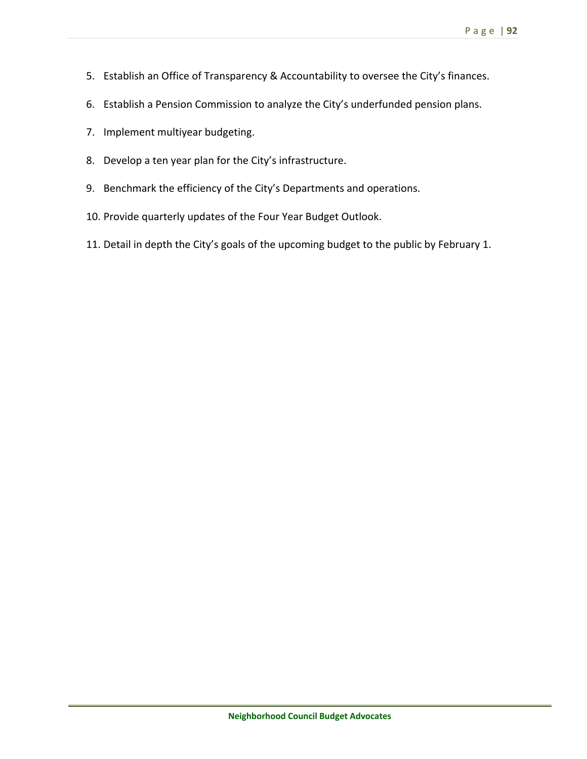5. Establish an Office of Transparency & Accountability to oversee the City's finances.
6. Establish a Pension Commission to analyze the City's underfunded pension plans.
7. Implement multiyear budgeting.
8. Develop a ten year plan for the City's infrastructure.
9. Benchmark the efficiency of the City's Departments and operations.
10. Provide quarterly updates of the Four Year Budget Outlook.
11. Detail in depth the City's goals of the upcoming budget to the public by February 1.